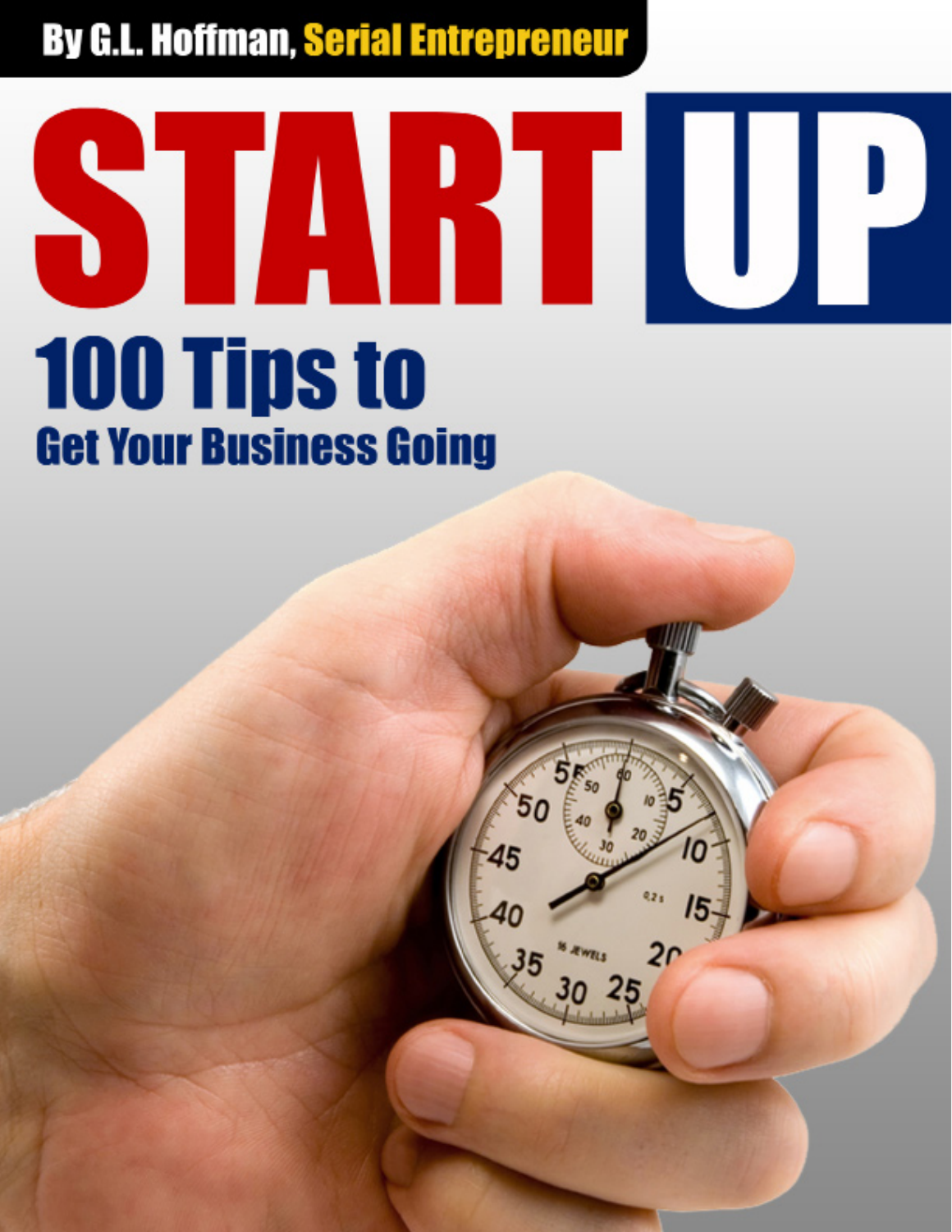By G.L. Hoffman, Serial Entrepreneur

# START UP

## 100 Tips to Get Your Business Going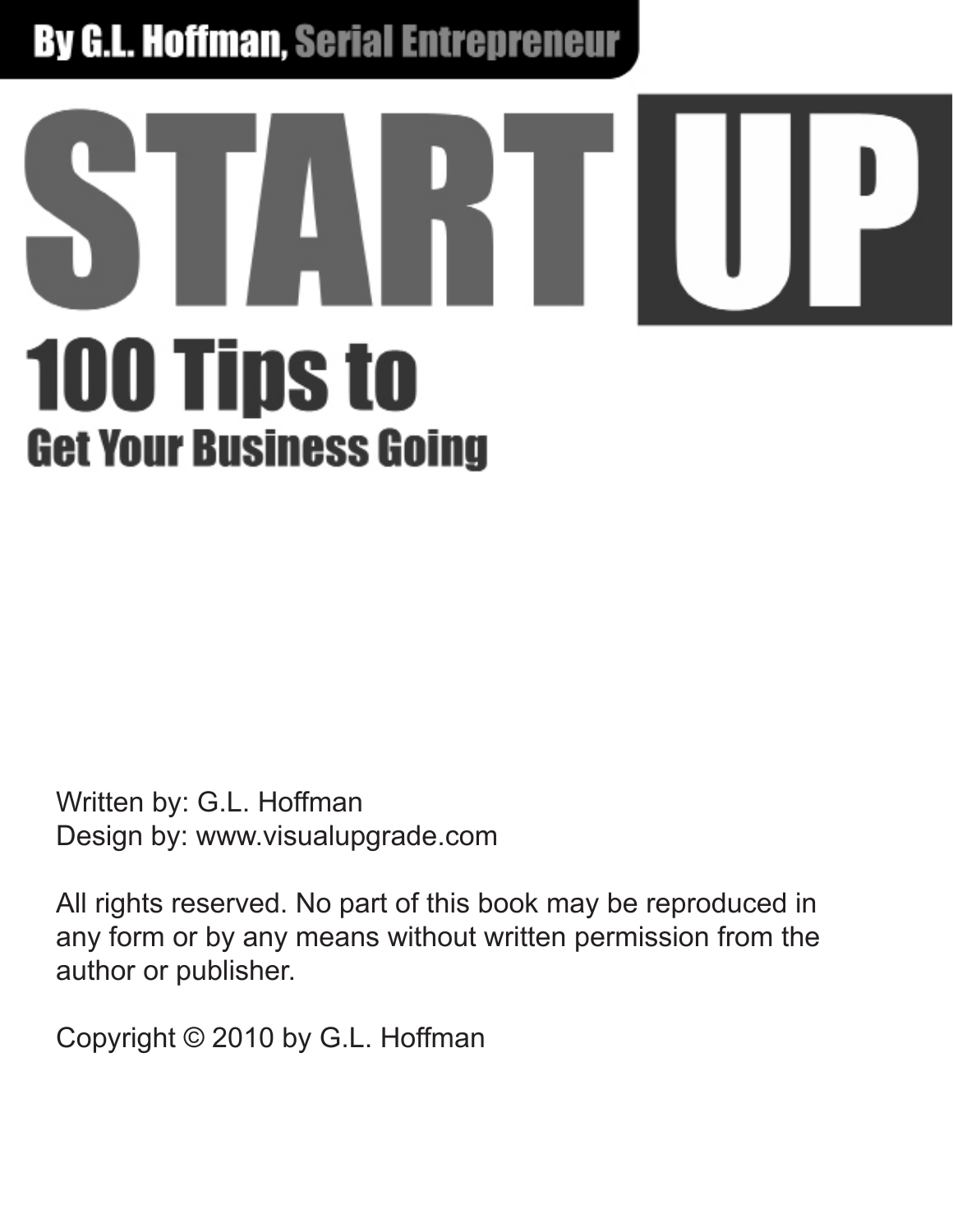By G.L. Hoffman, Serial Entrepreneur

# START UP

## 100 Tips to Get Your Business Going

Written by: G.L. Hoffman
Design by: www.visualupgrade.com

All rights reserved. No part of this book may be reproduced in any form or by any means without written permission from the author or publisher.

Copyright © 2010 by G.L. Hoffman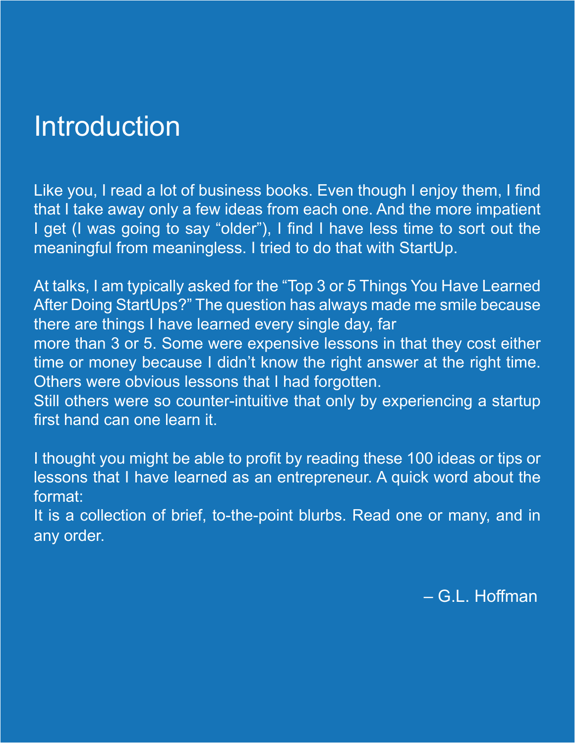# Introduction

Like you, I read a lot of business books. Even though I enjoy them, I find that I take away only a few ideas from each one. And the more impatient I get (I was going to say “older”), I find I have less time to sort out the meaningful from meaningless. I tried to do that with StartUp.

At talks, I am typically asked for the “Top 3 or 5 Things You Have Learned After Doing StartUps?” The question has always made me smile because there are things I have learned every single day, far more than 3 or 5. Some were expensive lessons in that they cost either time or money because I didn’t know the right answer at the right time. Others were obvious lessons that I had forgotten. Still others were so counter-intuitive that only by experiencing a startup first hand can one learn it.

I thought you might be able to profit by reading these 100 ideas or tips or lessons that I have learned as an entrepreneur. A quick word about the format: It is a collection of brief, to-the-point blurbs. Read one or many, and in any order.

– G.L. Hoffman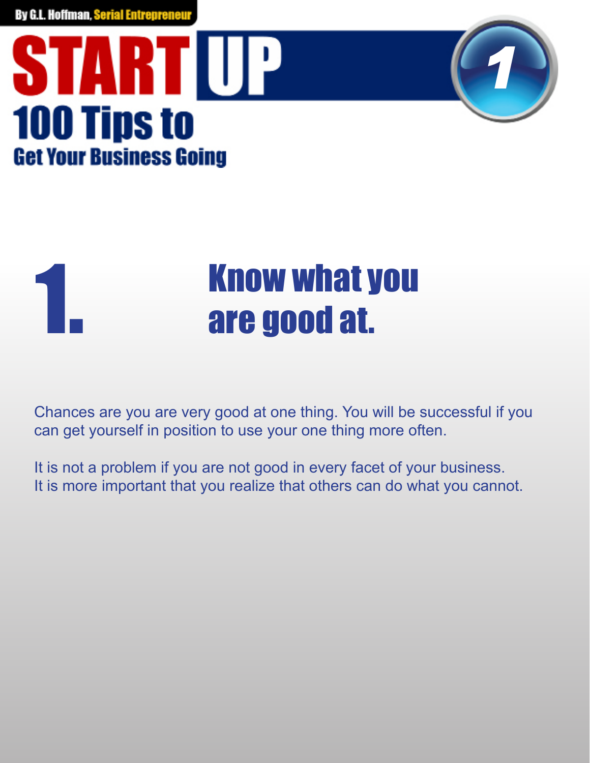# 1. Know what you are good at.

Chances are you are very good at one thing. You will be successful if you can get yourself in position to use your one thing more often.

It is not a problem if you are not good in every facet of your business. It is more important that you realize that others can do what you cannot.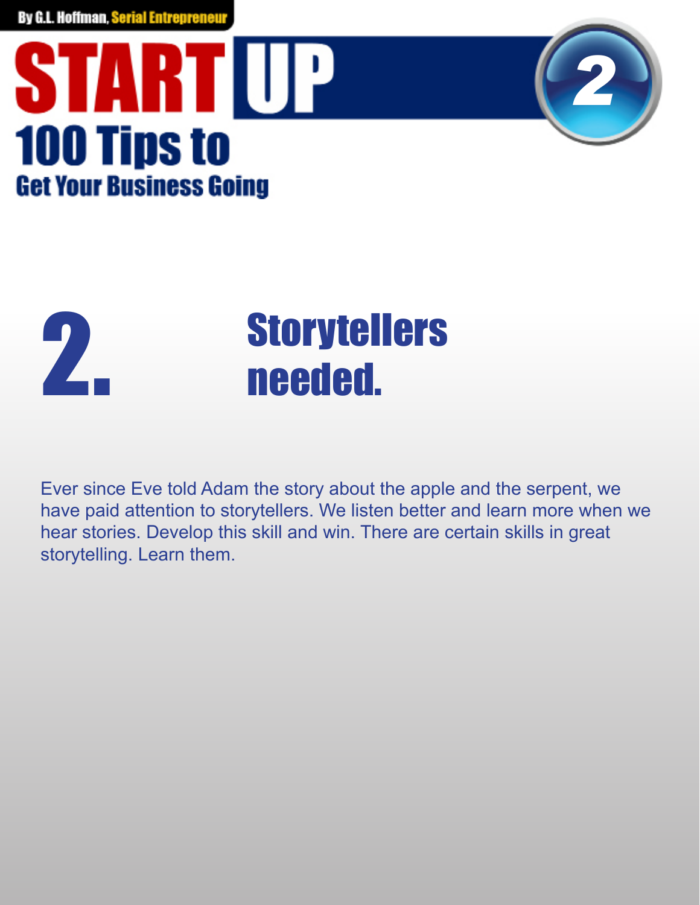# 2. Storytellers needed.

Ever since Eve told Adam the story about the apple and the serpent, we have paid attention to storytellers. We listen better and learn more when we hear stories. Develop this skill and win. There are certain skills in great storytelling. Learn them.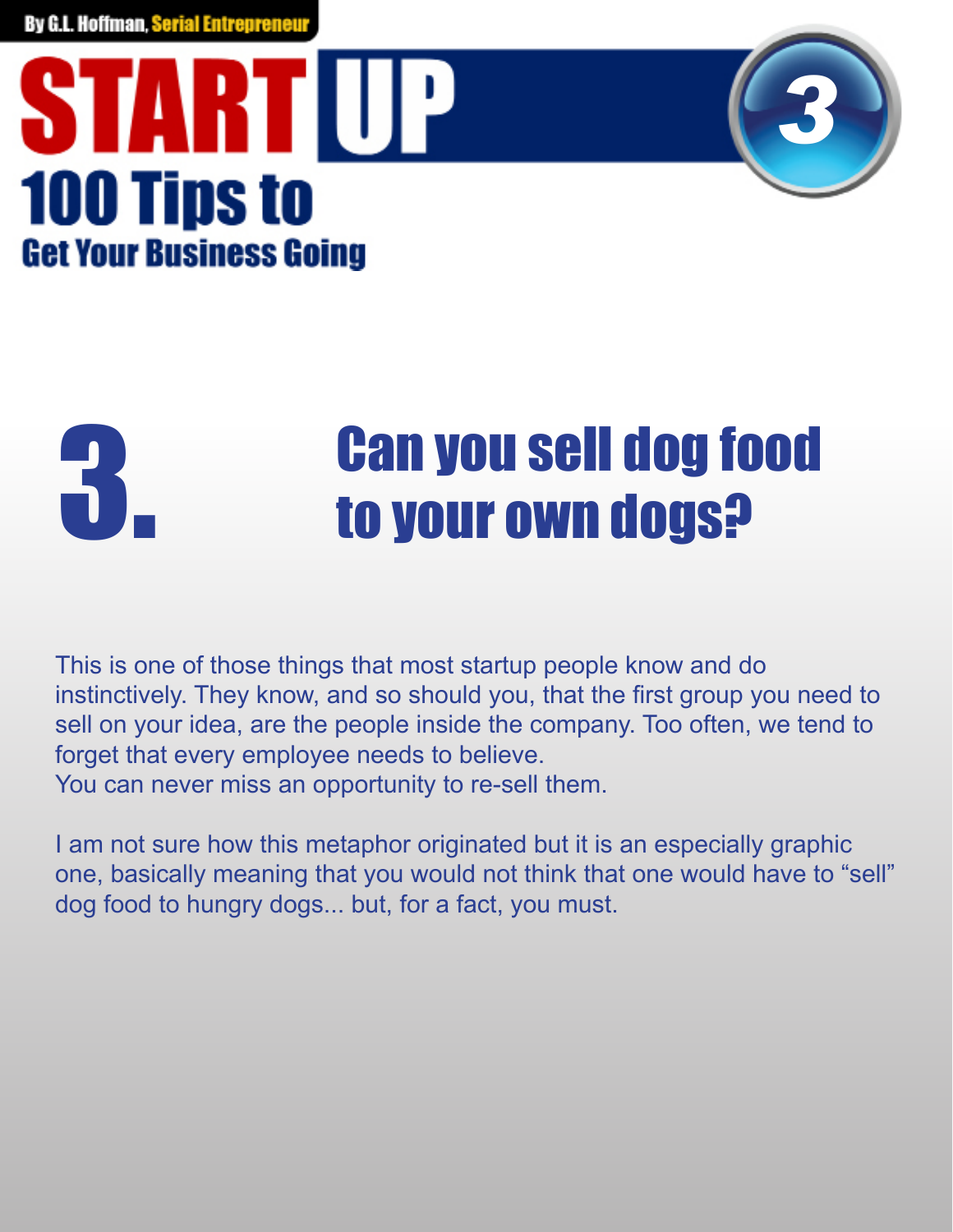# 3. Can you sell dog food to your own dogs?

This is one of those things that most startup people know and do instinctively. They know, and so should you, that the first group you need to sell on your idea, are the people inside the company. Too often, we tend to forget that every employee needs to believe.
You can never miss an opportunity to re-sell them.

I am not sure how this metaphor originated but it is an especially graphic one, basically meaning that you would not think that one would have to “sell” dog food to hungry dogs... but, for a fact, you must.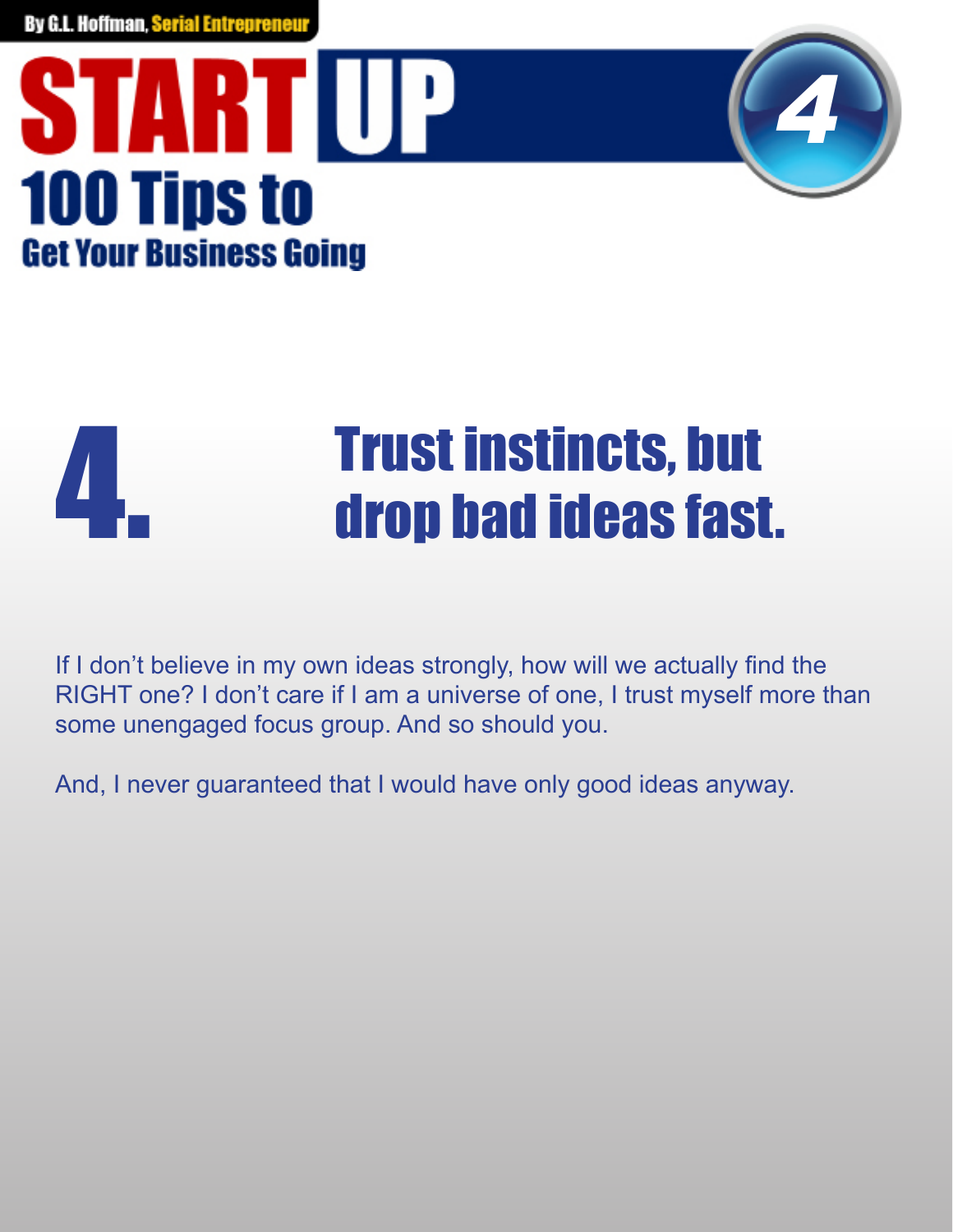# 4. Trust instincts, but drop bad ideas fast.

If I don't believe in my own ideas strongly, how will we actually find the RIGHT one? I don't care if I am a universe of one, I trust myself more than some unengaged focus group. And so should you.

And, I never guaranteed that I would have only good ideas anyway.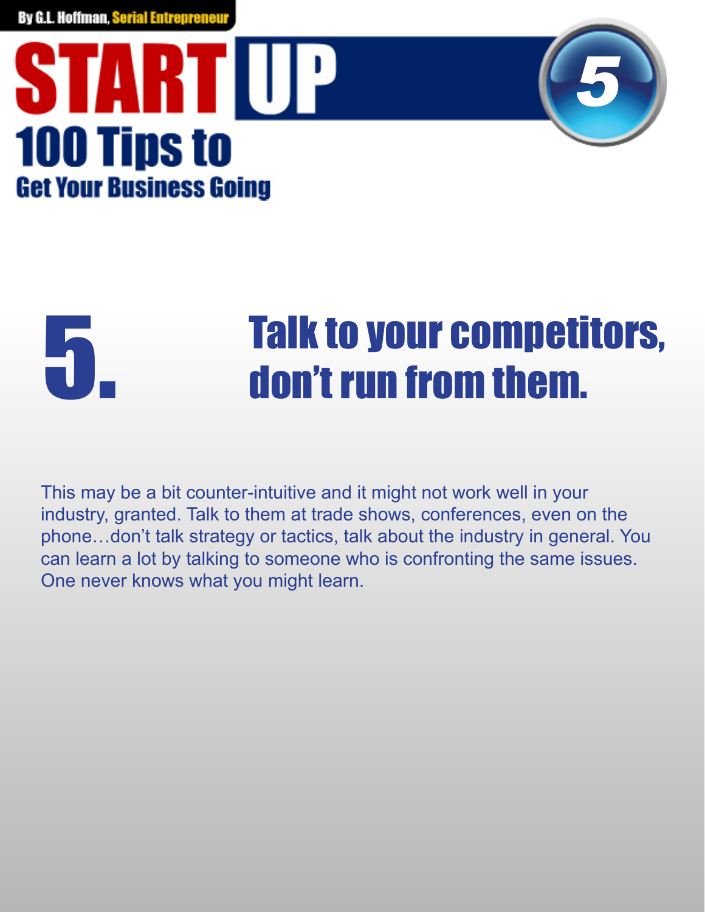# 5. Talk to your competitors, don't run from them.

This may be a bit counter-intuitive and it might not work well in your industry, granted. Talk to them at trade shows, conferences, even on the phone…don't talk strategy or tactics, talk about the industry in general. You can learn a lot by talking to someone who is confronting the same issues. One never knows what you might learn.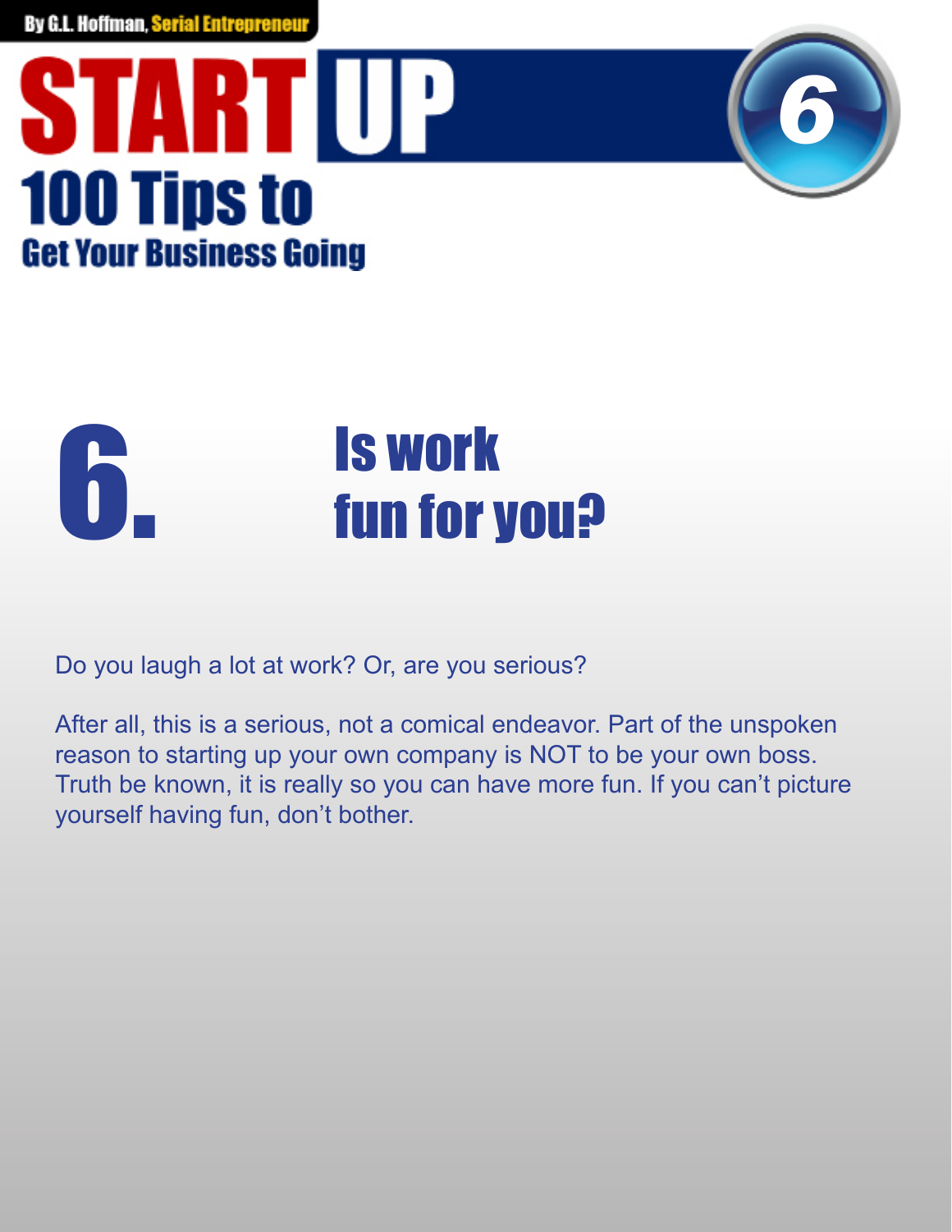# 6. Is work fun for you?

Do you laugh a lot at work? Or, are you serious?

After all, this is a serious, not a comical endeavor. Part of the unspoken reason to starting up your own company is NOT to be your own boss. Truth be known, it is really so you can have more fun. If you can't picture yourself having fun, don't bother.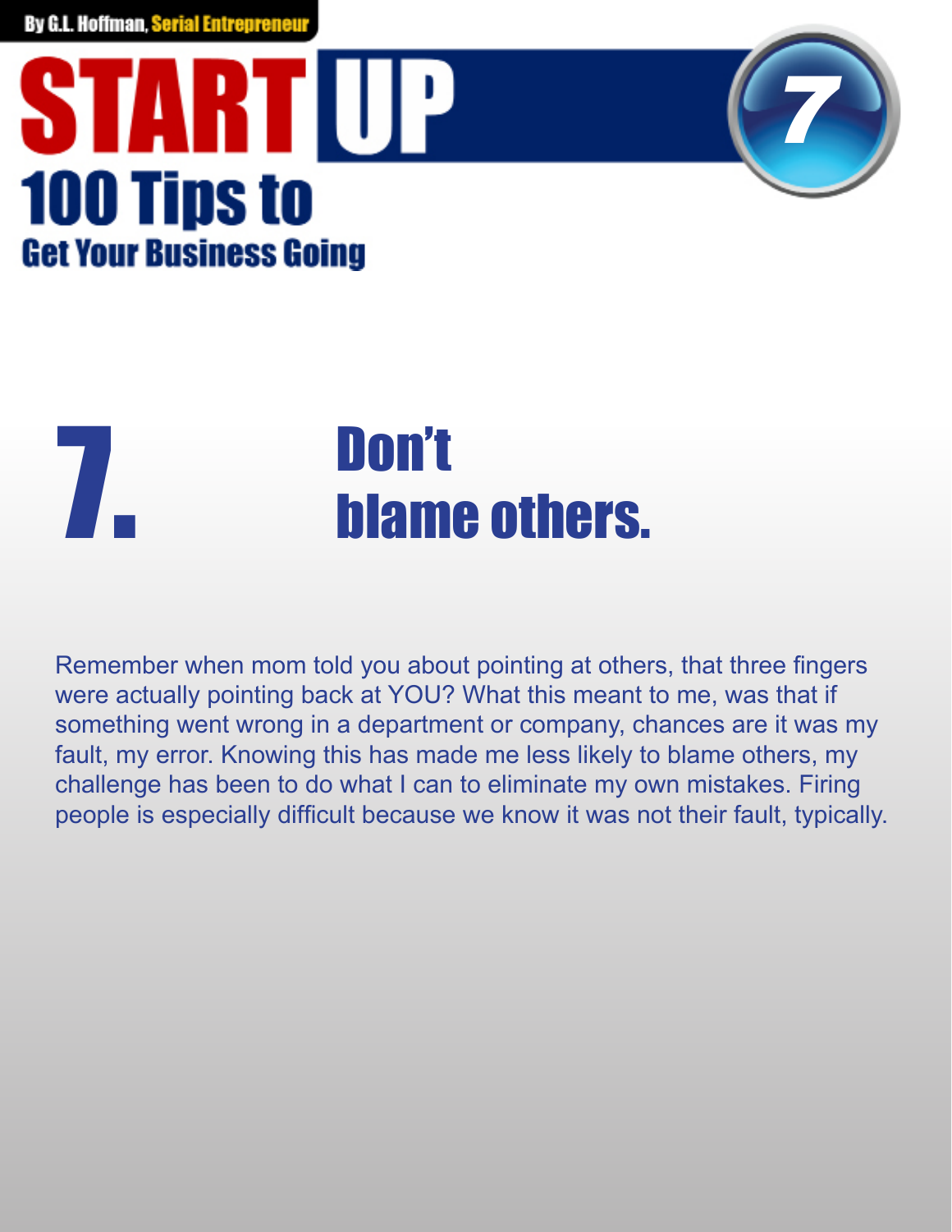# 7. Don't blame others.

Remember when mom told you about pointing at others, that three fingers were actually pointing back at YOU? What this meant to me, was that if something went wrong in a department or company, chances are it was my fault, my error. Knowing this has made me less likely to blame others, my challenge has been to do what I can to eliminate my own mistakes. Firing people is especially difficult because we know it was not their fault, typically.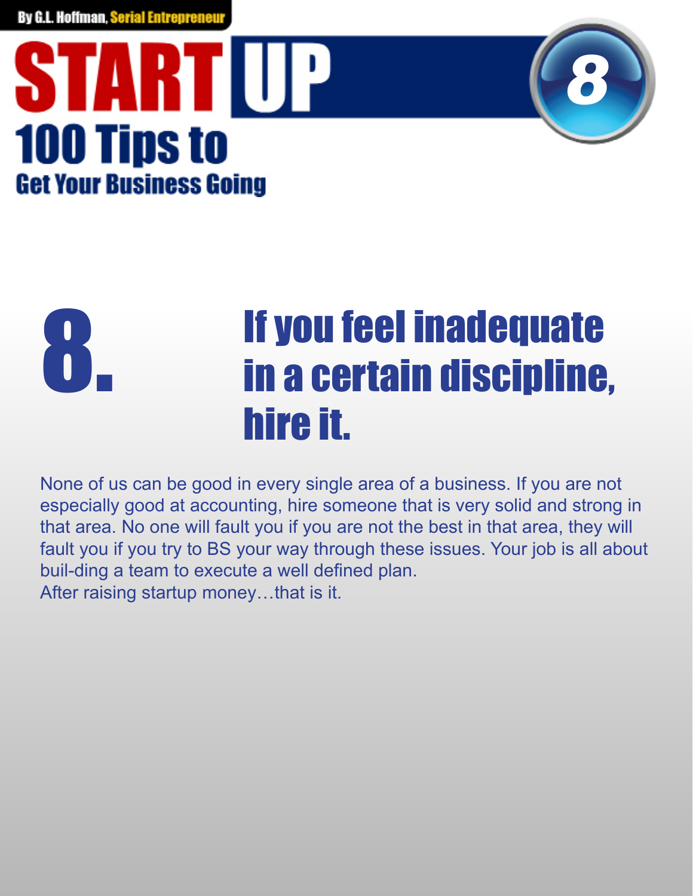# 8. If you feel inadequate in a certain discipline, hire it.

None of us can be good in every single area of a business. If you are not especially good at accounting, hire someone that is very solid and strong in that area. No one will fault you if you are not the best in that area, they will fault you if you try to BS your way through these issues. Your job is all about buil-ding a team to execute a well defined plan.
After raising startup money…that is it.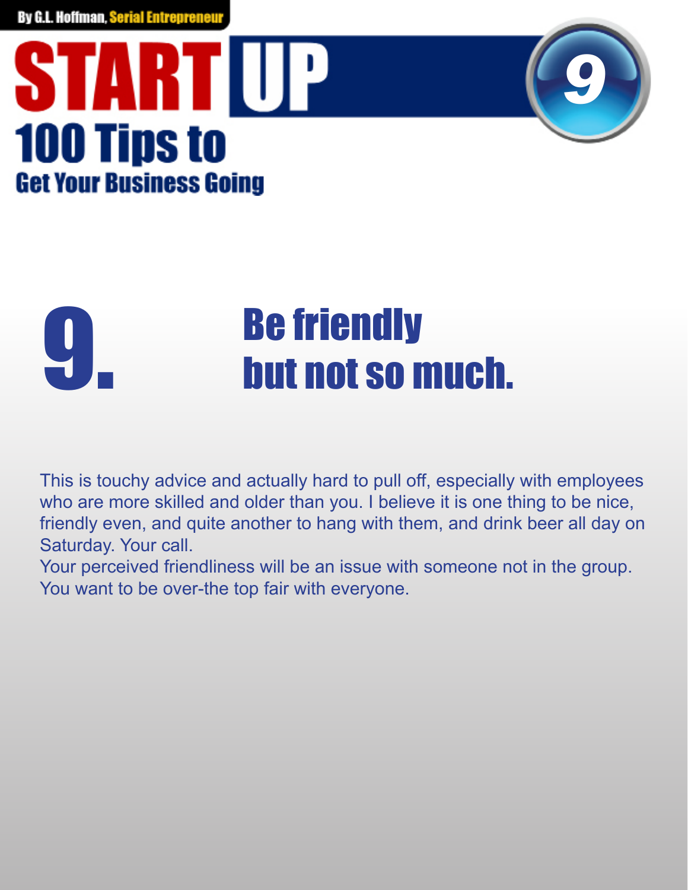# 9. Be friendly but not so much.

This is touchy advice and actually hard to pull off, especially with employees who are more skilled and older than you. I believe it is one thing to be nice, friendly even, and quite another to hang with them, and drink beer all day on Saturday. Your call.

Your perceived friendliness will be an issue with someone not in the group. You want to be over-the top fair with everyone.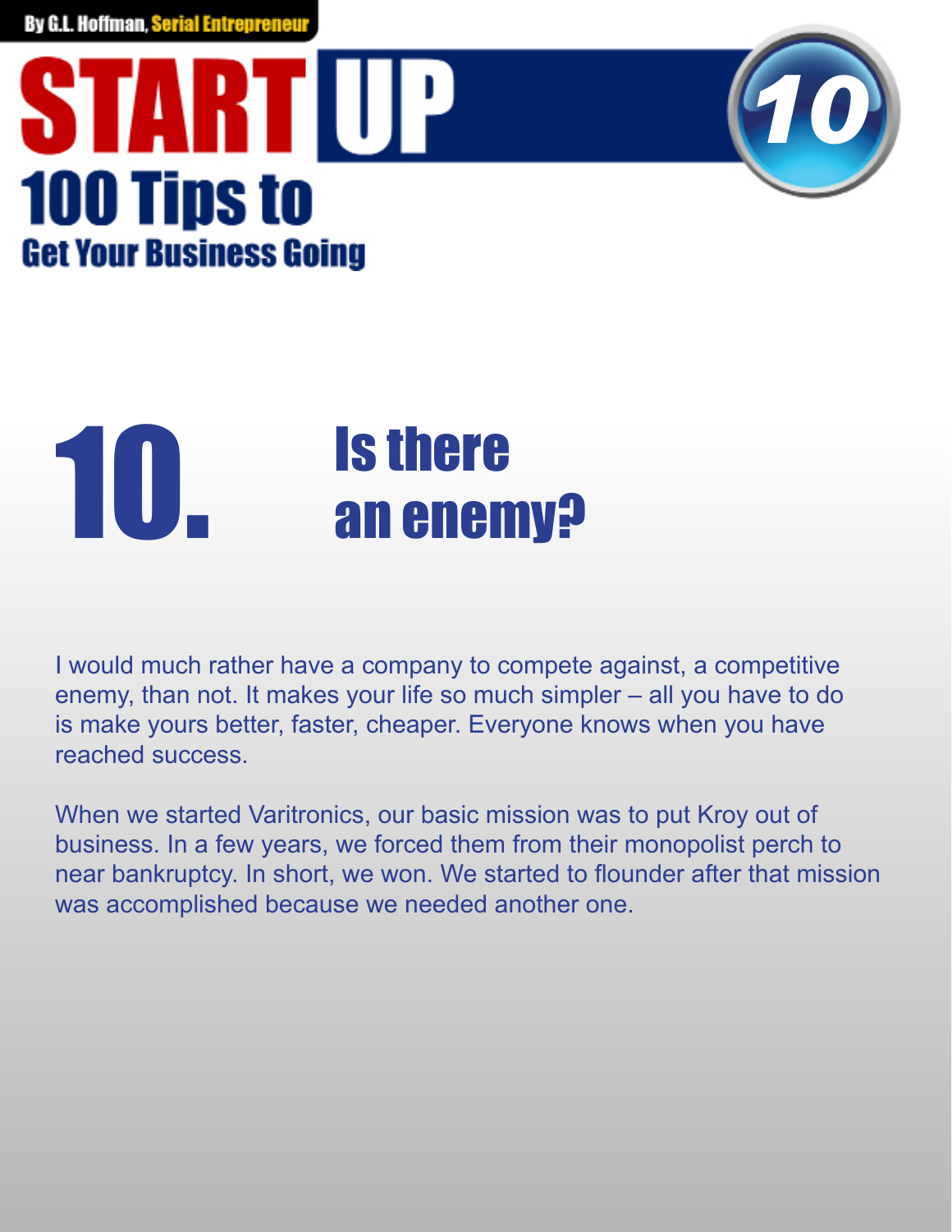# 10. Is there an enemy?

I would much rather have a company to compete against, a competitive enemy, than not. It makes your life so much simpler – all you have to do is make yours better, faster, cheaper. Everyone knows when you have reached success.

When we started Varitronics, our basic mission was to put Kroy out of business. In a few years, we forced them from their monopolist perch to near bankruptcy. In short, we won. We started to flounder after that mission was accomplished because we needed another one.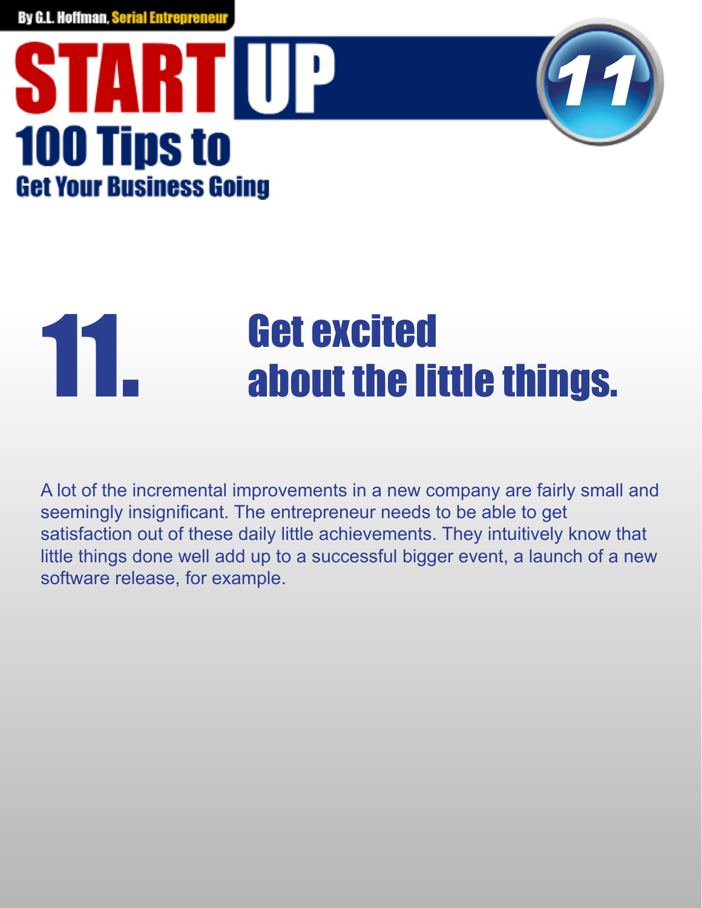# 11. Get excited about the little things.

A lot of the incremental improvements in a new company are fairly small and seemingly insignificant. The entrepreneur needs to be able to get satisfaction out of these daily little achievements. They intuitively know that little things done well add up to a successful bigger event, a launch of a new software release, for example.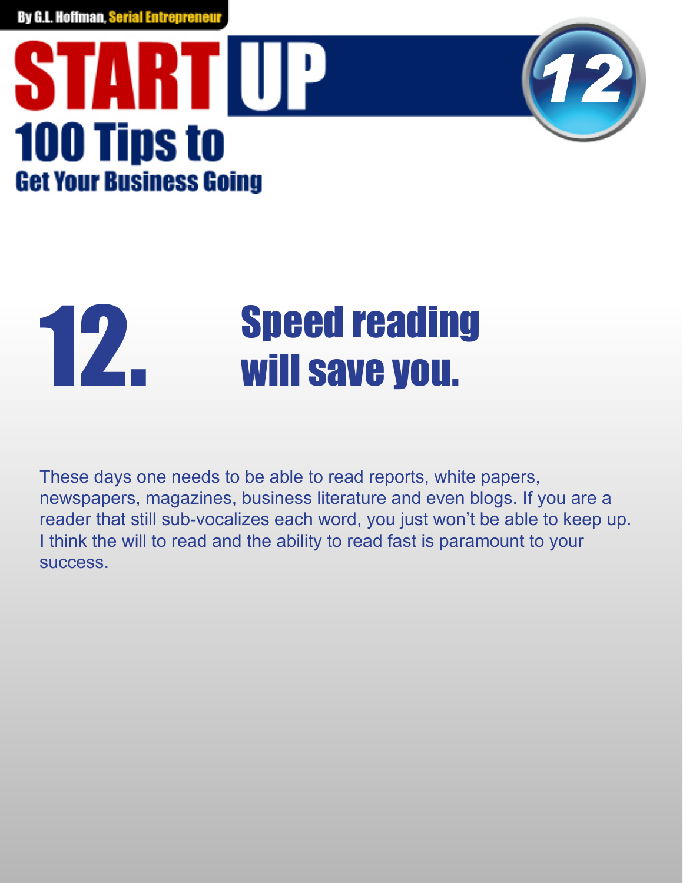# 12. Speed reading will save you.

These days one needs to be able to read reports, white papers, newspapers, magazines, business literature and even blogs. If you are a reader that still sub-vocalizes each word, you just won't be able to keep up. I think the will to read and the ability to read fast is paramount to your success.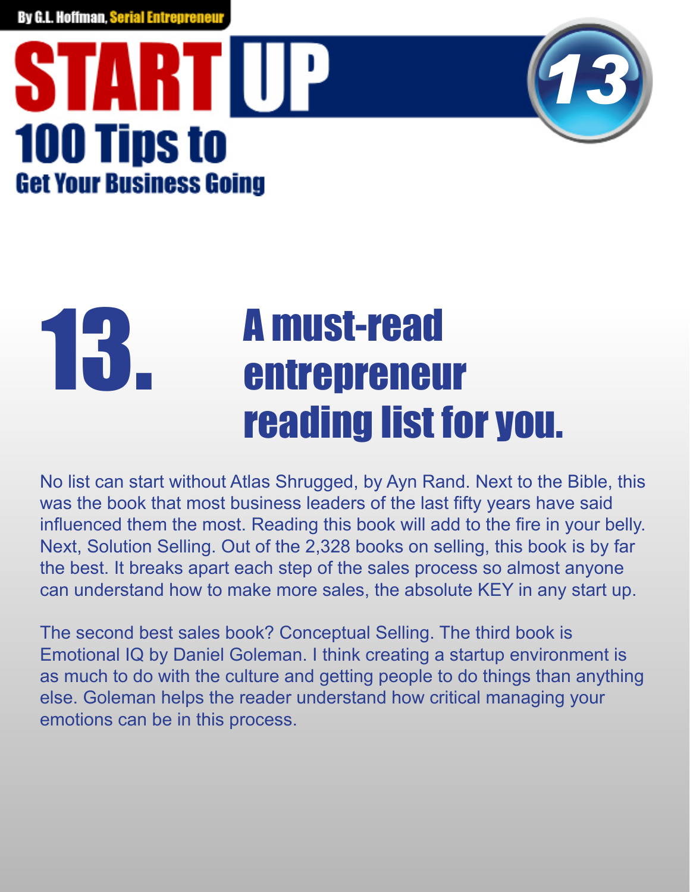# 13. A must-read entrepreneur reading list for you.

No list can start without Atlas Shrugged, by Ayn Rand. Next to the Bible, this was the book that most business leaders of the last fifty years have said influenced them the most. Reading this book will add to the fire in your belly. Next, Solution Selling. Out of the 2,328 books on selling, this book is by far the best. It breaks apart each step of the sales process so almost anyone can understand how to make more sales, the absolute KEY in any start up.

The second best sales book? Conceptual Selling. The third book is Emotional IQ by Daniel Goleman. I think creating a startup environment is as much to do with the culture and getting people to do things than anything else. Goleman helps the reader understand how critical managing your emotions can be in this process.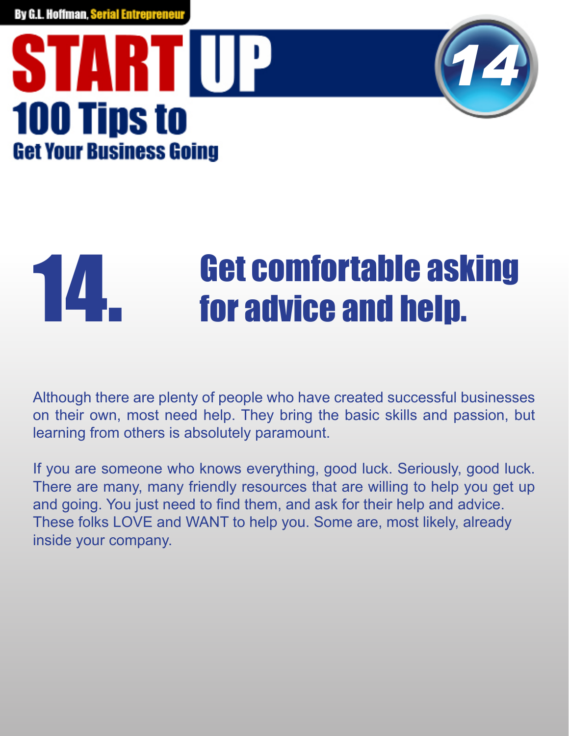# 14. Get comfortable asking for advice and help.

Although there are plenty of people who have created successful businesses on their own, most need help. They bring the basic skills and passion, but learning from others is absolutely paramount.

If you are someone who knows everything, good luck. Seriously, good luck. There are many, many friendly resources that are willing to help you get up and going. You just need to find them, and ask for their help and advice. These folks LOVE and WANT to help you. Some are, most likely, already inside your company.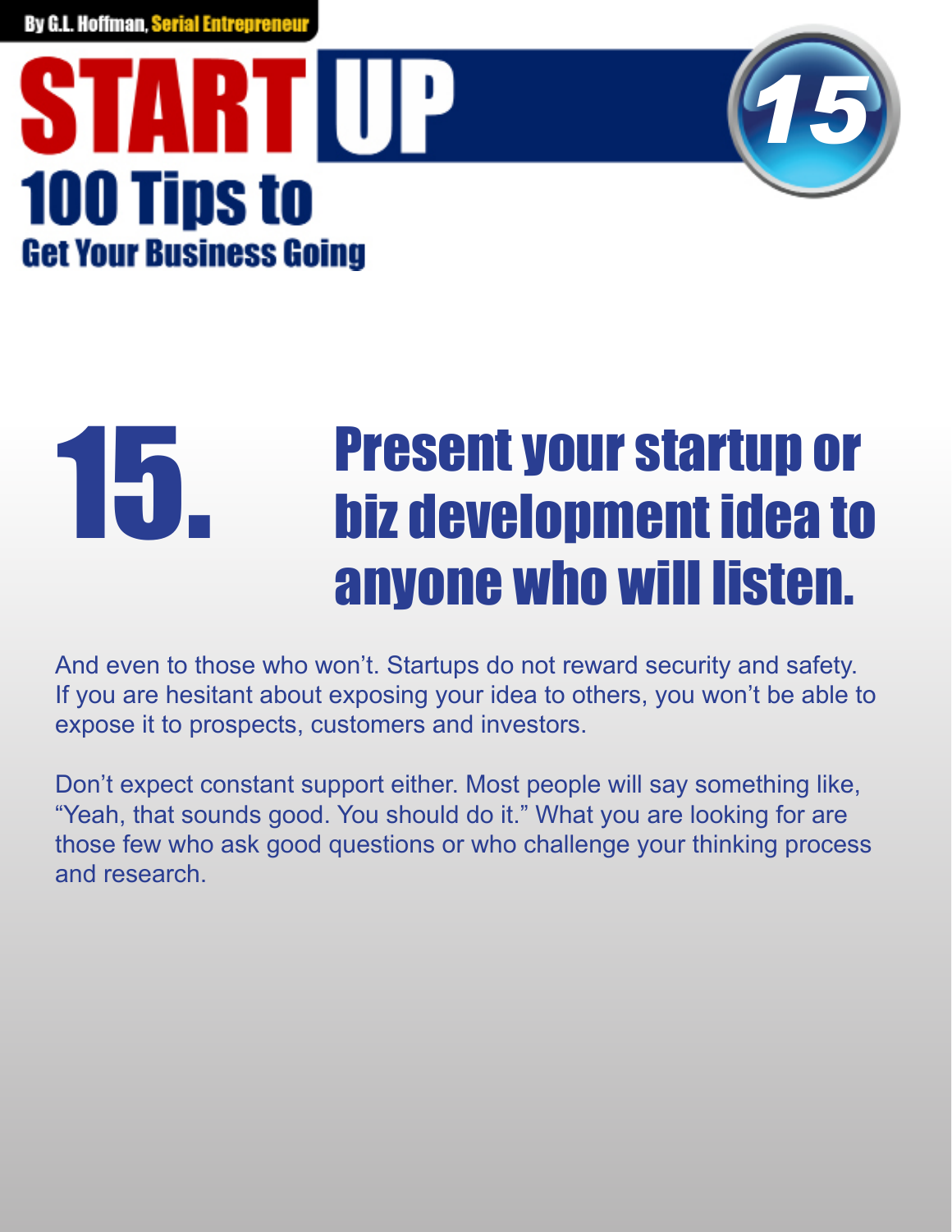# 15. Present your startup or biz development idea to anyone who will listen.

And even to those who won't. Startups do not reward security and safety. If you are hesitant about exposing your idea to others, you won't be able to expose it to prospects, customers and investors.

Don't expect constant support either. Most people will say something like, "Yeah, that sounds good. You should do it." What you are looking for are those few who ask good questions or who challenge your thinking process and research.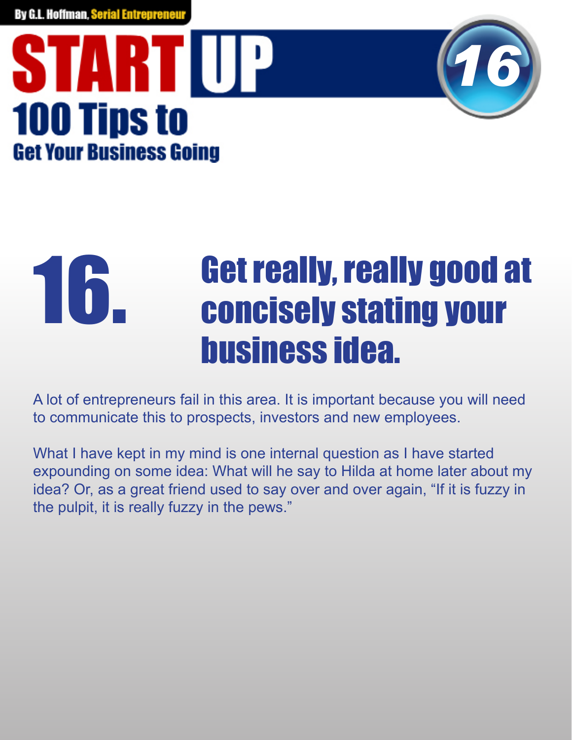# 16. Get really, really good at concisely stating your business idea.

A lot of entrepreneurs fail in this area. It is important because you will need to communicate this to prospects, investors and new employees.

What I have kept in my mind is one internal question as I have started expounding on some idea: What will he say to Hilda at home later about my idea? Or, as a great friend used to say over and over again, "If it is fuzzy in the pulpit, it is really fuzzy in the pews."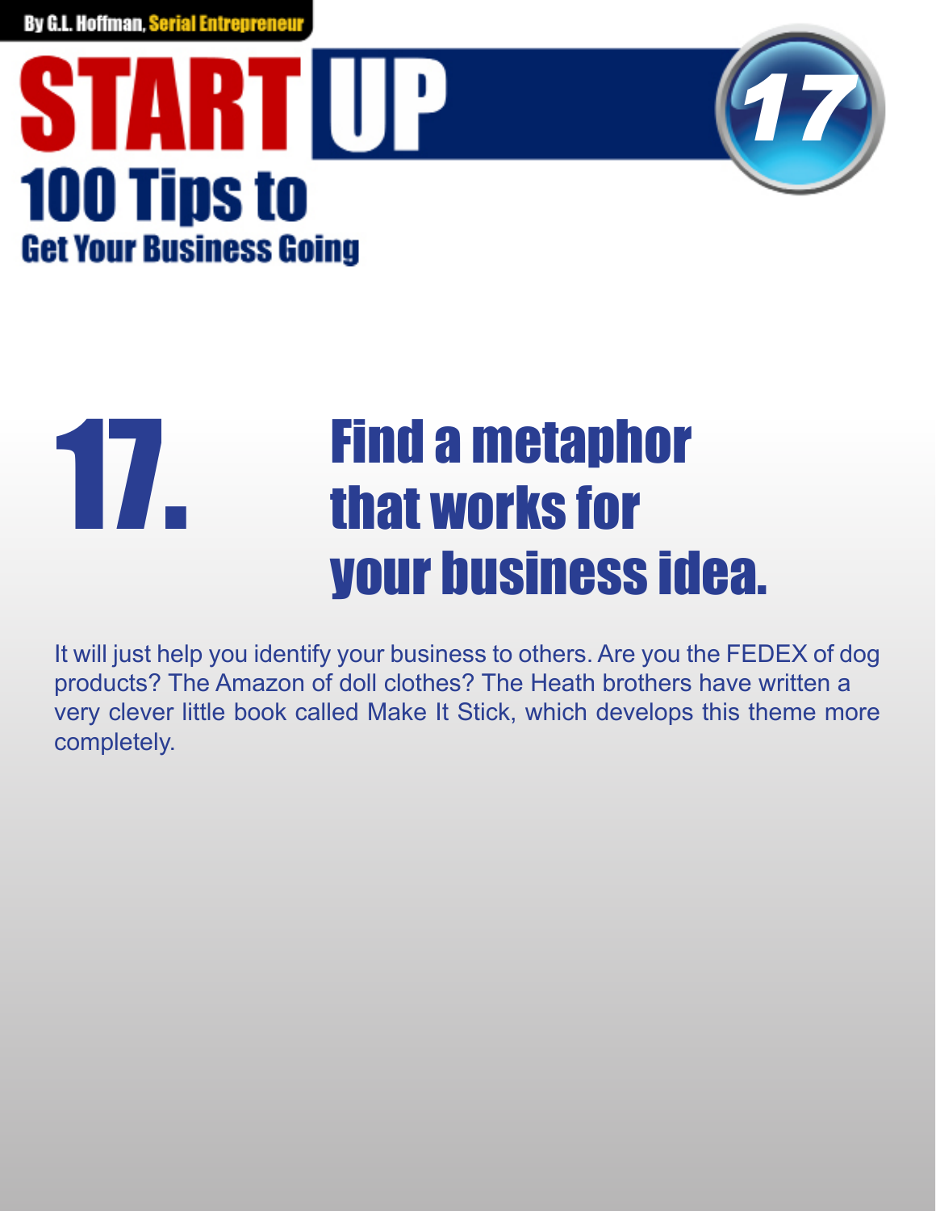# 17. Find a metaphor that works for your business idea.

It will just help you identify your business to others. Are you the FEDEX of dog products? The Amazon of doll clothes? The Heath brothers have written a very clever little book called Make It Stick, which develops this theme more completely.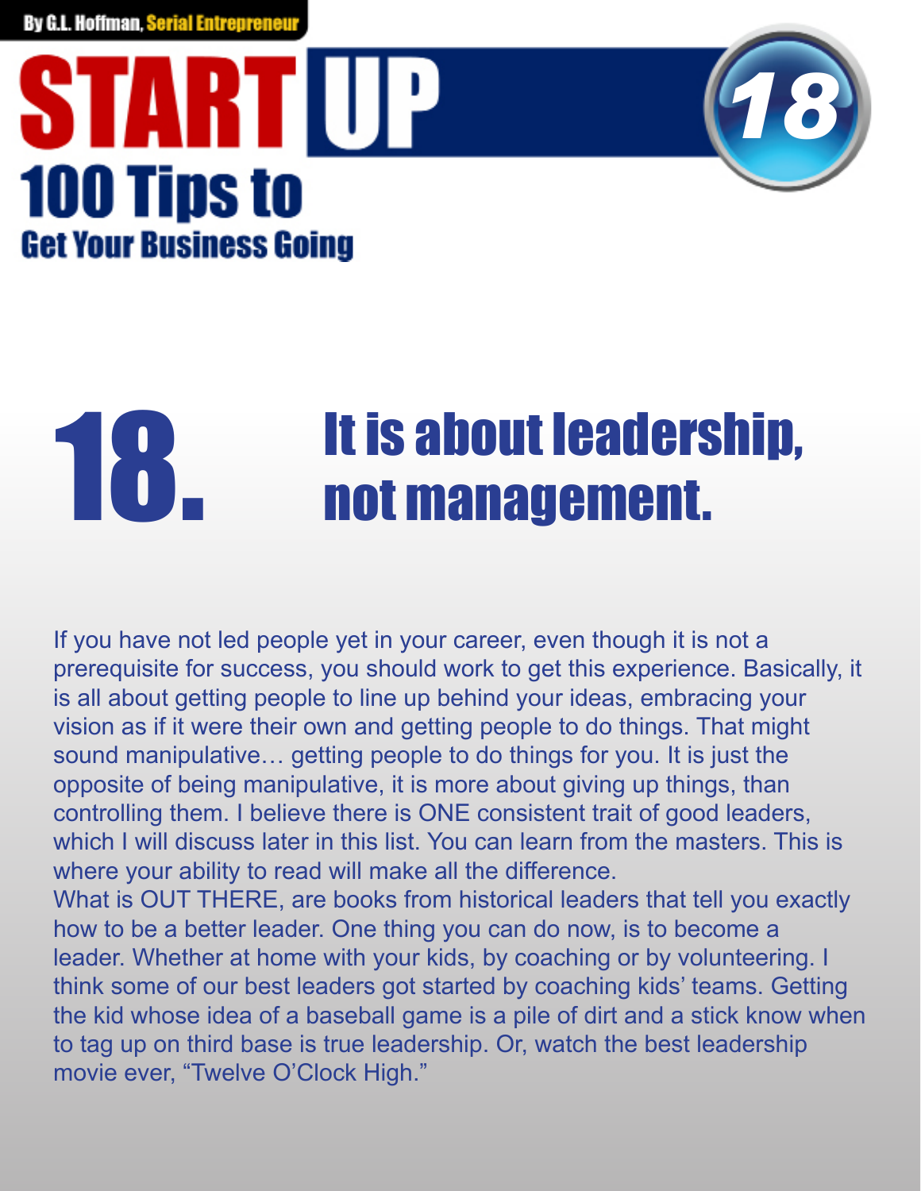# 18. It is about leadership, not management.

If you have not led people yet in your career, even though it is not a prerequisite for success, you should work to get this experience. Basically, it is all about getting people to line up behind your ideas, embracing your vision as if it were their own and getting people to do things. That might sound manipulative… getting people to do things for you. It is just the opposite of being manipulative, it is more about giving up things, than controlling them. I believe there is ONE consistent trait of good leaders, which I will discuss later in this list. You can learn from the masters. This is where your ability to read will make all the difference.

What is OUT THERE, are books from historical leaders that tell you exactly how to be a better leader. One thing you can do now, is to become a leader. Whether at home with your kids, by coaching or by volunteering. I think some of our best leaders got started by coaching kids' teams. Getting the kid whose idea of a baseball game is a pile of dirt and a stick know when to tag up on third base is true leadership. Or, watch the best leadership movie ever, "Twelve O'Clock High."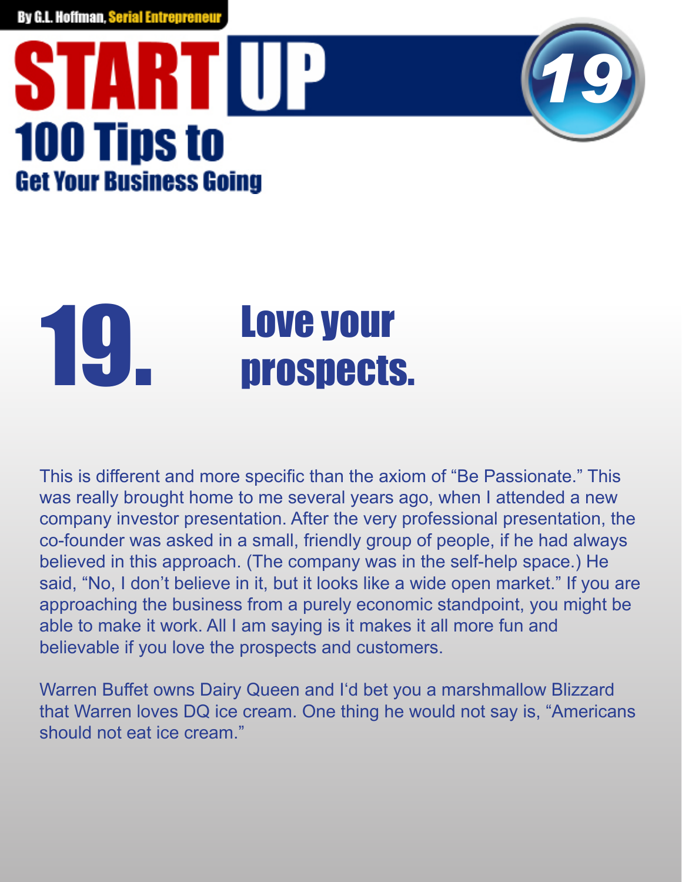# 19. Love your prospects.

This is different and more specific than the axiom of "Be Passionate." This was really brought home to me several years ago, when I attended a new company investor presentation. After the very professional presentation, the co-founder was asked in a small, friendly group of people, if he had always believed in this approach. (The company was in the self-help space.) He said, "No, I don't believe in it, but it looks like a wide open market." If you are approaching the business from a purely economic standpoint, you might be able to make it work. All I am saying is it makes it all more fun and believable if you love the prospects and customers.

Warren Buffet owns Dairy Queen and I'd bet you a marshmallow Blizzard that Warren loves DQ ice cream. One thing he would not say is, "Americans should not eat ice cream."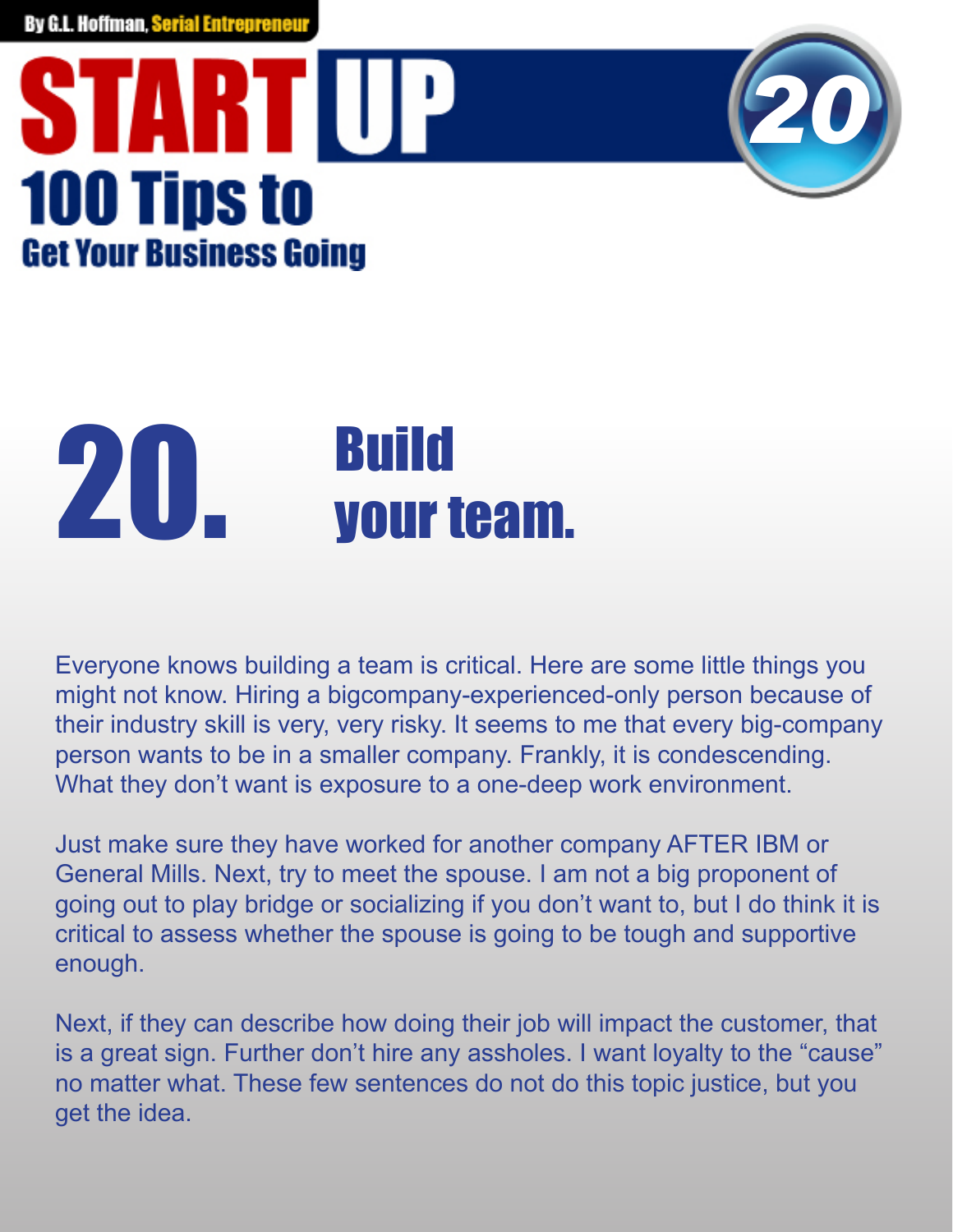## 20. Build your team.

Everyone knows building a team is critical. Here are some little things you might not know. Hiring a bigcompany-experienced-only person because of their industry skill is very, very risky. It seems to me that every big-company person wants to be in a smaller company. Frankly, it is condescending. What they don't want is exposure to a one-deep work environment.

Just make sure they have worked for another company AFTER IBM or General Mills. Next, try to meet the spouse. I am not a big proponent of going out to play bridge or socializing if you don't want to, but I do think it is critical to assess whether the spouse is going to be tough and supportive enough.

Next, if they can describe how doing their job will impact the customer, that is a great sign. Further don't hire any assholes. I want loyalty to the "cause" no matter what. These few sentences do not do this topic justice, but you get the idea.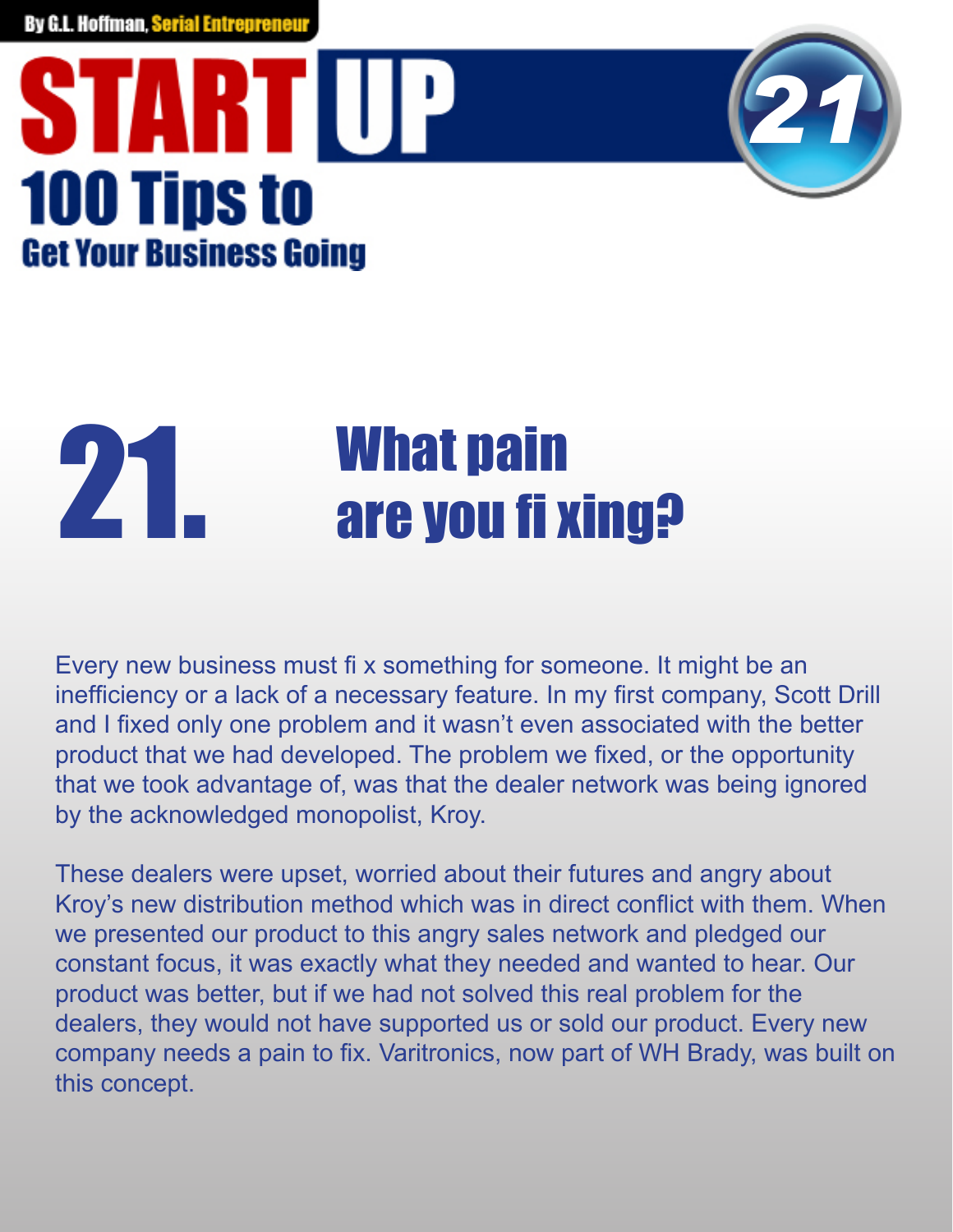# 21. What pain are you fixing?

Every new business must fix something for someone. It might be an inefficiency or a lack of a necessary feature. In my first company, Scott Drill and I fixed only one problem and it wasn't even associated with the better product that we had developed. The problem we fixed, or the opportunity that we took advantage of, was that the dealer network was being ignored by the acknowledged monopolist, Kroy.

These dealers were upset, worried about their futures and angry about Kroy's new distribution method which was in direct conflict with them. When we presented our product to this angry sales network and pledged our constant focus, it was exactly what they needed and wanted to hear. Our product was better, but if we had not solved this real problem for the dealers, they would not have supported us or sold our product. Every new company needs a pain to fix. Varitronics, now part of WH Brady, was built on this concept.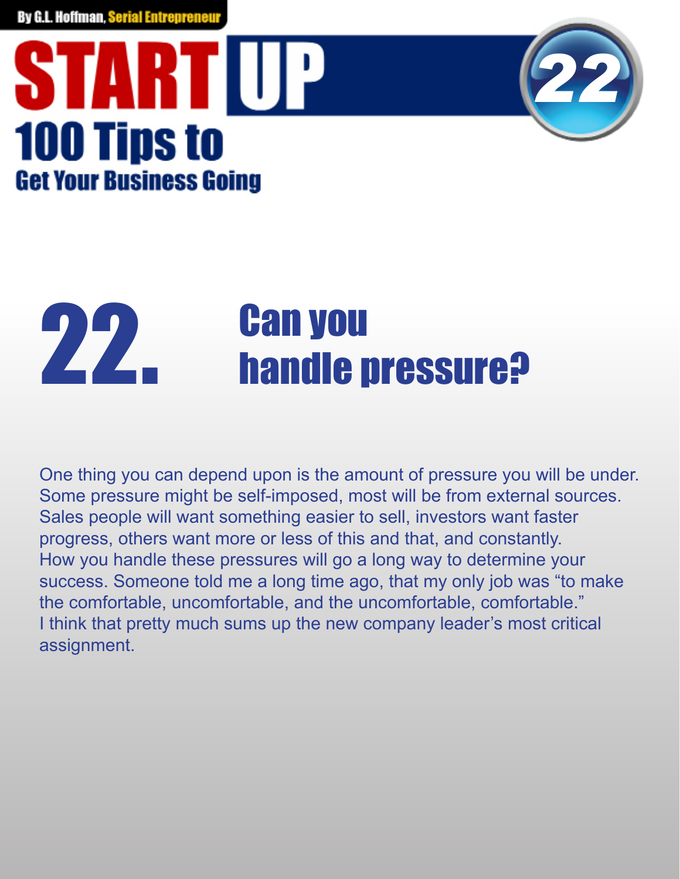# 22. Can you handle pressure?

One thing you can depend upon is the amount of pressure you will be under. Some pressure might be self-imposed, most will be from external sources. Sales people will want something easier to sell, investors want faster progress, others want more or less of this and that, and constantly. How you handle these pressures will go a long way to determine your success. Someone told me a long time ago, that my only job was "to make the comfortable, uncomfortable, and the uncomfortable, comfortable." I think that pretty much sums up the new company leader's most critical assignment.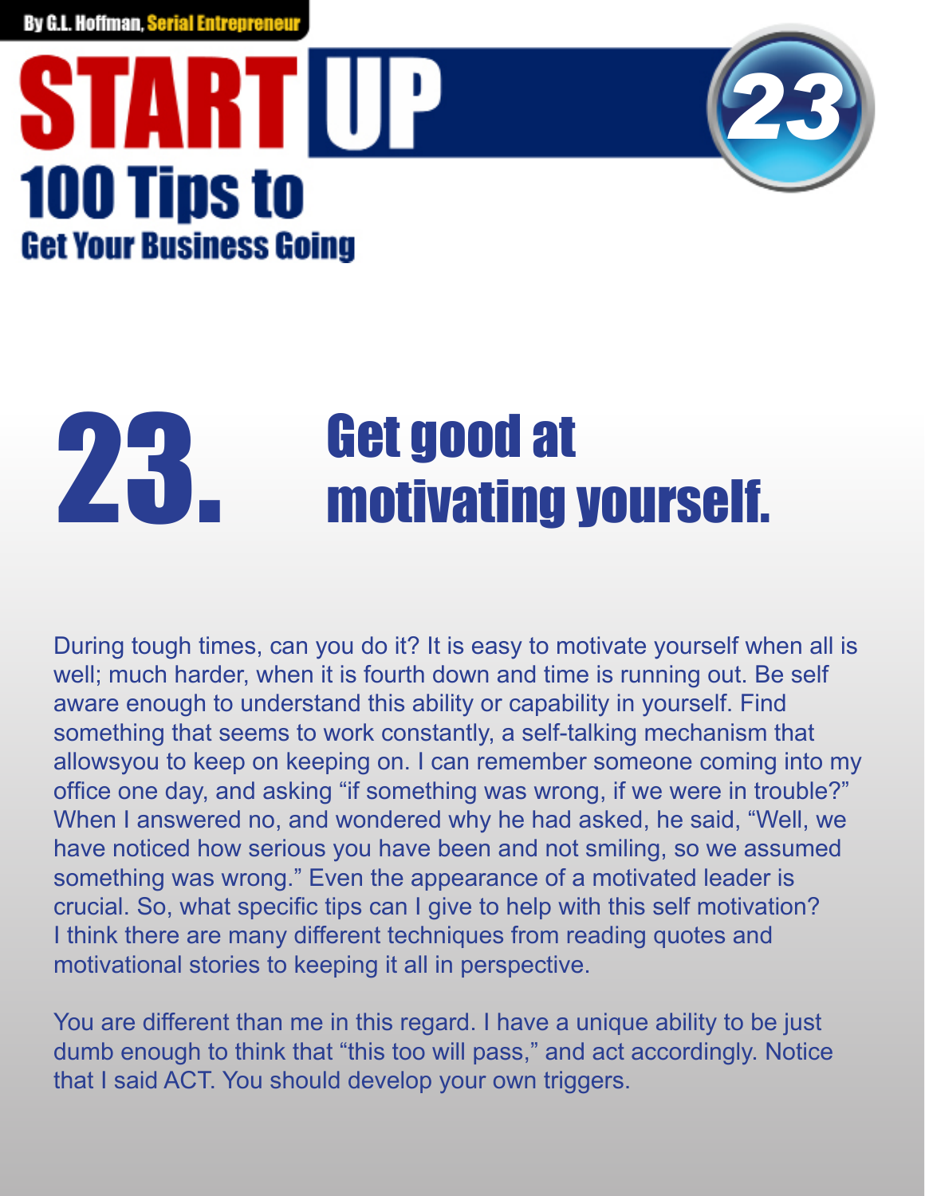# 23. Get good at motivating yourself.

During tough times, can you do it? It is easy to motivate yourself when all is well; much harder, when it is fourth down and time is running out. Be self aware enough to understand this ability or capability in yourself. Find something that seems to work constantly, a self-talking mechanism that allowsyou to keep on keeping on. I can remember someone coming into my office one day, and asking "if something was wrong, if we were in trouble?" When I answered no, and wondered why he had asked, he said, "Well, we have noticed how serious you have been and not smiling, so we assumed something was wrong." Even the appearance of a motivated leader is crucial. So, what specific tips can I give to help with this self motivation? I think there are many different techniques from reading quotes and motivational stories to keeping it all in perspective.

You are different than me in this regard. I have a unique ability to be just dumb enough to think that "this too will pass," and act accordingly. Notice that I said ACT. You should develop your own triggers.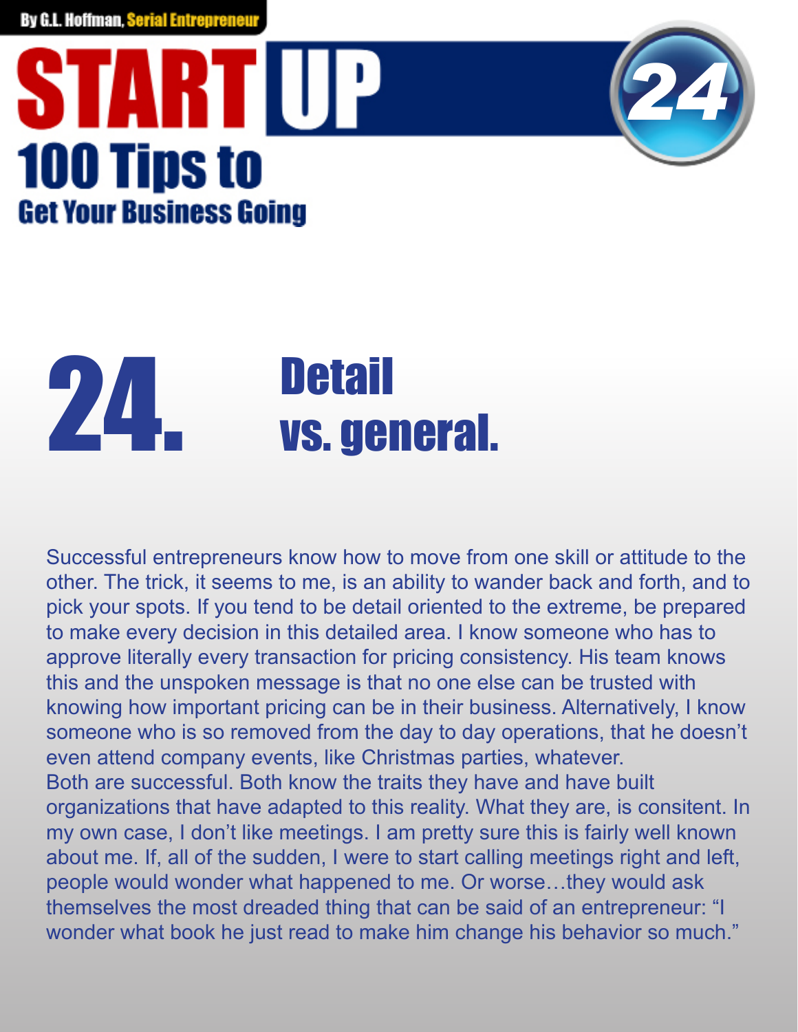## 24. Detail vs. general.

Successful entrepreneurs know how to move from one skill or attitude to the other. The trick, it seems to me, is an ability to wander back and forth, and to pick your spots. If you tend to be detail oriented to the extreme, be prepared to make every decision in this detailed area. I know someone who has to approve literally every transaction for pricing consistency. His team knows this and the unspoken message is that no one else can be trusted with knowing how important pricing can be in their business. Alternatively, I know someone who is so removed from the day to day operations, that he doesn't even attend company events, like Christmas parties, whatever.

Both are successful. Both know the traits they have and have built organizations that have adapted to this reality. What they are, is consitent. In my own case, I don't like meetings. I am pretty sure this is fairly well known about me. If, all of the sudden, I were to start calling meetings right and left, people would wonder what happened to me. Or worse…they would ask themselves the most dreaded thing that can be said of an entrepreneur: "I wonder what book he just read to make him change his behavior so much."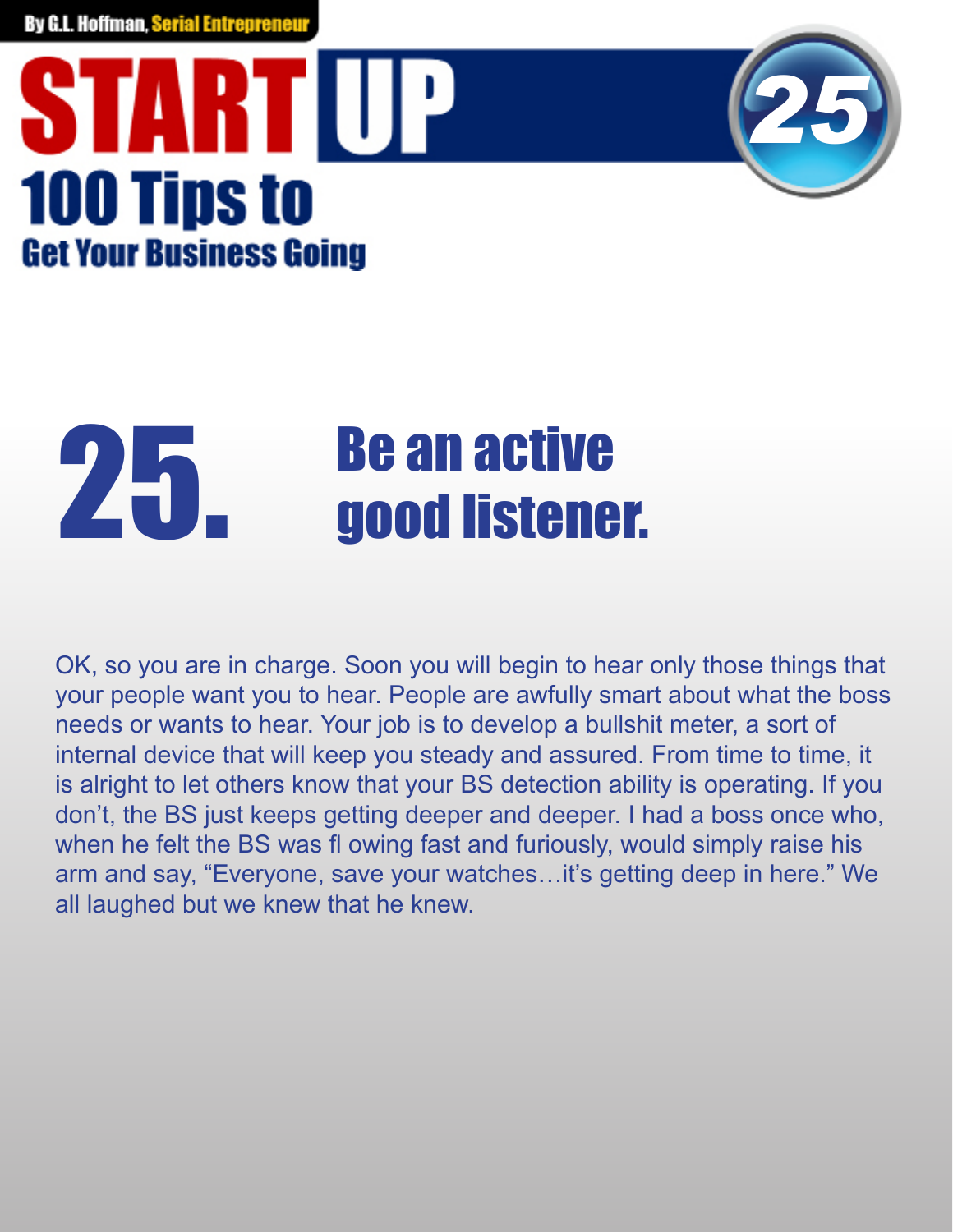# 25. Be an active good listener.

OK, so you are in charge. Soon you will begin to hear only those things that your people want you to hear. People are awfully smart about what the boss needs or wants to hear. Your job is to develop a bullshit meter, a sort of internal device that will keep you steady and assured. From time to time, it is alright to let others know that your BS detection ability is operating. If you don't, the BS just keeps getting deeper and deeper. I had a boss once who, when he felt the BS was fl owing fast and furiously, would simply raise his arm and say, "Everyone, save your watches…it's getting deep in here." We all laughed but we knew that he knew.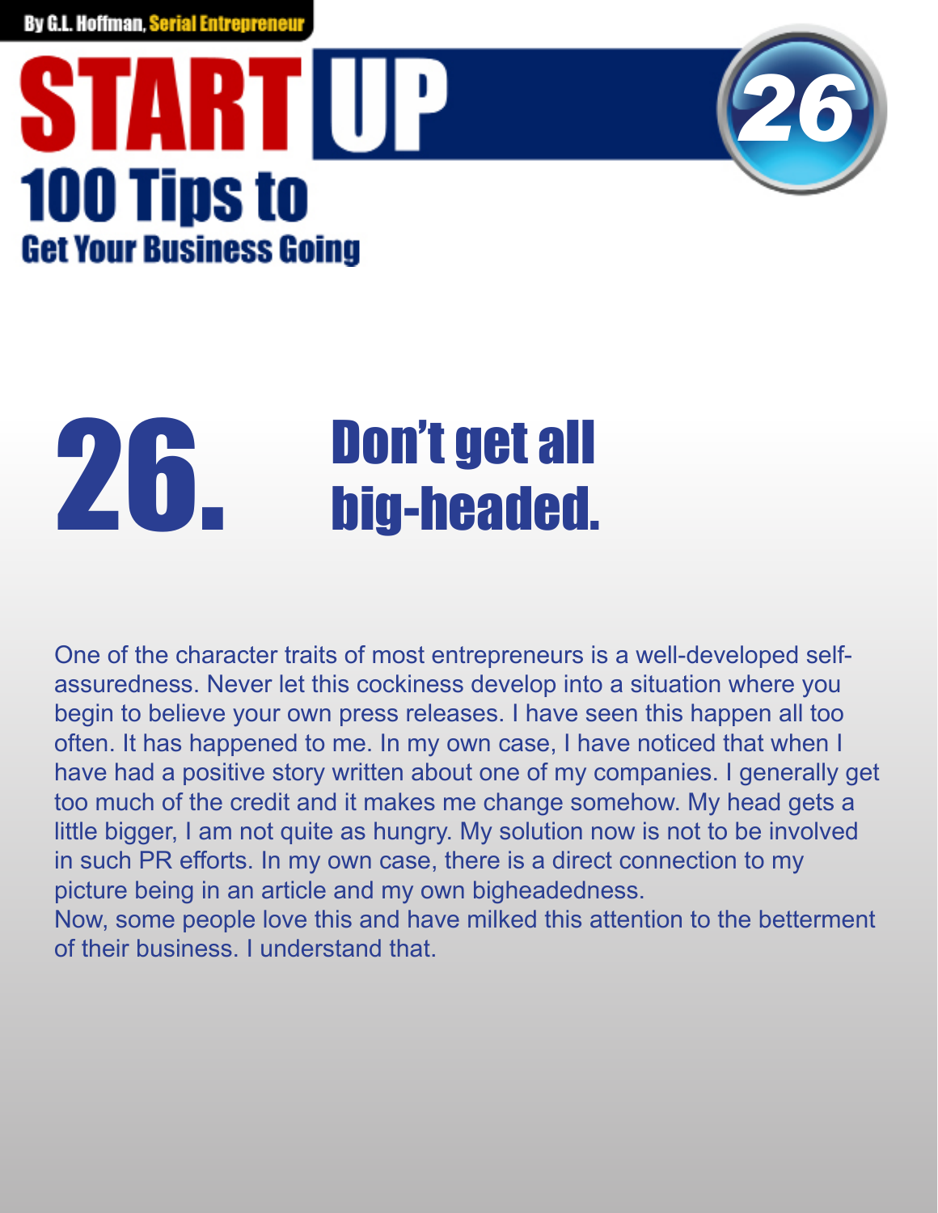# 26. Don't get all big-headed.

One of the character traits of most entrepreneurs is a well-developed self-assuredness. Never let this cockiness develop into a situation where you begin to believe your own press releases. I have seen this happen all too often. It has happened to me. In my own case, I have noticed that when I have had a positive story written about one of my companies. I generally get too much of the credit and it makes me change somehow. My head gets a little bigger, I am not quite as hungry. My solution now is not to be involved in such PR efforts. In my own case, there is a direct connection to my picture being in an article and my own bigheadedness.
Now, some people love this and have milked this attention to the betterment of their business. I understand that.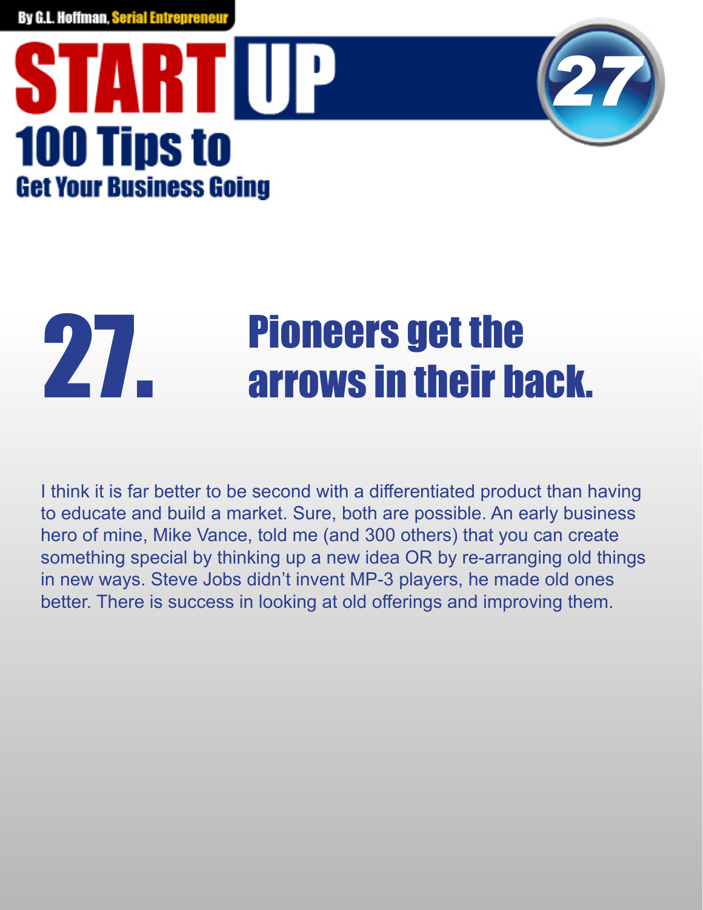# 27. Pioneers get the arrows in their back.

I think it is far better to be second with a differentiated product than having to educate and build a market. Sure, both are possible. An early business hero of mine, Mike Vance, told me (and 300 others) that you can create something special by thinking up a new idea OR by re-arranging old things in new ways. Steve Jobs didn't invent MP-3 players, he made old ones better. There is success in looking at old offerings and improving them.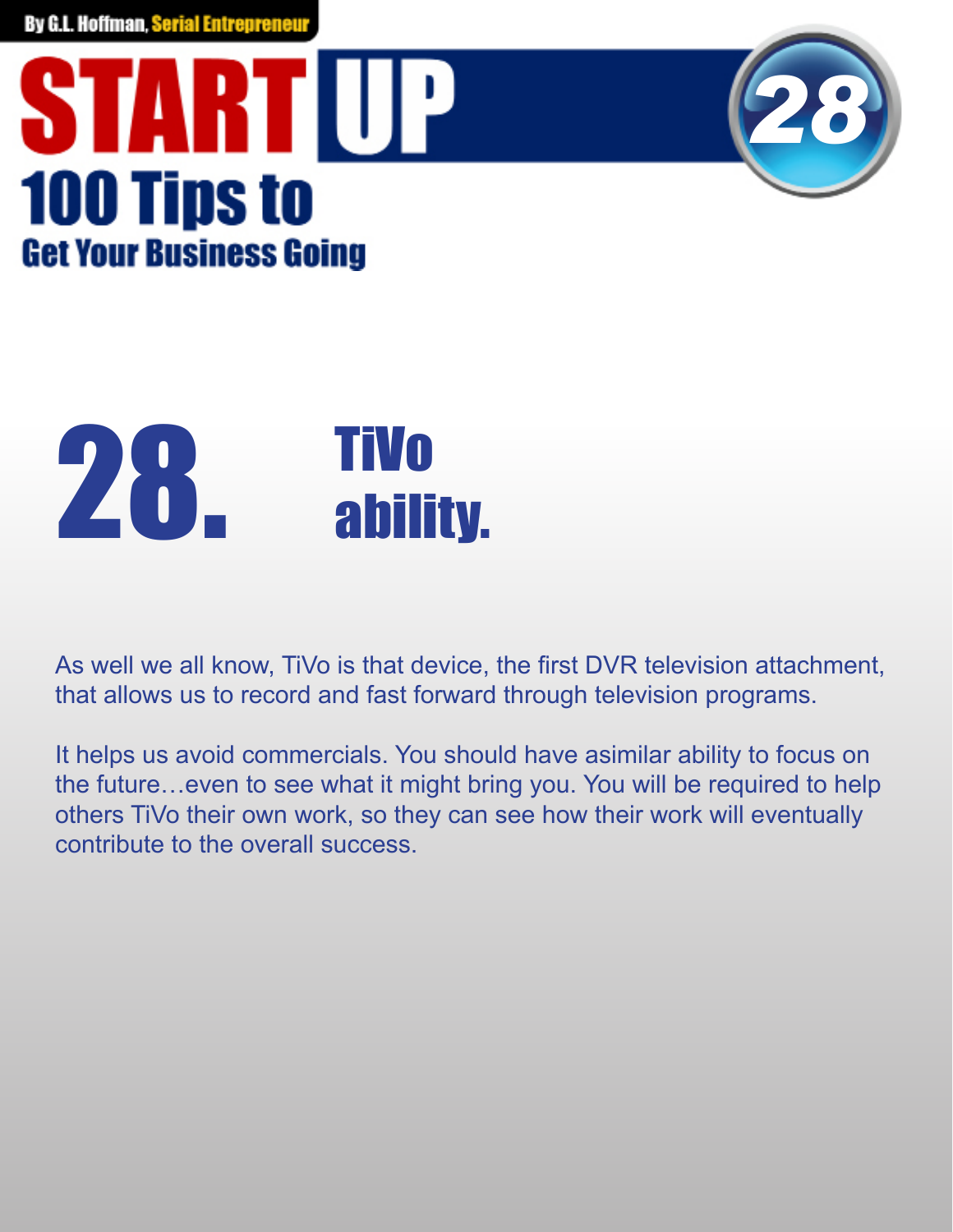# 28. TiVo ability.

As well we all know, TiVo is that device, the first DVR television attachment, that allows us to record and fast forward through television programs.

It helps us avoid commercials. You should have asimilar ability to focus on the future…even to see what it might bring you. You will be required to help others TiVo their own work, so they can see how their work will eventually contribute to the overall success.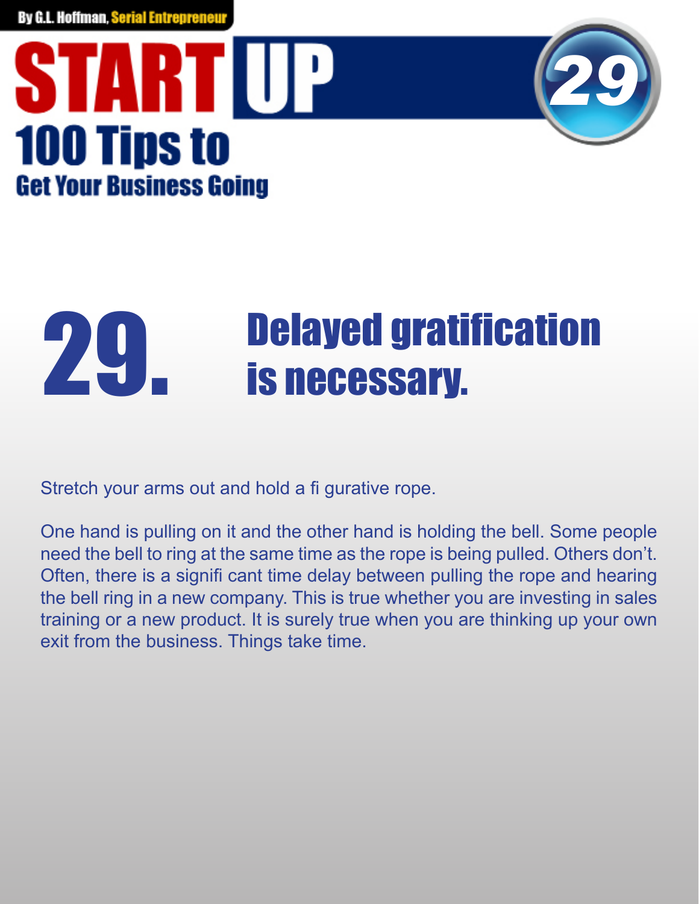# 29. Delayed gratification is necessary.

Stretch your arms out and hold a figurative rope.

One hand is pulling on it and the other hand is holding the bell. Some people need the bell to ring at the same time as the rope is being pulled. Others don't. Often, there is a significant time delay between pulling the rope and hearing the bell ring in a new company. This is true whether you are investing in sales training or a new product. It is surely true when you are thinking up your own exit from the business. Things take time.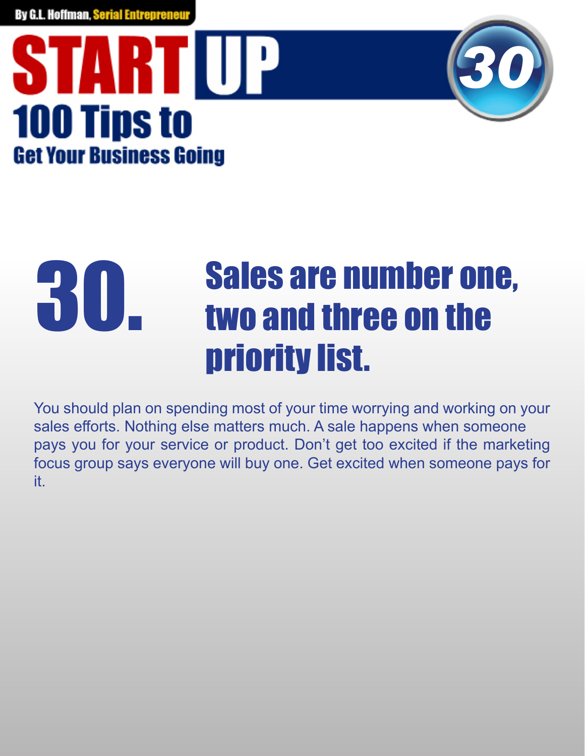# 30. Sales are number one, two and three on the priority list.

You should plan on spending most of your time worrying and working on your sales efforts. Nothing else matters much. A sale happens when someone pays you for your service or product. Don't get too excited if the marketing focus group says everyone will buy one. Get excited when someone pays for it.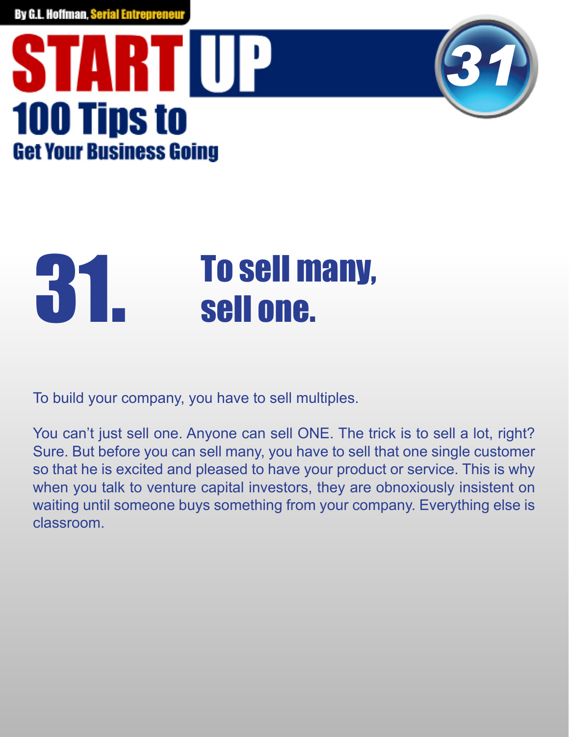# 31. To sell many, sell one.

To build your company, you have to sell multiples.

You can't just sell one. Anyone can sell ONE. The trick is to sell a lot, right? Sure. But before you can sell many, you have to sell that one single customer so that he is excited and pleased to have your product or service. This is why when you talk to venture capital investors, they are obnoxiously insistent on waiting until someone buys something from your company. Everything else is classroom.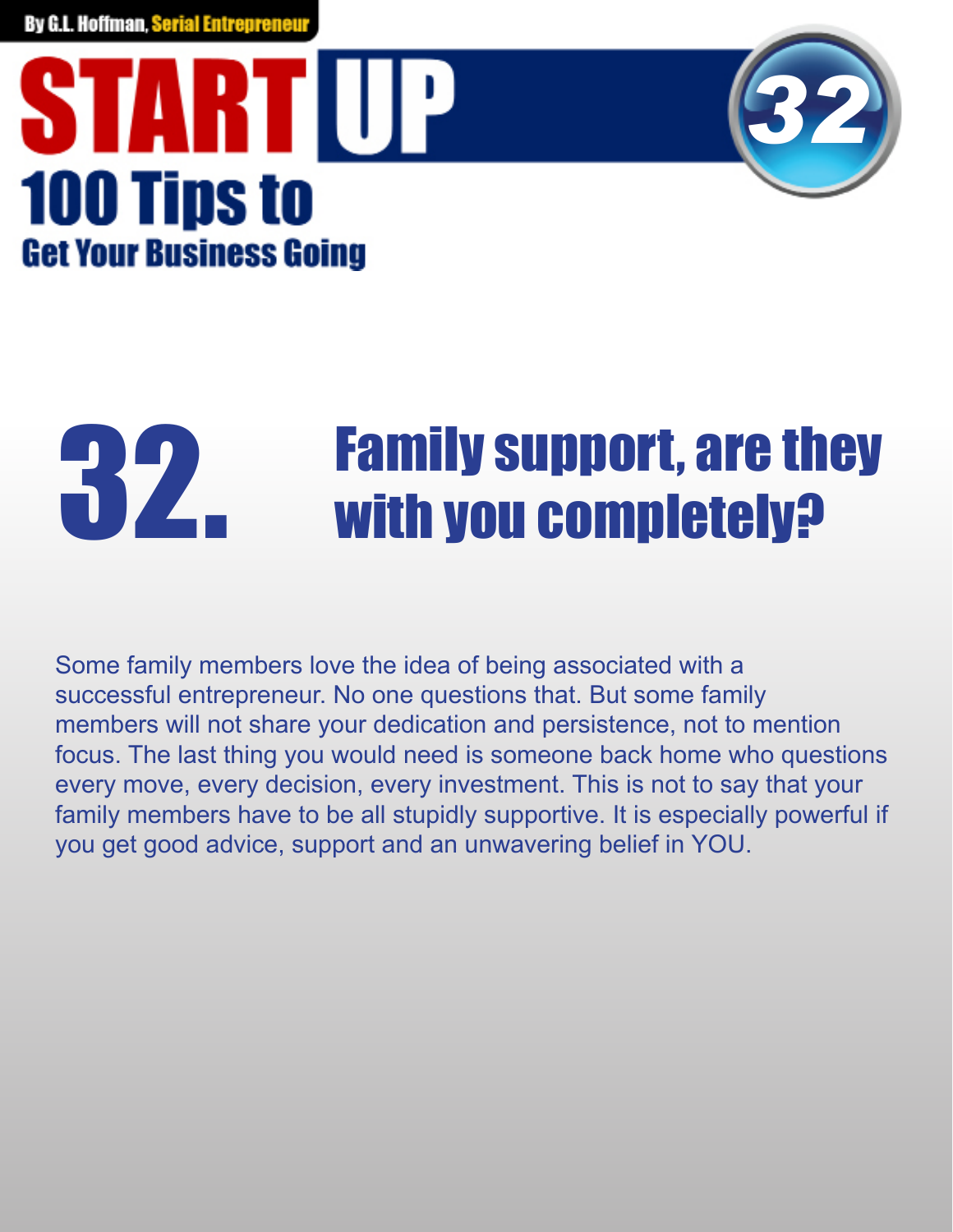# 32. Family support, are they with you completely?

Some family members love the idea of being associated with a successful entrepreneur. No one questions that. But some family members will not share your dedication and persistence, not to mention focus. The last thing you would need is someone back home who questions every move, every decision, every investment. This is not to say that your family members have to be all stupidly supportive. It is especially powerful if you get good advice, support and an unwavering belief in YOU.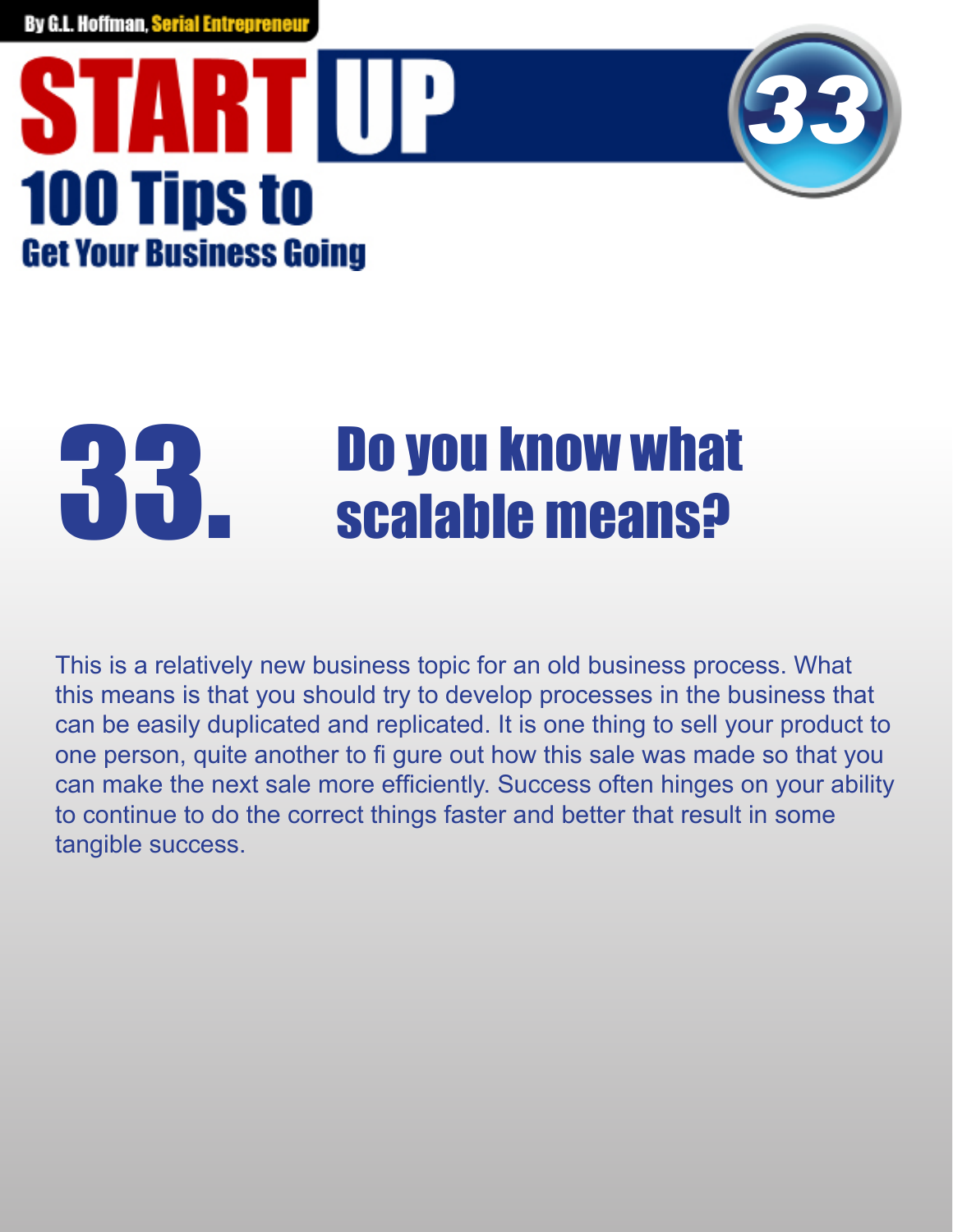# 33. Do you know what scalable means?

This is a relatively new business topic for an old business process. What this means is that you should try to develop processes in the business that can be easily duplicated and replicated. It is one thing to sell your product to one person, quite another to fi gure out how this sale was made so that you can make the next sale more efficiently. Success often hinges on your ability to continue to do the correct things faster and better that result in some tangible success.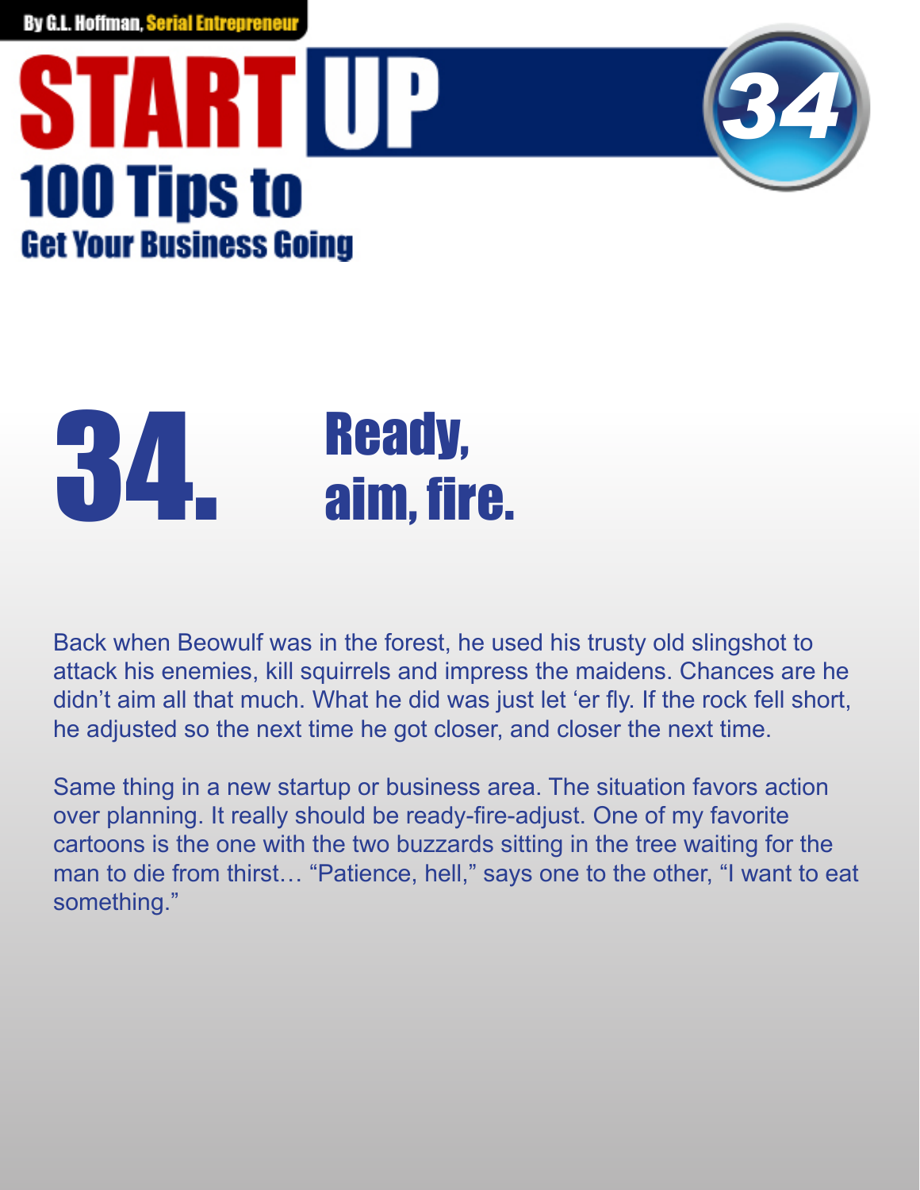# 34. Ready, aim, fire.

Back when Beowulf was in the forest, he used his trusty old slingshot to attack his enemies, kill squirrels and impress the maidens. Chances are he didn't aim all that much. What he did was just let 'er fly. If the rock fell short, he adjusted so the next time he got closer, and closer the next time.

Same thing in a new startup or business area. The situation favors action over planning. It really should be ready-fire-adjust. One of my favorite cartoons is the one with the two buzzards sitting in the tree waiting for the man to die from thirst… "Patience, hell," says one to the other, "I want to eat something."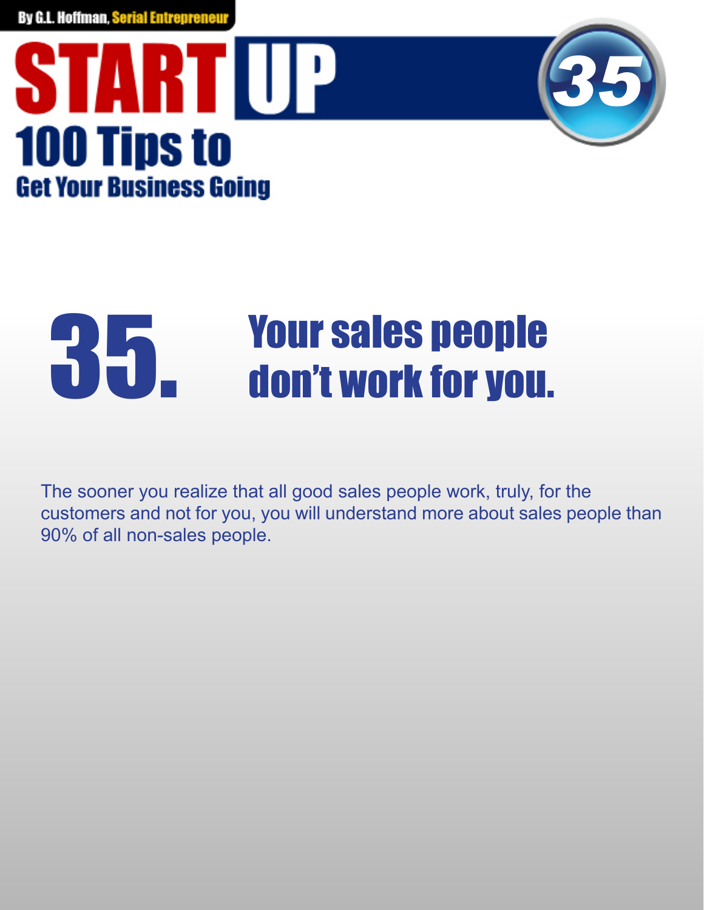# 35. Your sales people don't work for you.

The sooner you realize that all good sales people work, truly, for the customers and not for you, you will understand more about sales people than 90% of all non-sales people.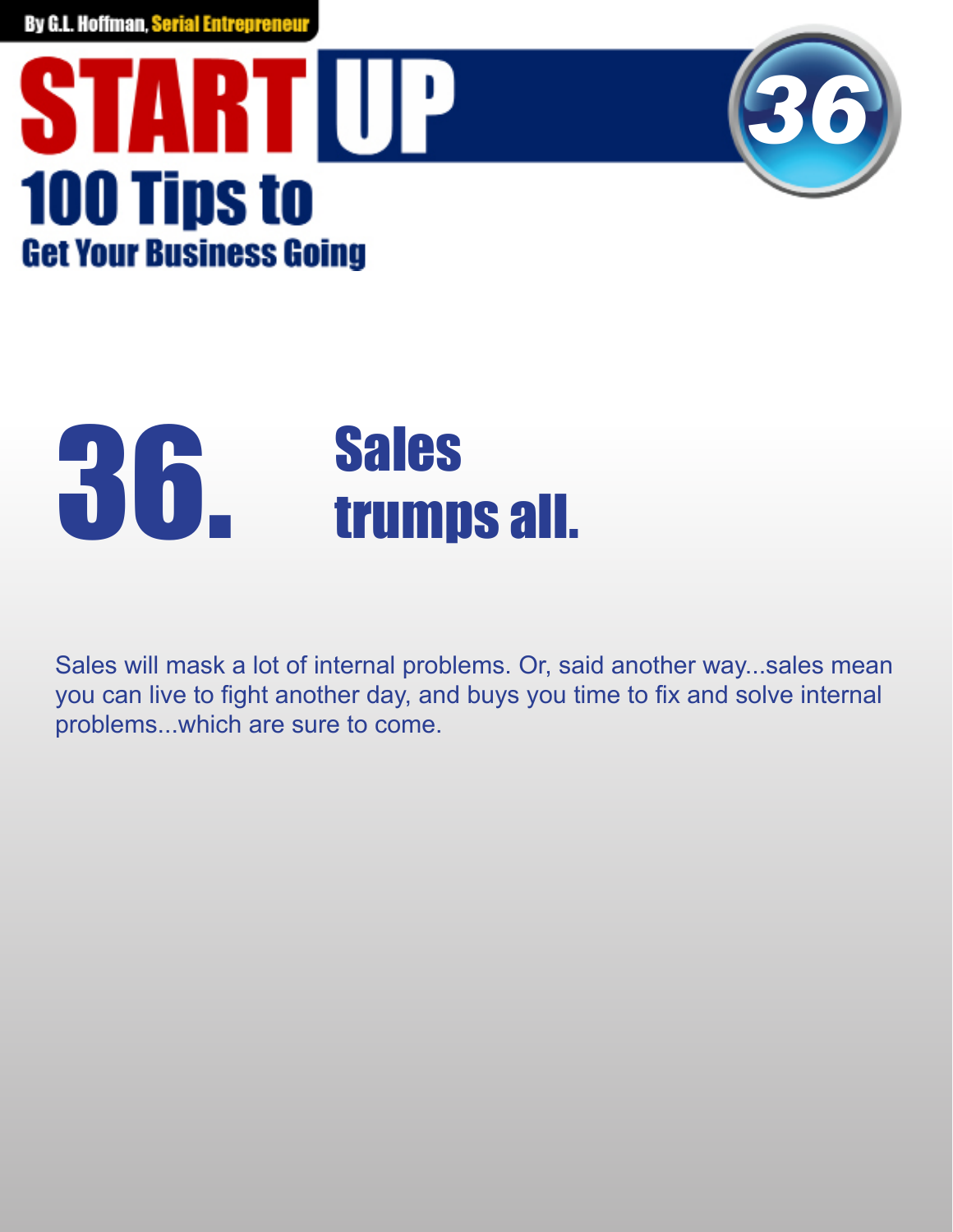# 36. Sales trumps all.

Sales will mask a lot of internal problems. Or, said another way...sales mean you can live to fight another day, and buys you time to fix and solve internal problems...which are sure to come.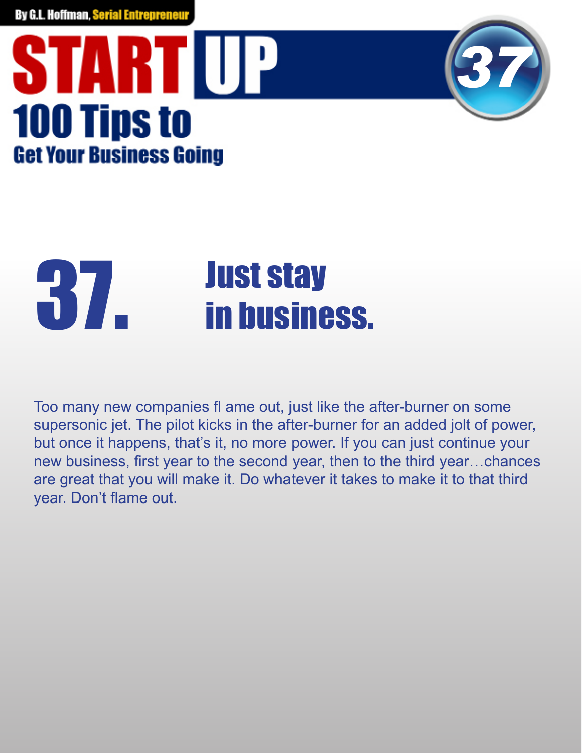# 37. Just stay in business.

Too many new companies fl ame out, just like the after-burner on some supersonic jet. The pilot kicks in the after-burner for an added jolt of power, but once it happens, that's it, no more power. If you can just continue your new business, first year to the second year, then to the third year…chances are great that you will make it. Do whatever it takes to make it to that third year. Don't flame out.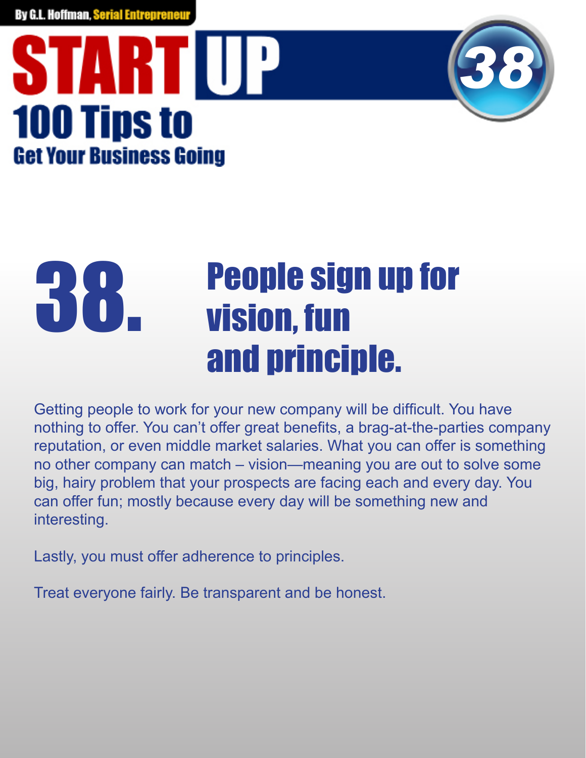# 38. People sign up for vision, fun and principle.

Getting people to work for your new company will be difficult. You have nothing to offer. You can't offer great benefits, a brag-at-the-parties company reputation, or even middle market salaries. What you can offer is something no other company can match – vision—meaning you are out to solve some big, hairy problem that your prospects are facing each and every day. You can offer fun; mostly because every day will be something new and interesting.

Lastly, you must offer adherence to principles.

Treat everyone fairly. Be transparent and be honest.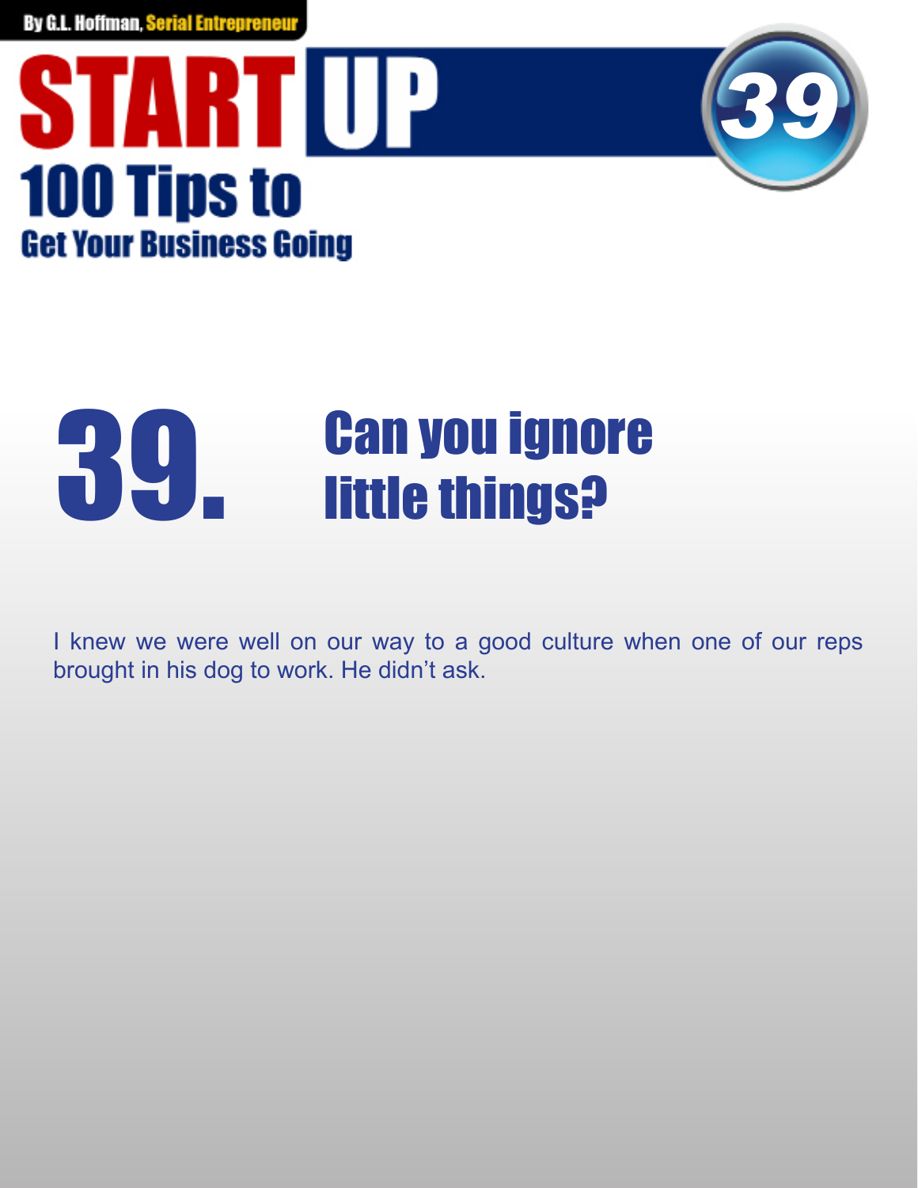# 39. Can you ignore little things?

I knew we were well on our way to a good culture when one of our reps brought in his dog to work. He didn't ask.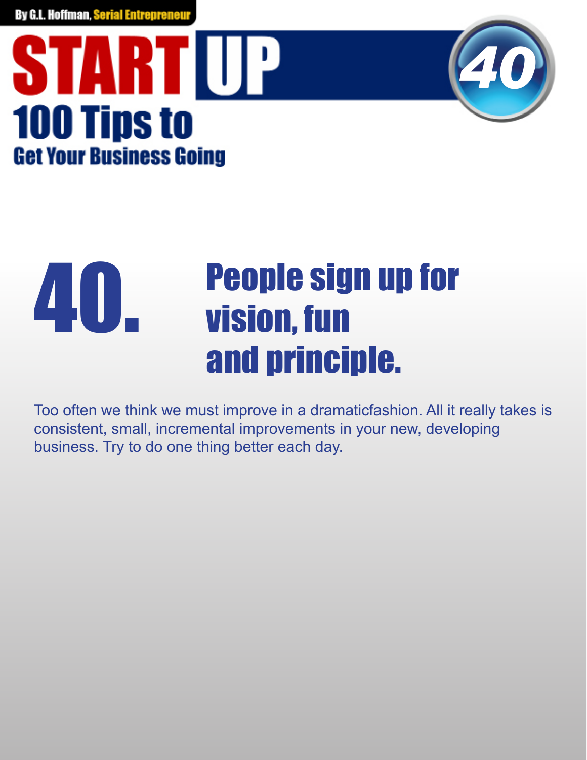# 40. People sign up for vision, fun and principle.

Too often we think we must improve in a dramaticfashion. All it really takes is consistent, small, incremental improvements in your new, developing business. Try to do one thing better each day.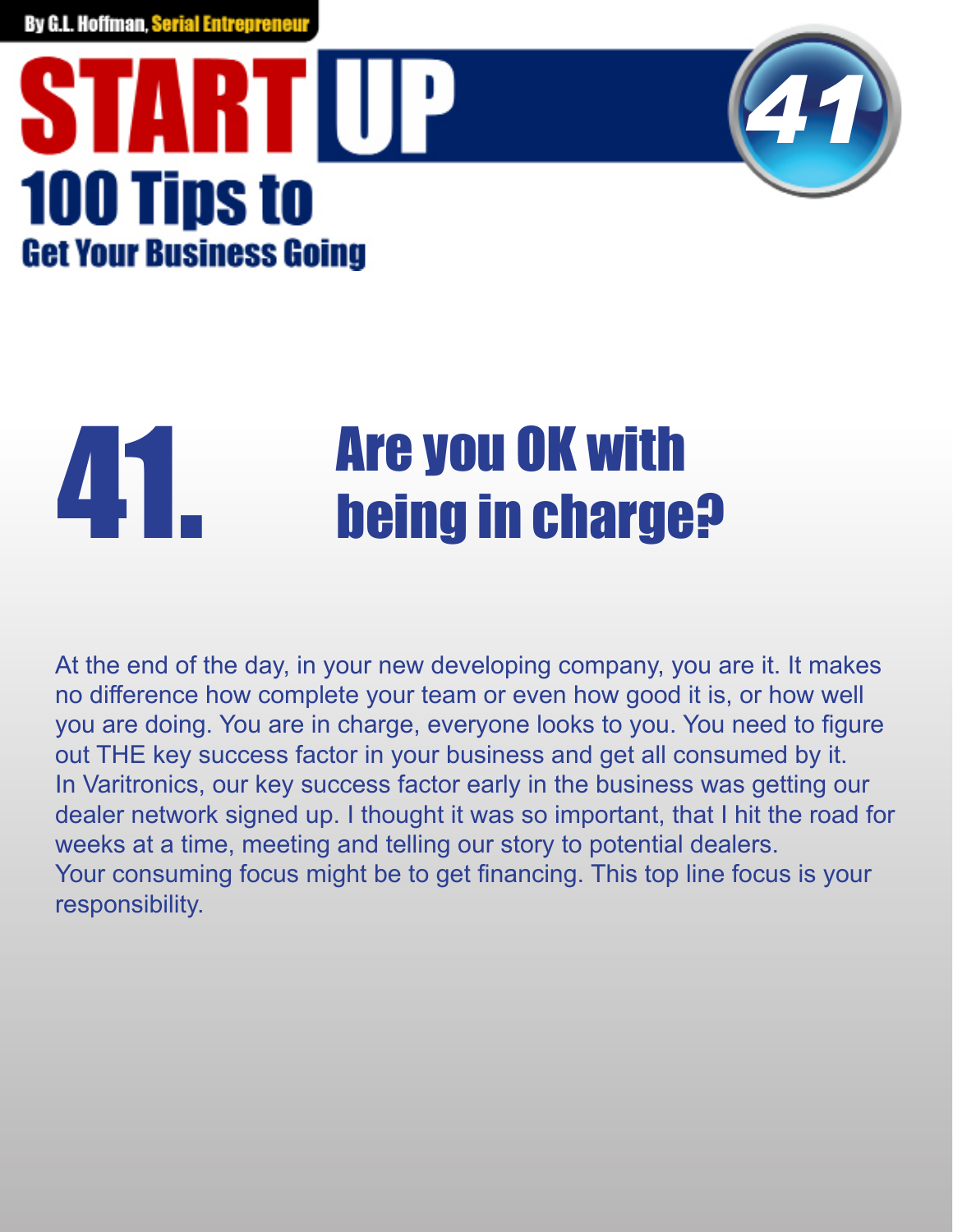# 41. Are you OK with being in charge?

At the end of the day, in your new developing company, you are it. It makes no difference how complete your team or even how good it is, or how well you are doing. You are in charge, everyone looks to you. You need to figure out THE key success factor in your business and get all consumed by it.
In Varitronics, our key success factor early in the business was getting our dealer network signed up. I thought it was so important, that I hit the road for weeks at a time, meeting and telling our story to potential dealers.
Your consuming focus might be to get financing. This top line focus is your responsibility.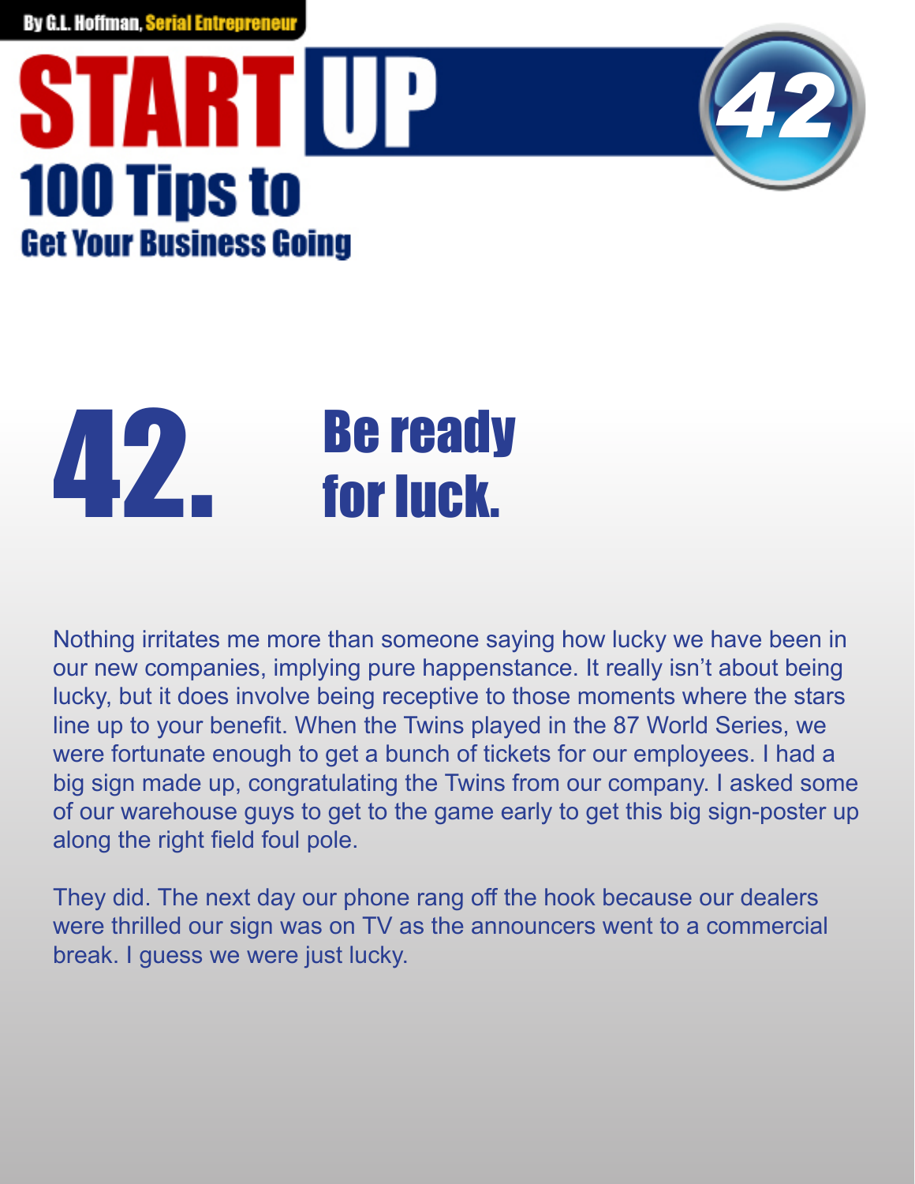# 42. Be ready for luck.

Nothing irritates me more than someone saying how lucky we have been in our new companies, implying pure happenstance. It really isn't about being lucky, but it does involve being receptive to those moments where the stars line up to your benefit. When the Twins played in the 87 World Series, we were fortunate enough to get a bunch of tickets for our employees. I had a big sign made up, congratulating the Twins from our company. I asked some of our warehouse guys to get to the game early to get this big sign-poster up along the right field foul pole.

They did. The next day our phone rang off the hook because our dealers were thrilled our sign was on TV as the announcers went to a commercial break. I guess we were just lucky.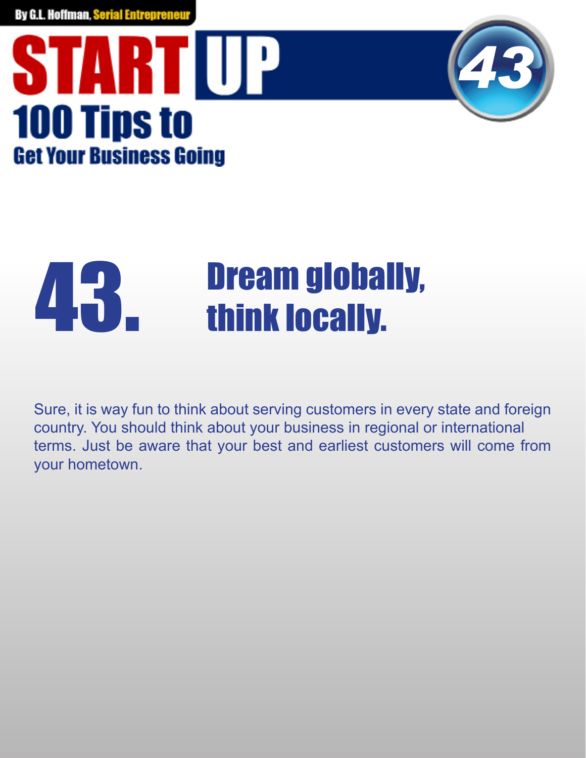# 43. Dream globally, think locally.

Sure, it is way fun to think about serving customers in every state and foreign country. You should think about your business in regional or international terms. Just be aware that your best and earliest customers will come from your hometown.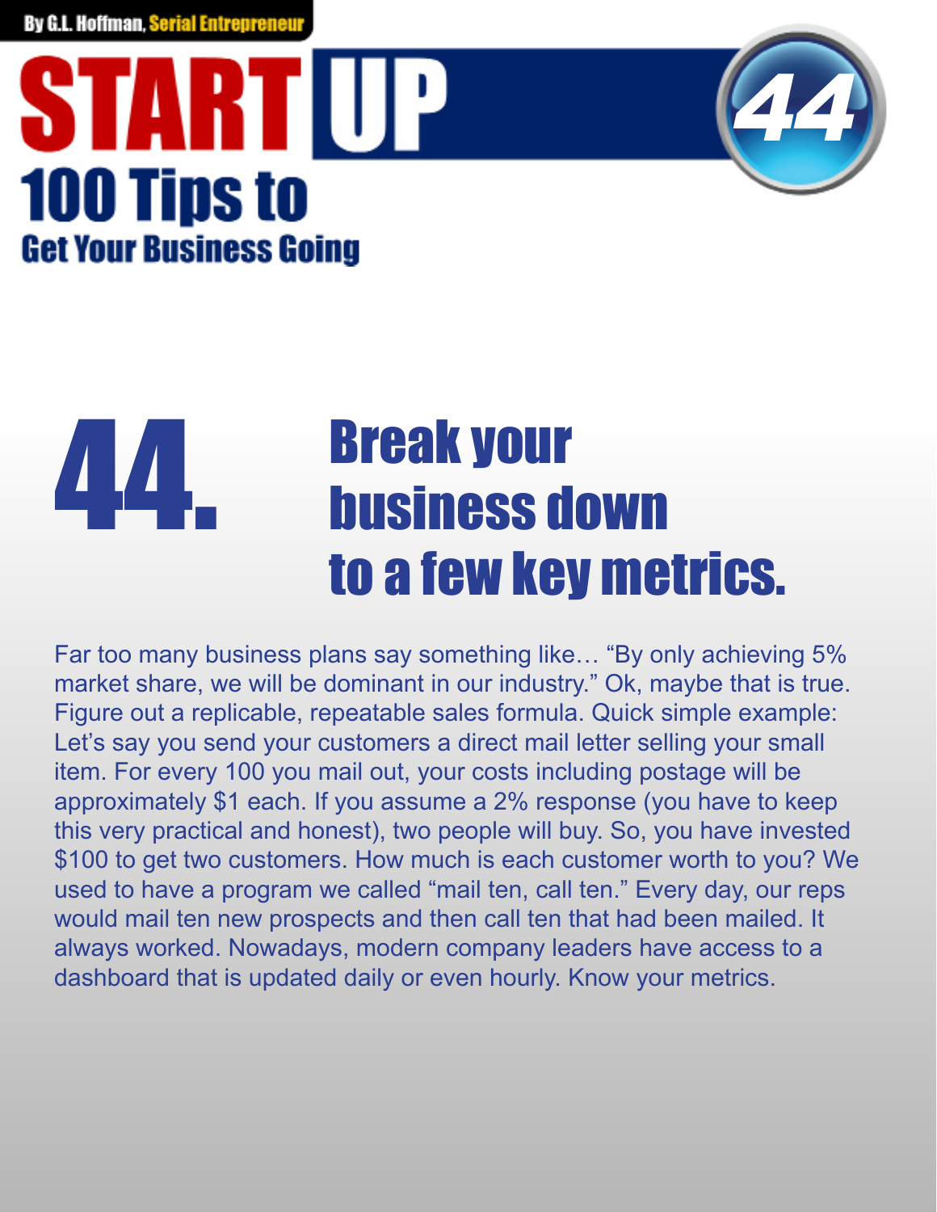# 44. Break your business down to a few key metrics.

Far too many business plans say something like… "By only achieving 5% market share, we will be dominant in our industry." Ok, maybe that is true. Figure out a replicable, repeatable sales formula. Quick simple example: Let's say you send your customers a direct mail letter selling your small item. For every 100 you mail out, your costs including postage will be approximately $1 each. If you assume a 2% response (you have to keep this very practical and honest), two people will buy. So, you have invested $100 to get two customers. How much is each customer worth to you? We used to have a program we called "mail ten, call ten." Every day, our reps would mail ten new prospects and then call ten that had been mailed. It always worked. Nowadays, modern company leaders have access to a dashboard that is updated daily or even hourly. Know your metrics.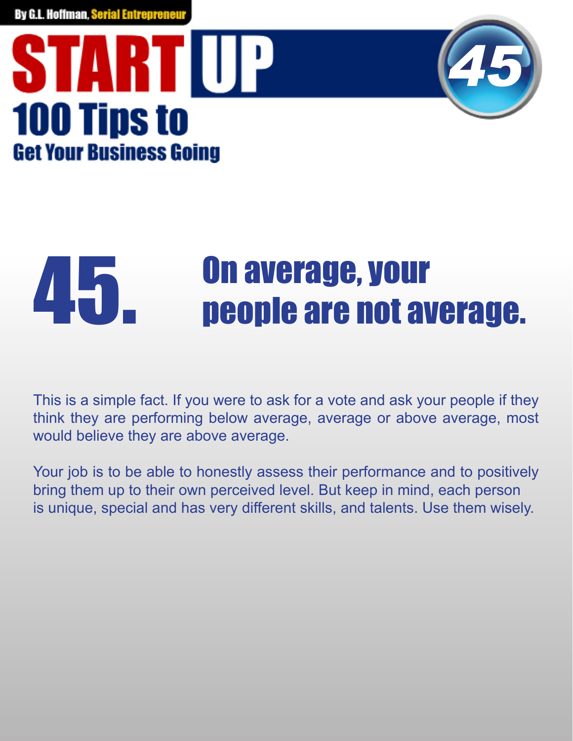# 45. On average, your people are not average.

This is a simple fact. If you were to ask for a vote and ask your people if they think they are performing below average, average or above average, most would believe they are above average.

Your job is to be able to honestly assess their performance and to positively bring them up to their own perceived level. But keep in mind, each person is unique, special and has very different skills, and talents. Use them wisely.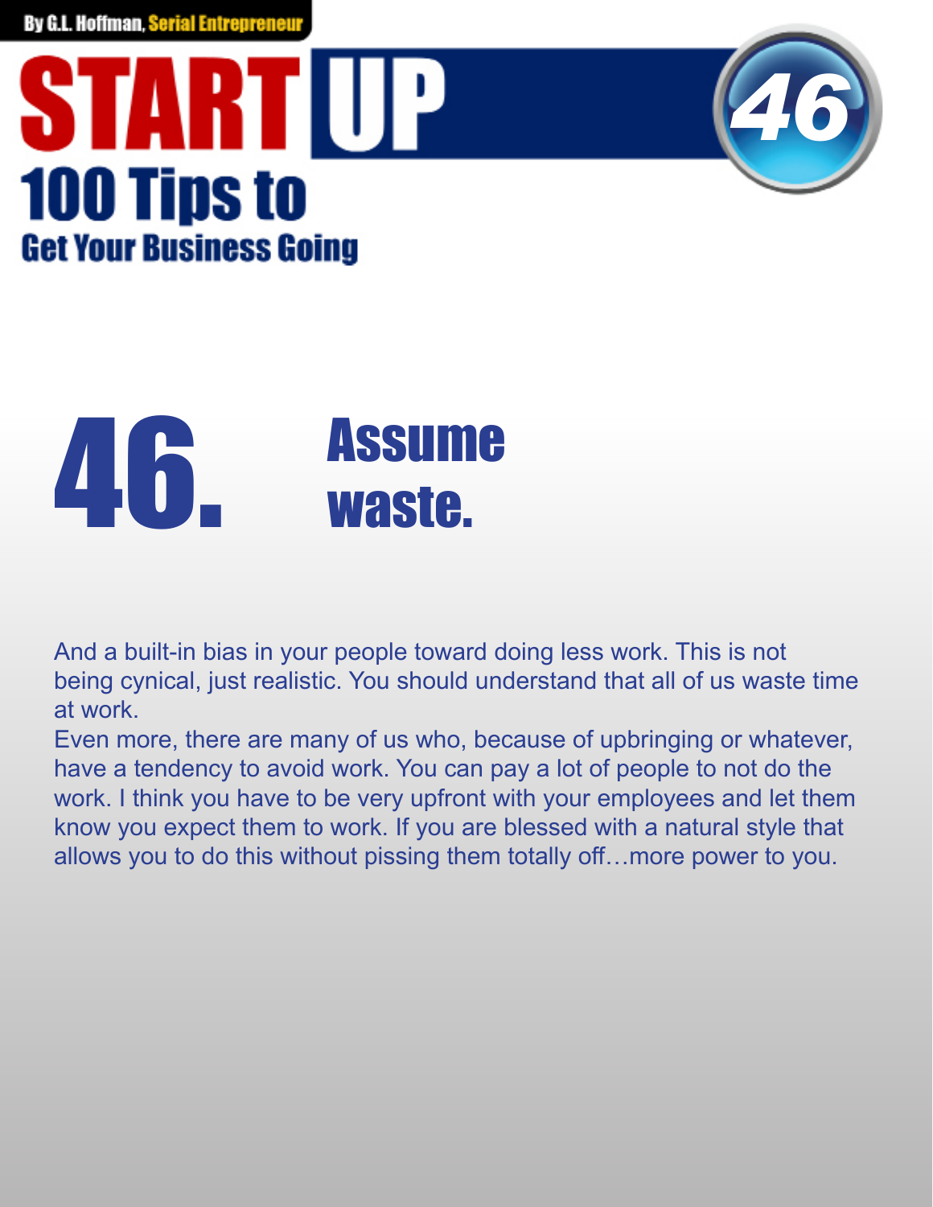# 46. Assume waste.

And a built-in bias in your people toward doing less work. This is not being cynical, just realistic. You should understand that all of us waste time at work.

Even more, there are many of us who, because of upbringing or whatever, have a tendency to avoid work. You can pay a lot of people to not do the work. I think you have to be very upfront with your employees and let them know you expect them to work. If you are blessed with a natural style that allows you to do this without pissing them totally off…more power to you.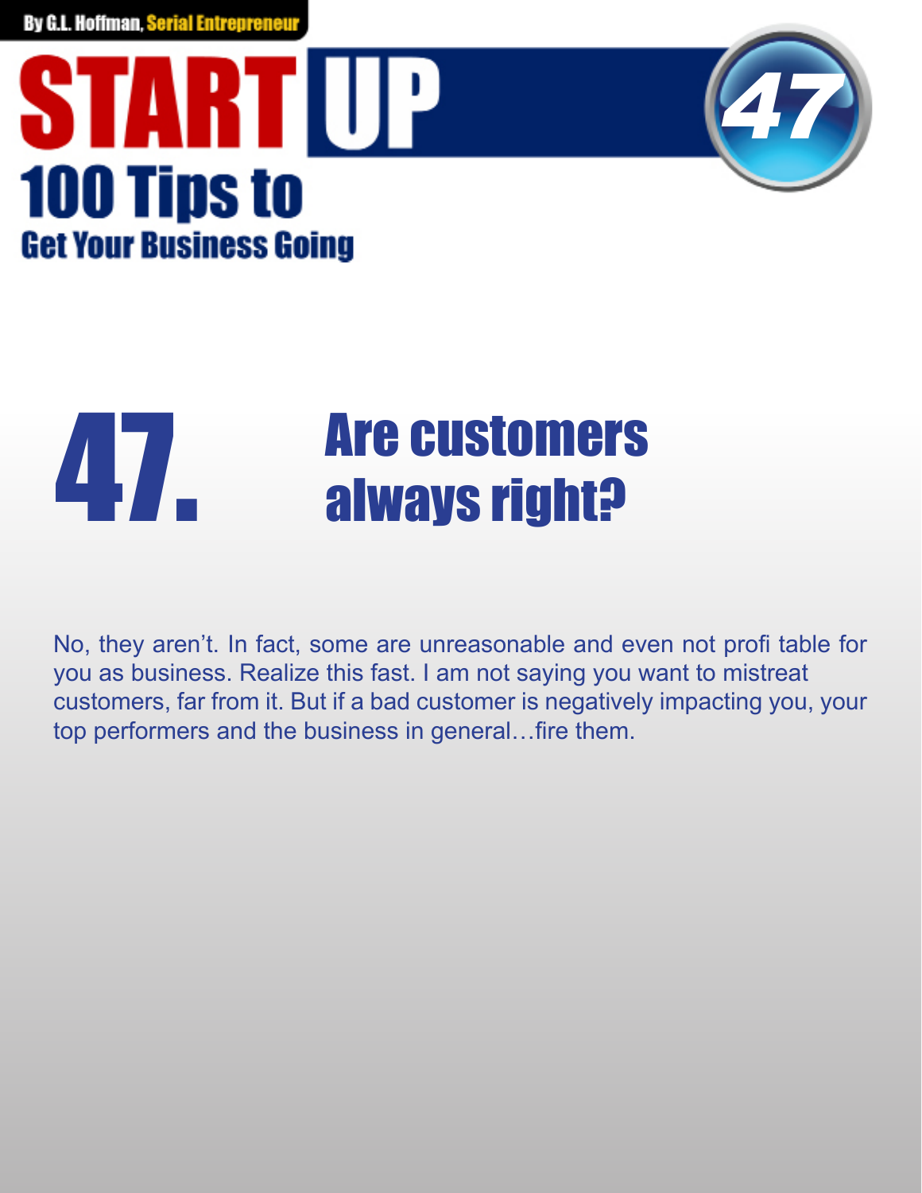# 47. Are customers always right?

No, they aren't. In fact, some are unreasonable and even not profi table for you as business. Realize this fast. I am not saying you want to mistreat customers, far from it. But if a bad customer is negatively impacting you, your top performers and the business in general…fire them.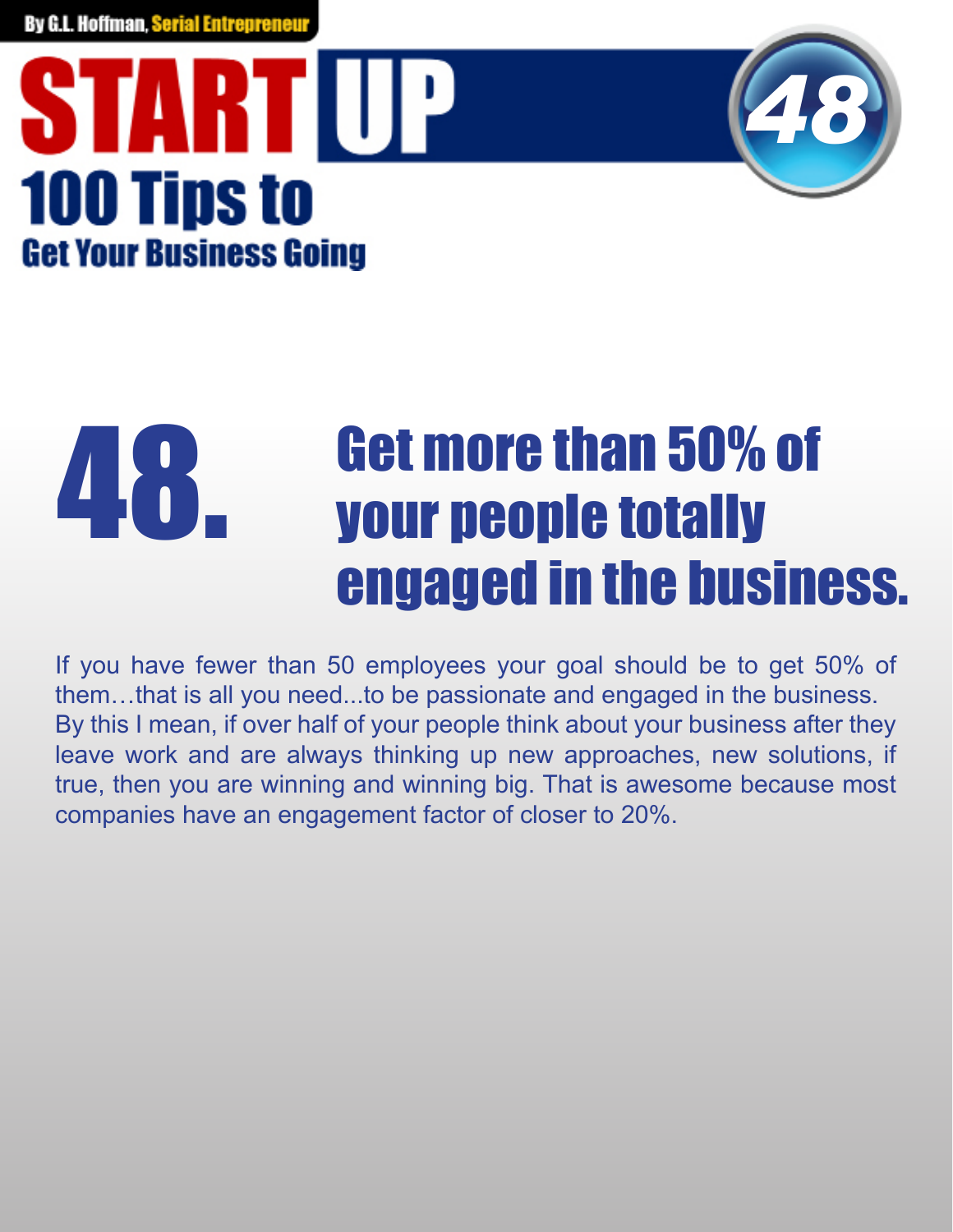## 48. Get more than 50% of your people totally engaged in the business.

If you have fewer than 50 employees your goal should be to get 50% of them…that is all you need...to be passionate and engaged in the business. By this I mean, if over half of your people think about your business after they leave work and are always thinking up new approaches, new solutions, if true, then you are winning and winning big. That is awesome because most companies have an engagement factor of closer to 20%.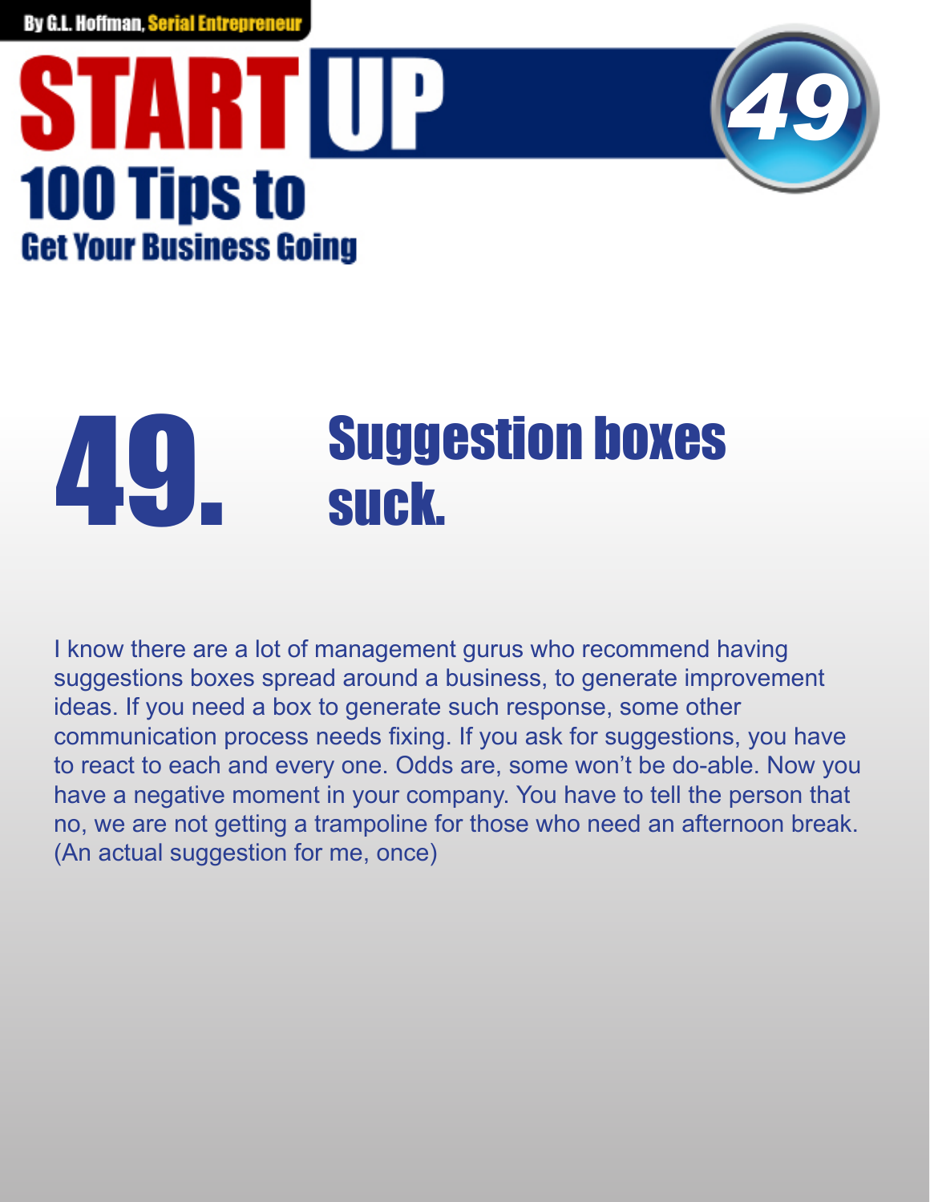# 49. Suggestion boxes suck.

I know there are a lot of management gurus who recommend having suggestions boxes spread around a business, to generate improvement ideas. If you need a box to generate such response, some other communication process needs fixing. If you ask for suggestions, you have to react to each and every one. Odds are, some won't be do-able. Now you have a negative moment in your company. You have to tell the person that no, we are not getting a trampoline for those who need an afternoon break. (An actual suggestion for me, once)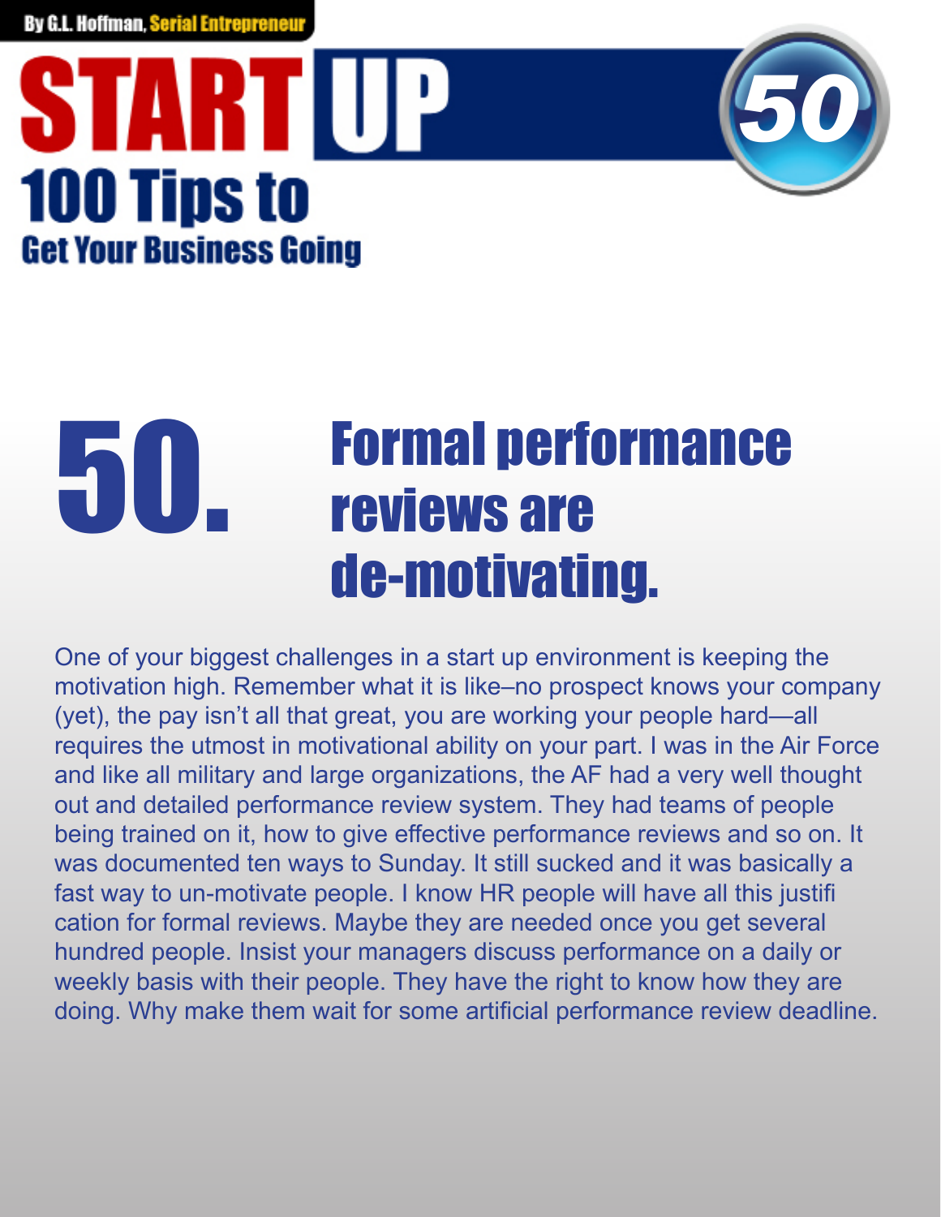# 50. Formal performance reviews are de-motivating.

One of your biggest challenges in a start up environment is keeping the motivation high. Remember what it is like–no prospect knows your company (yet), the pay isn't all that great, you are working your people hard—all requires the utmost in motivational ability on your part. I was in the Air Force and like all military and large organizations, the AF had a very well thought out and detailed performance review system. They had teams of people being trained on it, how to give effective performance reviews and so on. It was documented ten ways to Sunday. It still sucked and it was basically a fast way to un-motivate people. I know HR people will have all this justifi cation for formal reviews. Maybe they are needed once you get several hundred people. Insist your managers discuss performance on a daily or weekly basis with their people. They have the right to know how they are doing. Why make them wait for some artificial performance review deadline.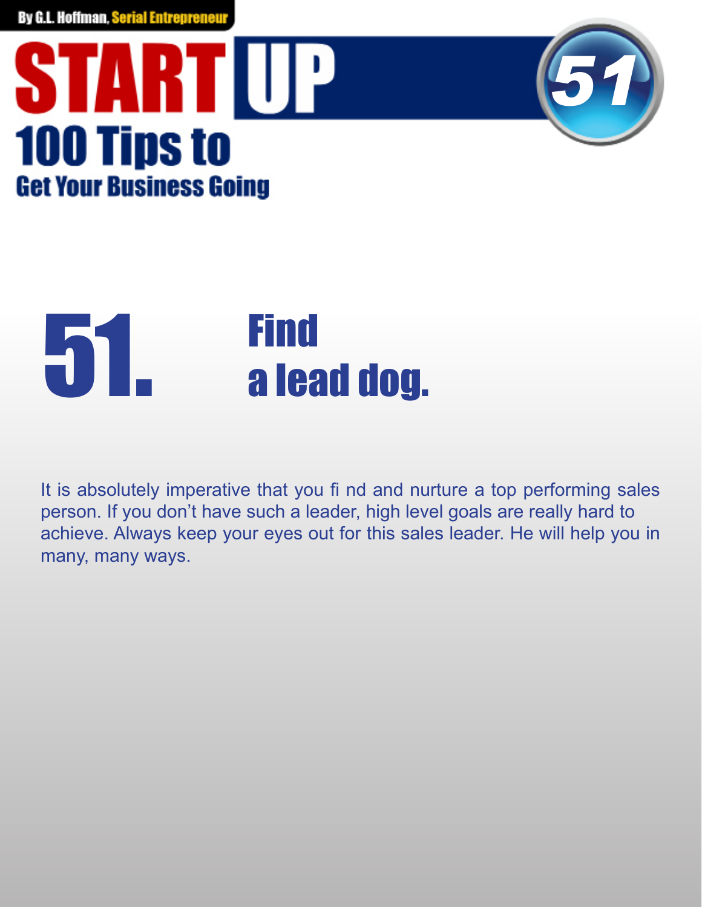# 51. Find a lead dog.

It is absolutely imperative that you fi nd and nurture a top performing sales person. If you don't have such a leader, high level goals are really hard to achieve. Always keep your eyes out for this sales leader. He will help you in many, many ways.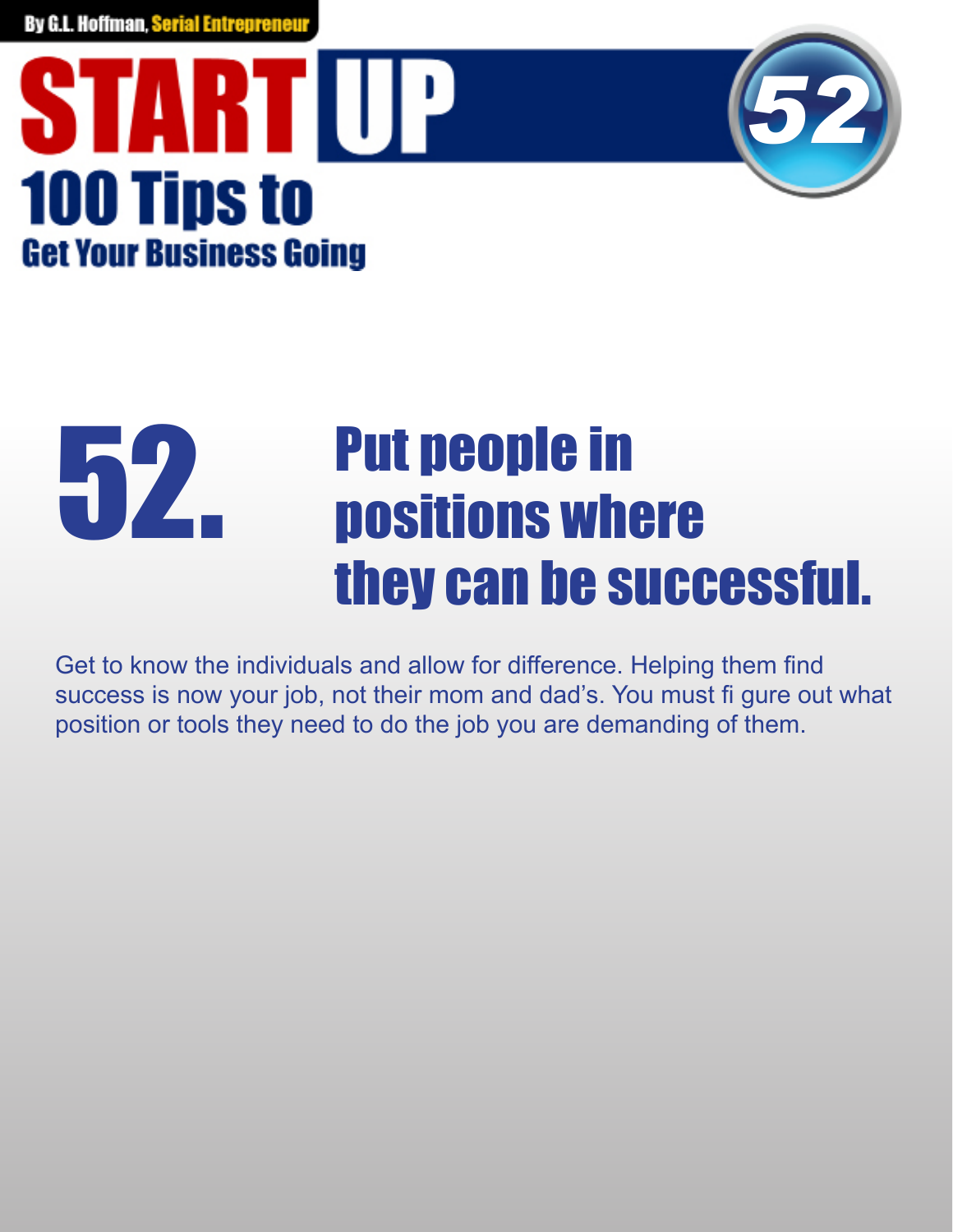# 52. Put people in positions where they can be successful.

Get to know the individuals and allow for difference. Helping them find success is now your job, not their mom and dad's. You must fi gure out what position or tools they need to do the job you are demanding of them.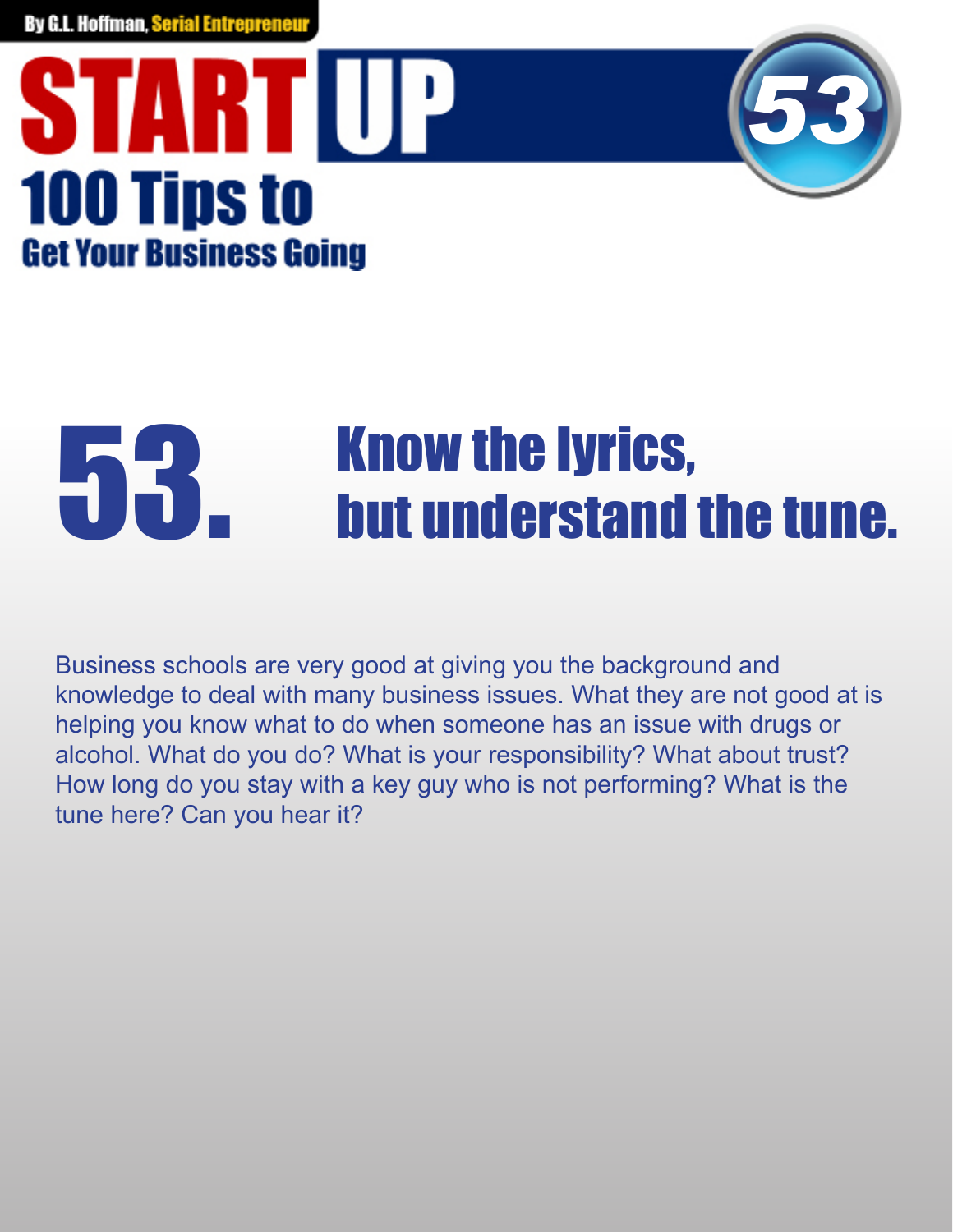# 53. Know the lyrics, but understand the tune.

Business schools are very good at giving you the background and knowledge to deal with many business issues. What they are not good at is helping you know what to do when someone has an issue with drugs or alcohol. What do you do? What is your responsibility? What about trust? How long do you stay with a key guy who is not performing? What is the tune here? Can you hear it?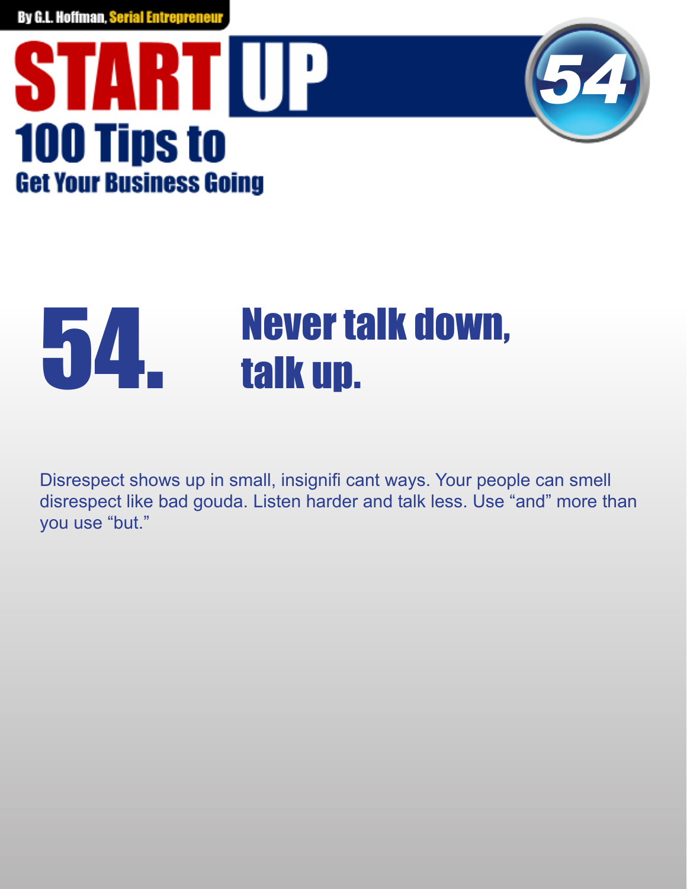# 54. Never talk down, talk up.

Disrespect shows up in small, insignifi cant ways. Your people can smell disrespect like bad gouda. Listen harder and talk less. Use “and” more than you use “but.”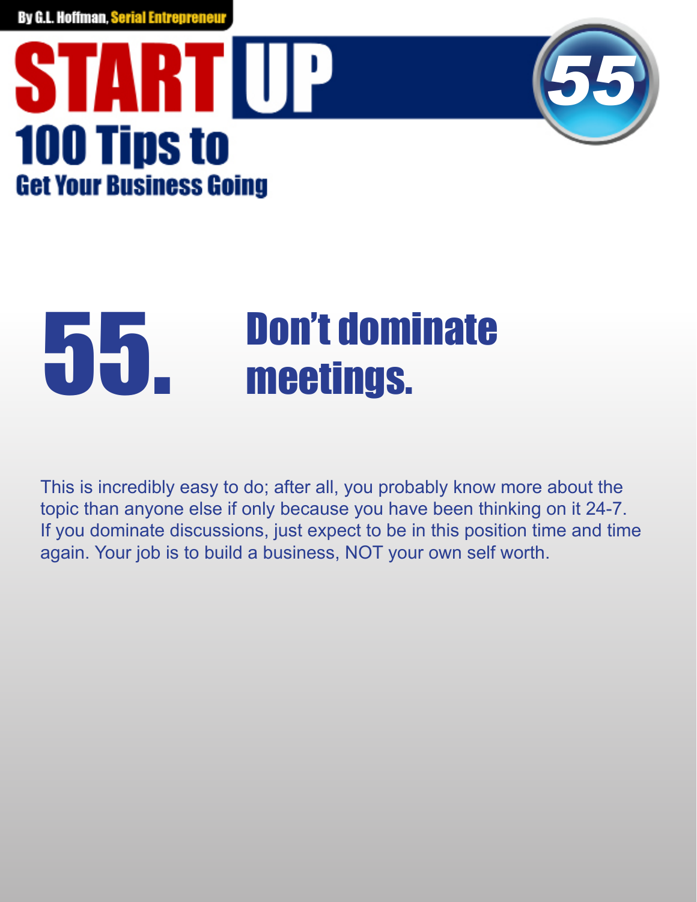# 55. Don't dominate meetings.

This is incredibly easy to do; after all, you probably know more about the topic than anyone else if only because you have been thinking on it 24-7. If you dominate discussions, just expect to be in this position time and time again. Your job is to build a business, NOT your own self worth.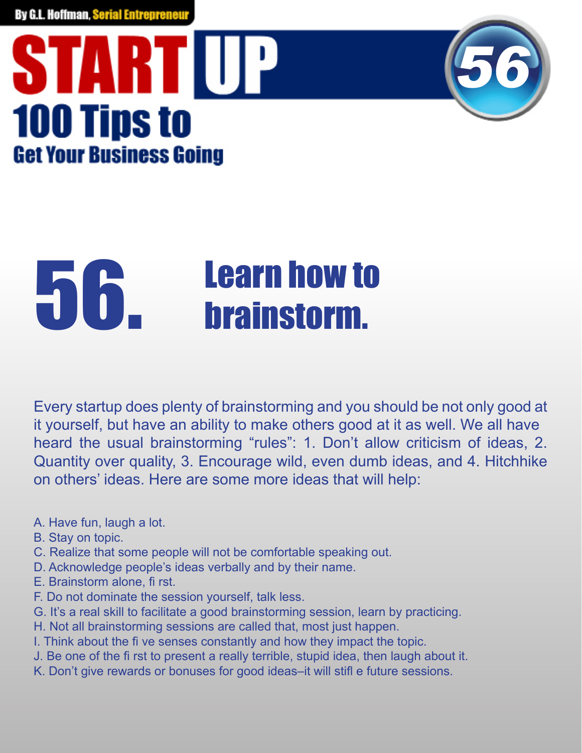# 56. Learn how to brainstorm.

Every startup does plenty of brainstorming and you should be not only good at it yourself, but have an ability to make others good at it as well. We all have heard the usual brainstorming "rules": 1. Don't allow criticism of ideas, 2. Quantity over quality, 3. Encourage wild, even dumb ideas, and 4. Hitchhike on others' ideas. Here are some more ideas that will help:

A. Have fun, laugh a lot.
B. Stay on topic.
C. Realize that some people will not be comfortable speaking out.
D. Acknowledge people's ideas verbally and by their name.
E. Brainstorm alone, first.
F. Do not dominate the session yourself, talk less.
G. It's a real skill to facilitate a good brainstorming session, learn by practicing.
H. Not all brainstorming sessions are called that, most just happen.
I. Think about the five senses constantly and how they impact the topic.
J. Be one of the first to present a really terrible, stupid idea, then laugh about it.
K. Don't give rewards or bonuses for good ideas–it will stifle future sessions.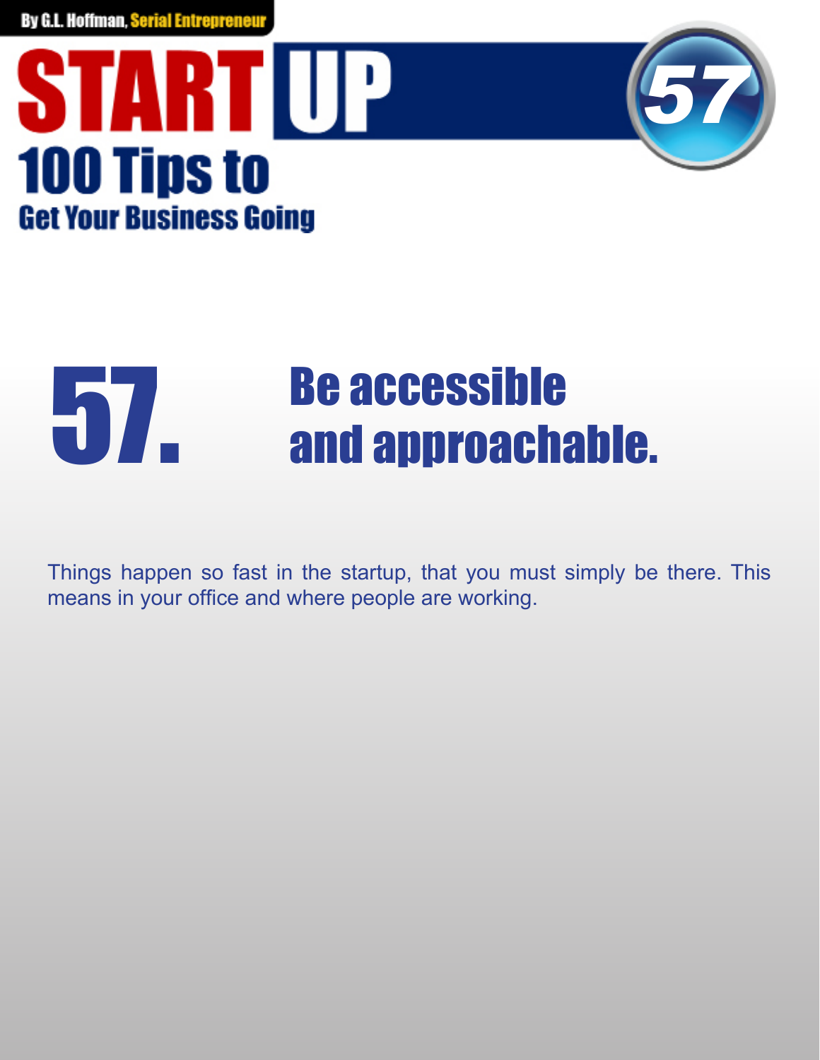# 57. Be accessible and approachable.

Things happen so fast in the startup, that you must simply be there. This means in your office and where people are working.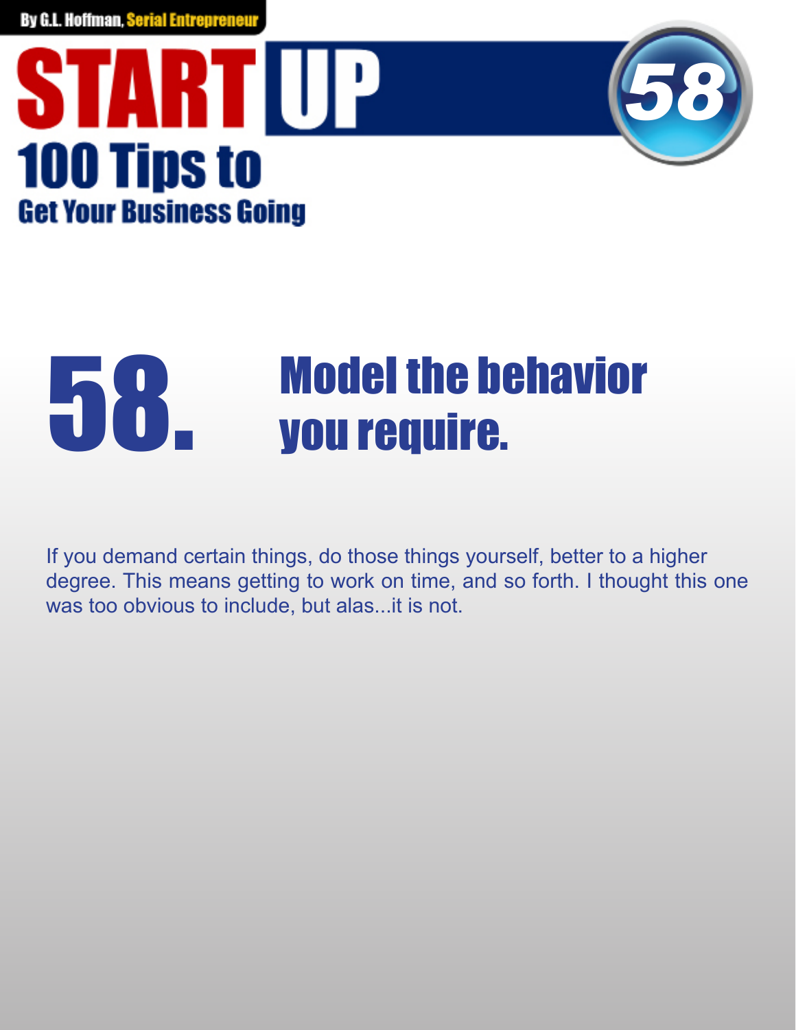# 58. Model the behavior you require.

If you demand certain things, do those things yourself, better to a higher degree. This means getting to work on time, and so forth. I thought this one was too obvious to include, but alas...it is not.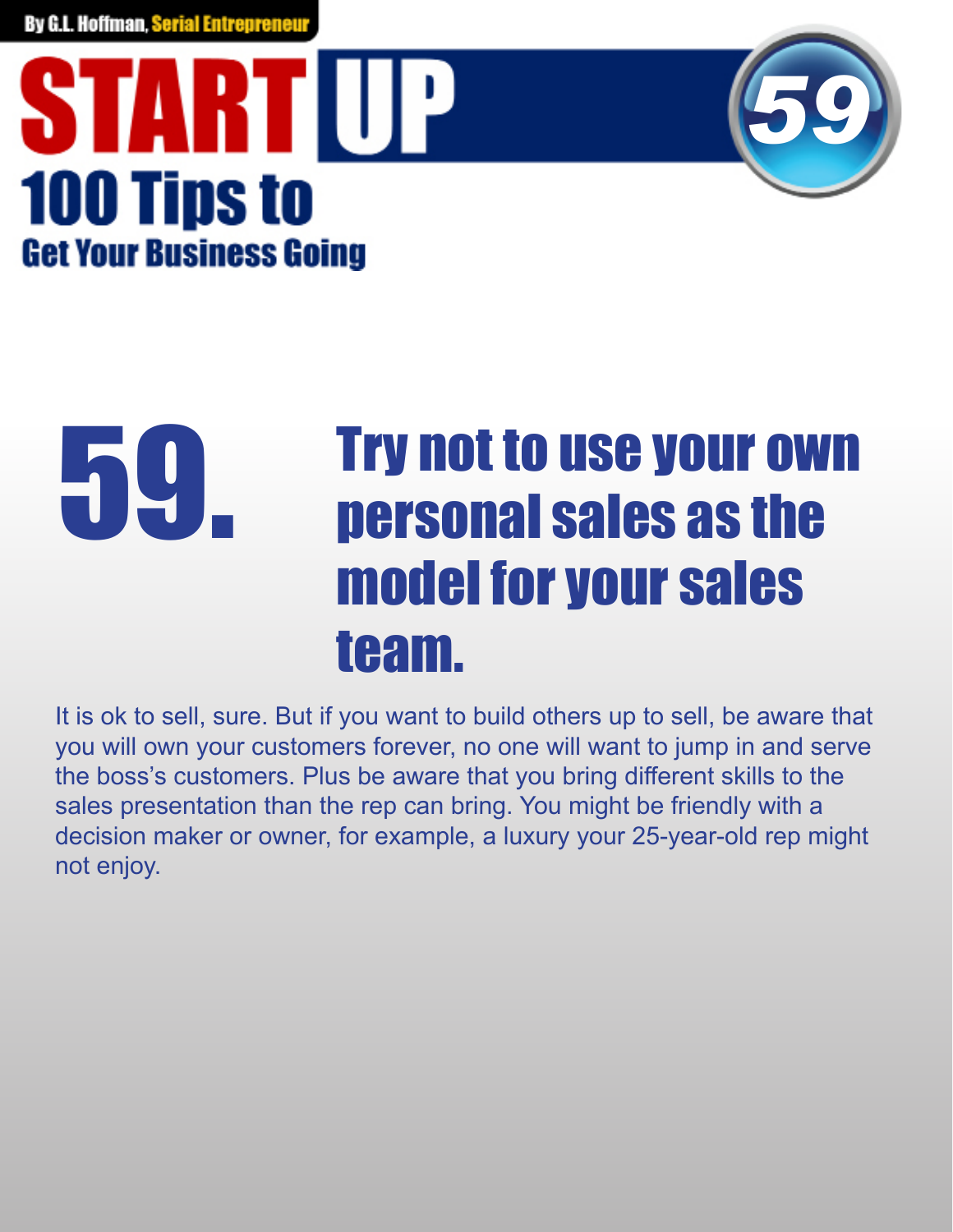# 59. Try not to use your own personal sales as the model for your sales team.

It is ok to sell, sure. But if you want to build others up to sell, be aware that you will own your customers forever, no one will want to jump in and serve the boss's customers. Plus be aware that you bring different skills to the sales presentation than the rep can bring. You might be friendly with a decision maker or owner, for example, a luxury your 25-year-old rep might not enjoy.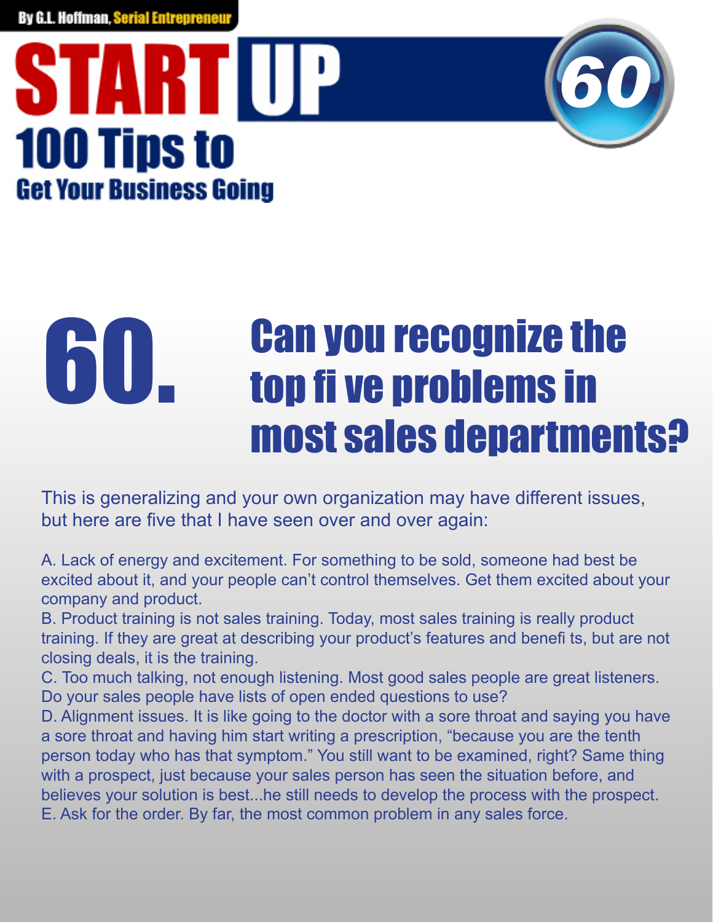# 60. Can you recognize the top five problems in most sales departments?

This is generalizing and your own organization may have different issues, but here are five that I have seen over and over again:

A. Lack of energy and excitement. For something to be sold, someone had best be excited about it, and your people can't control themselves. Get them excited about your company and product.

B. Product training is not sales training. Today, most sales training is really product training. If they are great at describing your product's features and benefits, but are not closing deals, it is the training.

C. Too much talking, not enough listening. Most good sales people are great listeners. Do your sales people have lists of open ended questions to use?

D. Alignment issues. It is like going to the doctor with a sore throat and saying you have a sore throat and having him start writing a prescription, "because you are the tenth person today who has that symptom." You still want to be examined, right? Same thing with a prospect, just because your sales person has seen the situation before, and believes your solution is best...he still needs to develop the process with the prospect.

E. Ask for the order. By far, the most common problem in any sales force.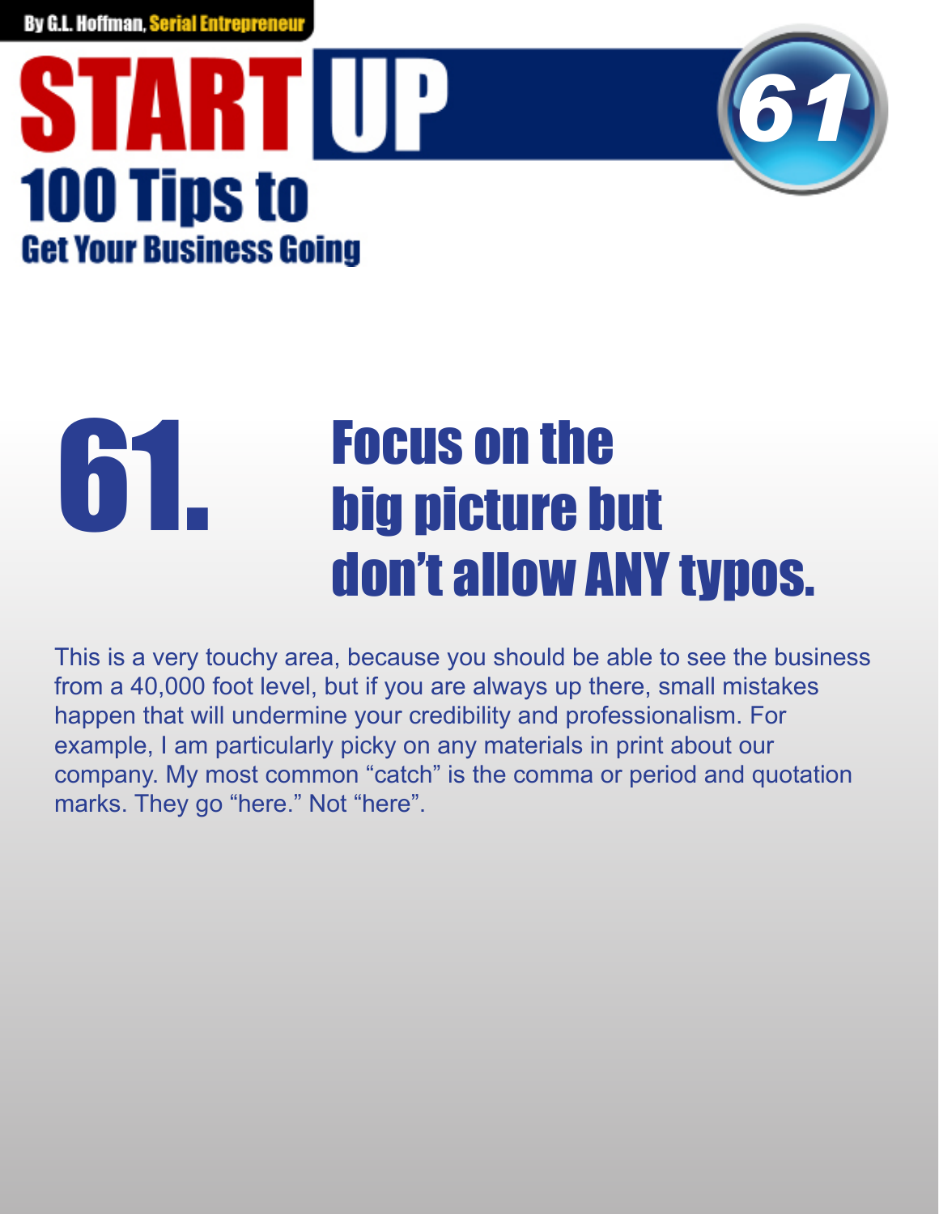# 61. Focus on the big picture but don't allow ANY typos.

This is a very touchy area, because you should be able to see the business from a 40,000 foot level, but if you are always up there, small mistakes happen that will undermine your credibility and professionalism. For example, I am particularly picky on any materials in print about our company. My most common "catch" is the comma or period and quotation marks. They go "here." Not "here".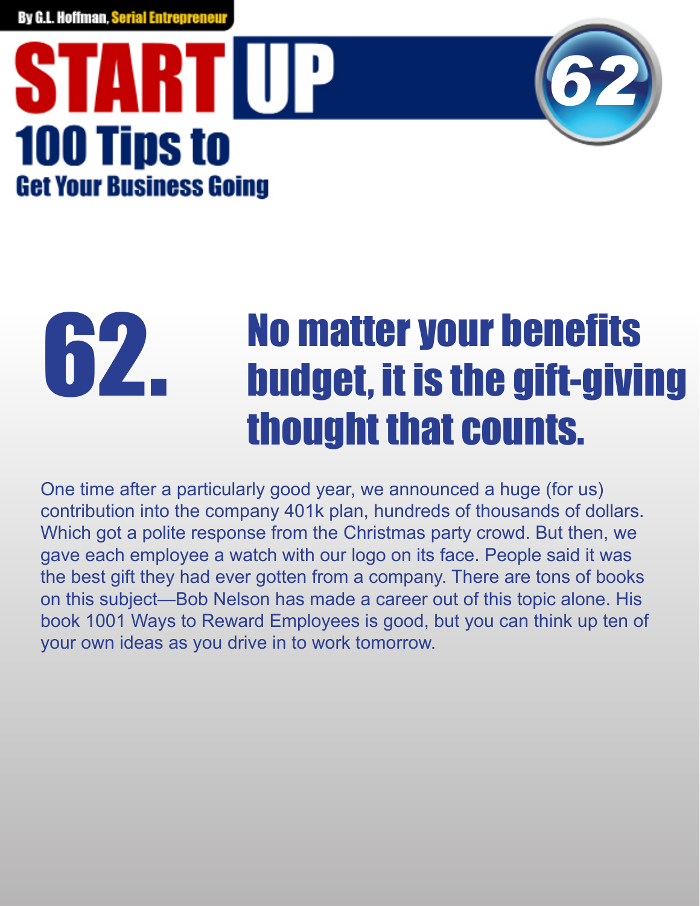# 62. No matter your benefits budget, it is the gift-giving thought that counts.

One time after a particularly good year, we announced a huge (for us) contribution into the company 401k plan, hundreds of thousands of dollars. Which got a polite response from the Christmas party crowd. But then, we gave each employee a watch with our logo on its face. People said it was the best gift they had ever gotten from a company. There are tons of books on this subject—Bob Nelson has made a career out of this topic alone. His book 1001 Ways to Reward Employees is good, but you can think up ten of your own ideas as you drive in to work tomorrow.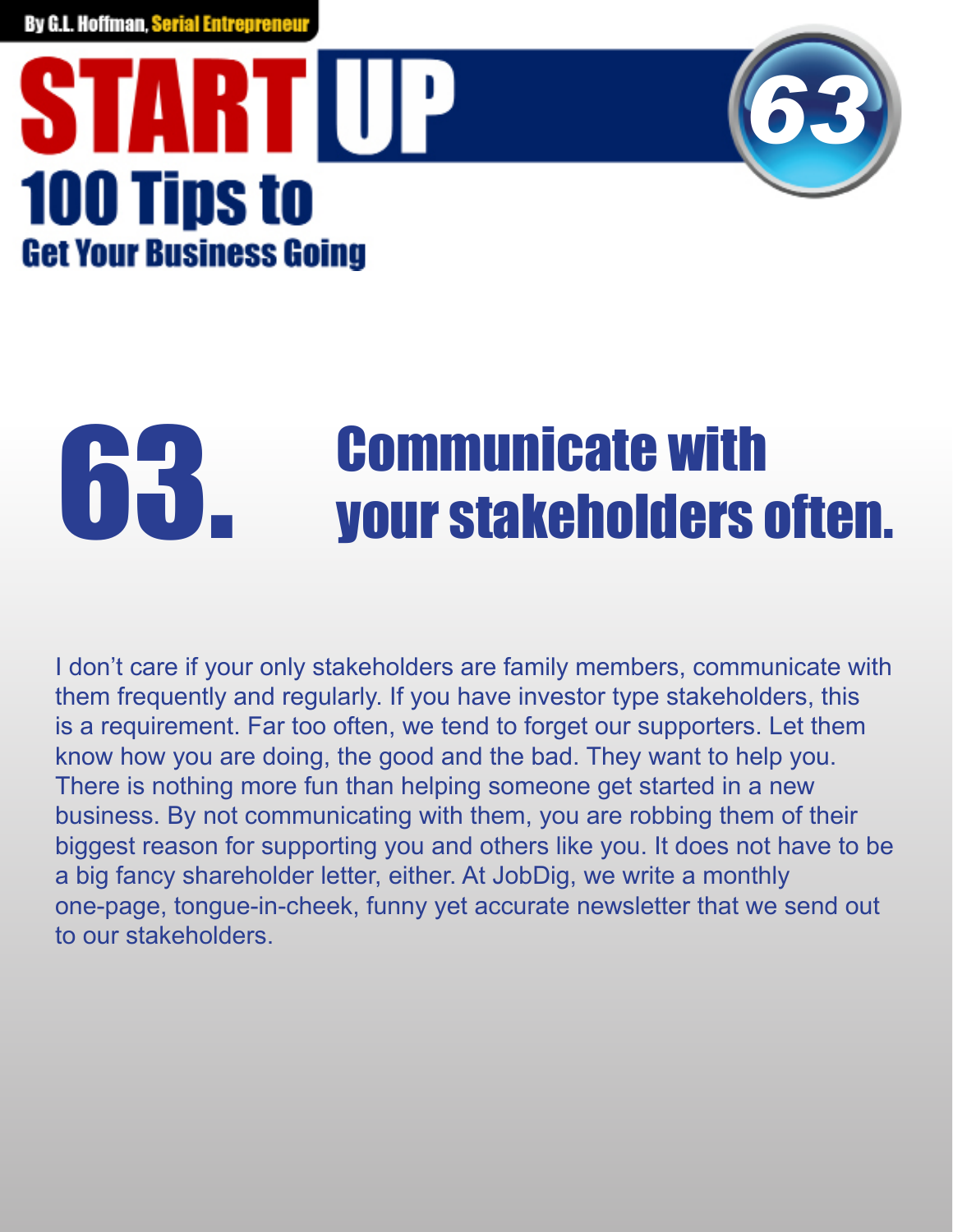# 63. Communicate with your stakeholders often.

I don't care if your only stakeholders are family members, communicate with them frequently and regularly. If you have investor type stakeholders, this is a requirement. Far too often, we tend to forget our supporters. Let them know how you are doing, the good and the bad. They want to help you. There is nothing more fun than helping someone get started in a new business. By not communicating with them, you are robbing them of their biggest reason for supporting you and others like you. It does not have to be a big fancy shareholder letter, either. At JobDig, we write a monthly one-page, tongue-in-cheek, funny yet accurate newsletter that we send out to our stakeholders.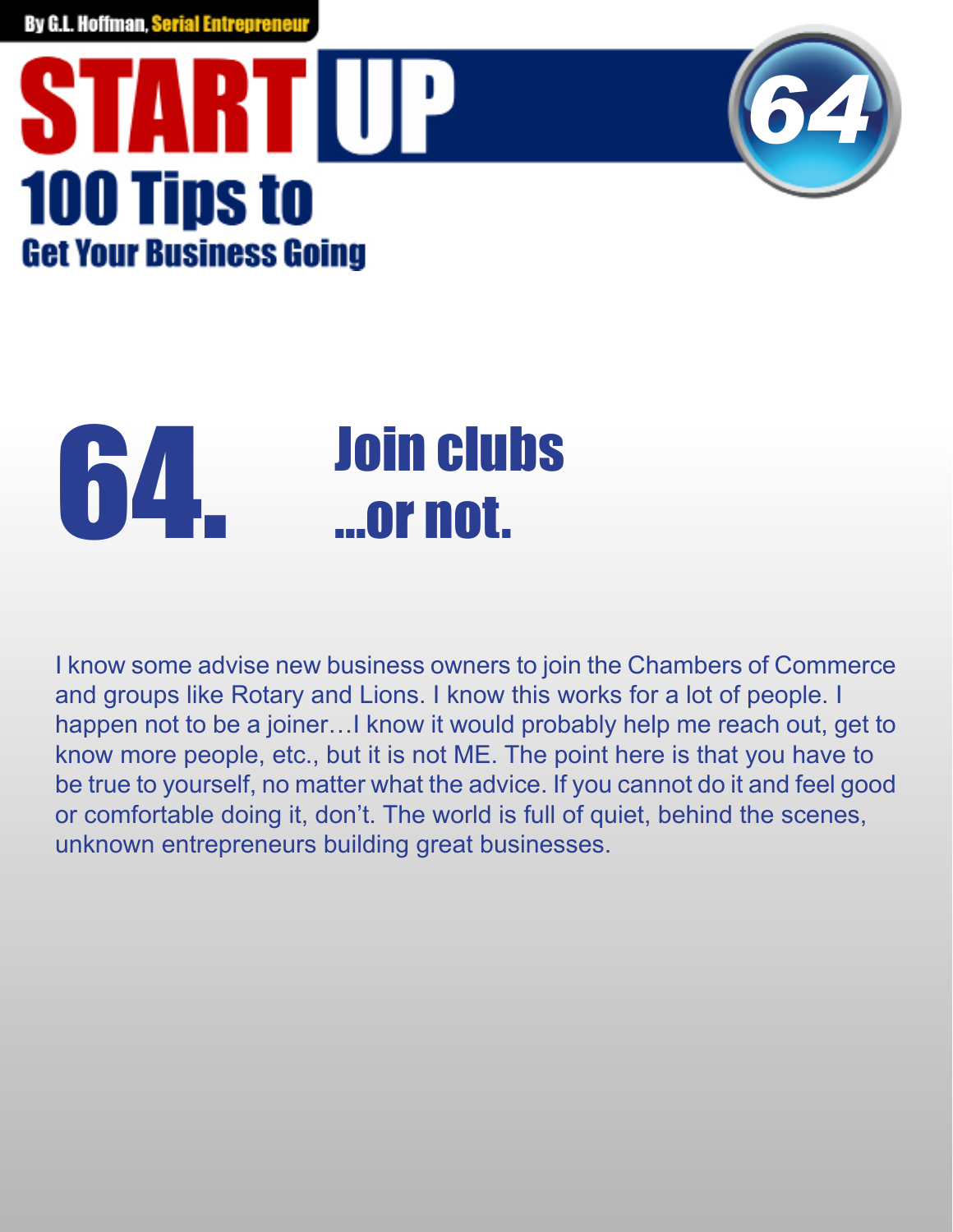# 64. Join clubs ...or not.

I know some advise new business owners to join the Chambers of Commerce and groups like Rotary and Lions. I know this works for a lot of people. I happen not to be a joiner…I know it would probably help me reach out, get to know more people, etc., but it is not ME. The point here is that you have to be true to yourself, no matter what the advice. If you cannot do it and feel good or comfortable doing it, don't. The world is full of quiet, behind the scenes, unknown entrepreneurs building great businesses.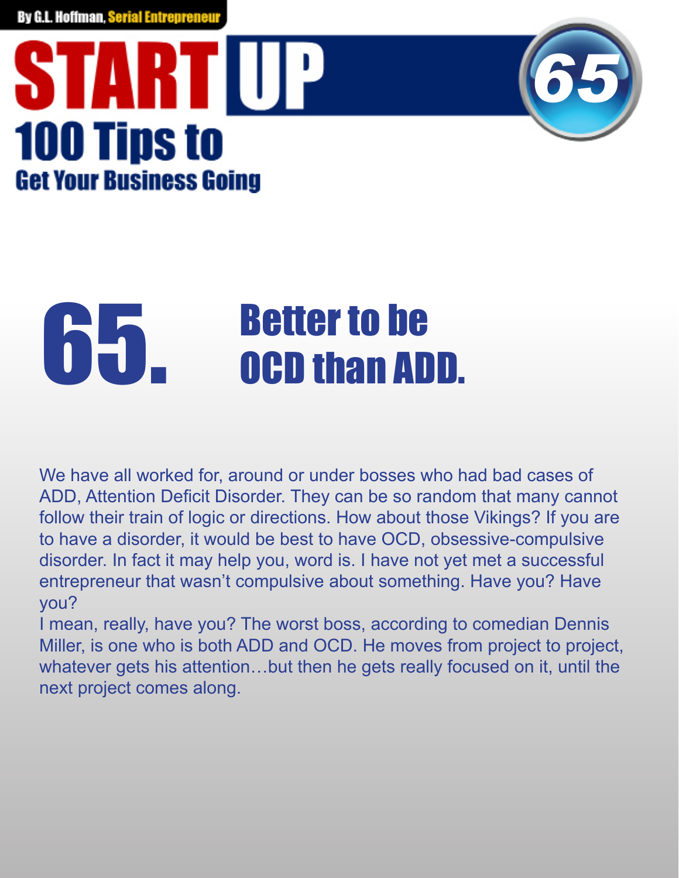# 65. Better to be OCD than ADD.

We have all worked for, around or under bosses who had bad cases of ADD, Attention Deficit Disorder. They can be so random that many cannot follow their train of logic or directions. How about those Vikings? If you are to have a disorder, it would be best to have OCD, obsessive-compulsive disorder. In fact it may help you, word is. I have not yet met a successful entrepreneur that wasn't compulsive about something. Have you? Have you?

I mean, really, have you? The worst boss, according to comedian Dennis Miller, is one who is both ADD and OCD. He moves from project to project, whatever gets his attention…but then he gets really focused on it, until the next project comes along.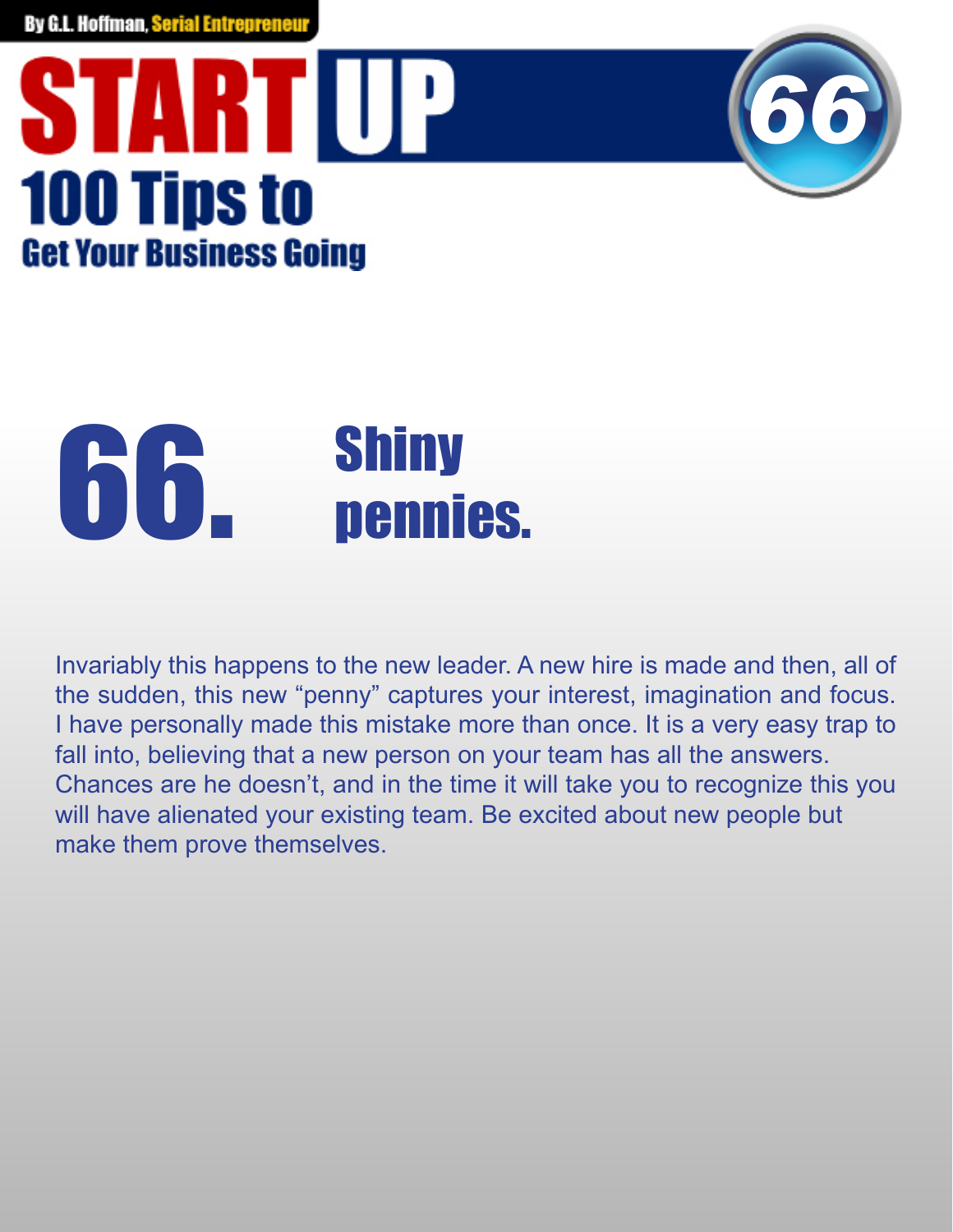# 66. Shiny pennies.

Invariably this happens to the new leader. A new hire is made and then, all of the sudden, this new "penny" captures your interest, imagination and focus. I have personally made this mistake more than once. It is a very easy trap to fall into, believing that a new person on your team has all the answers. Chances are he doesn't, and in the time it will take you to recognize this you will have alienated your existing team. Be excited about new people but make them prove themselves.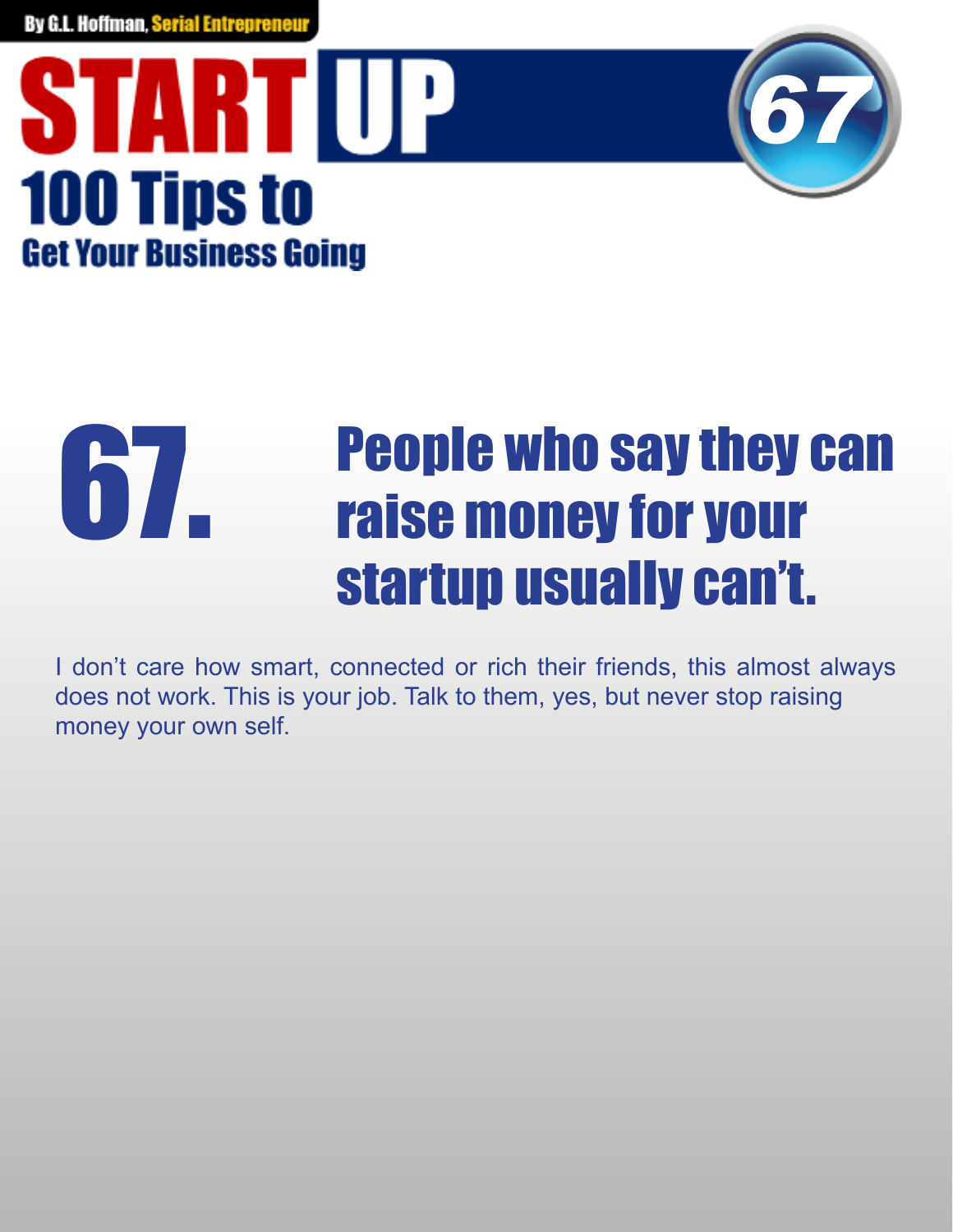# 67. People who say they can raise money for your startup usually can't.

I don't care how smart, connected or rich their friends, this almost always does not work. This is your job. Talk to them, yes, but never stop raising money your own self.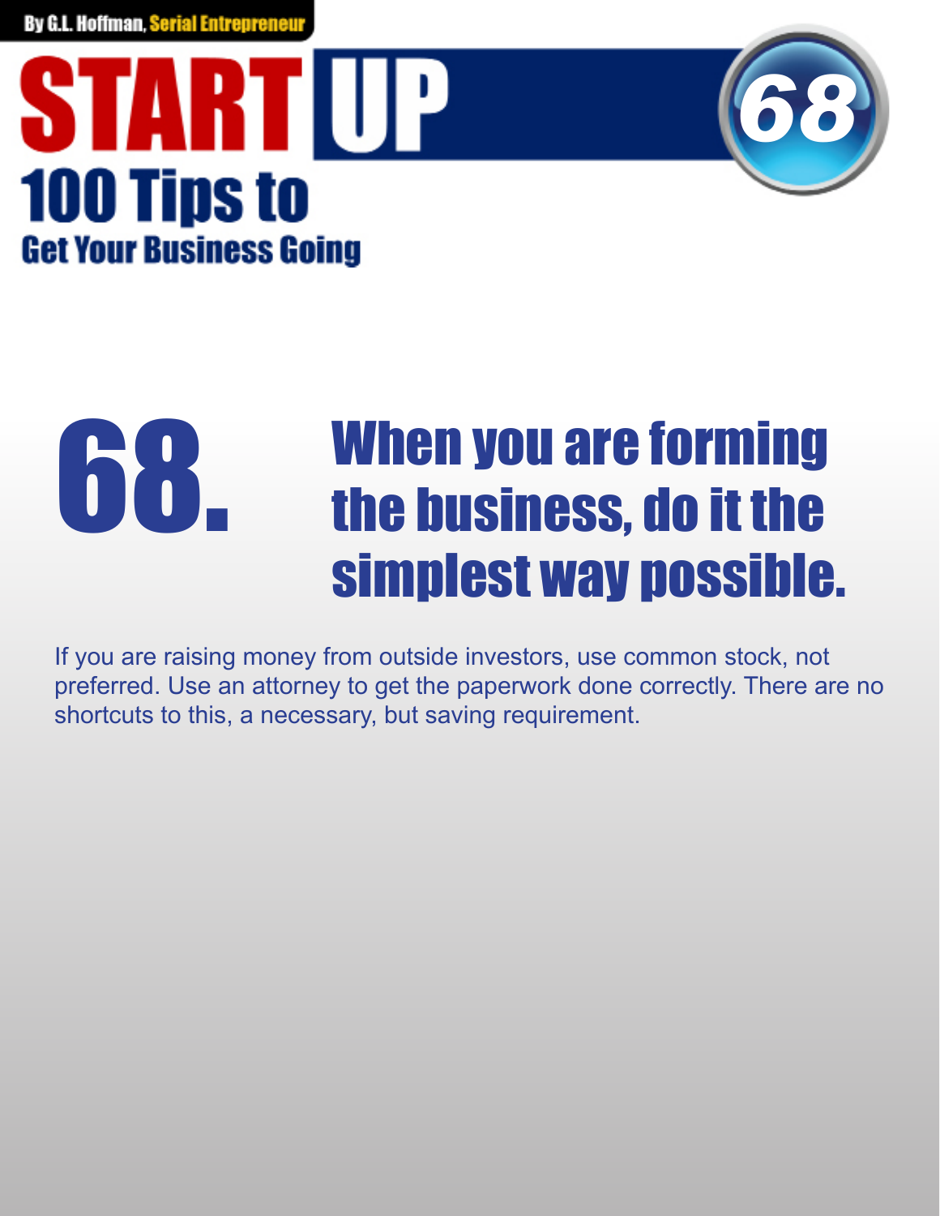# 68. When you are forming the business, do it the simplest way possible.

If you are raising money from outside investors, use common stock, not preferred. Use an attorney to get the paperwork done correctly. There are no shortcuts to this, a necessary, but saving requirement.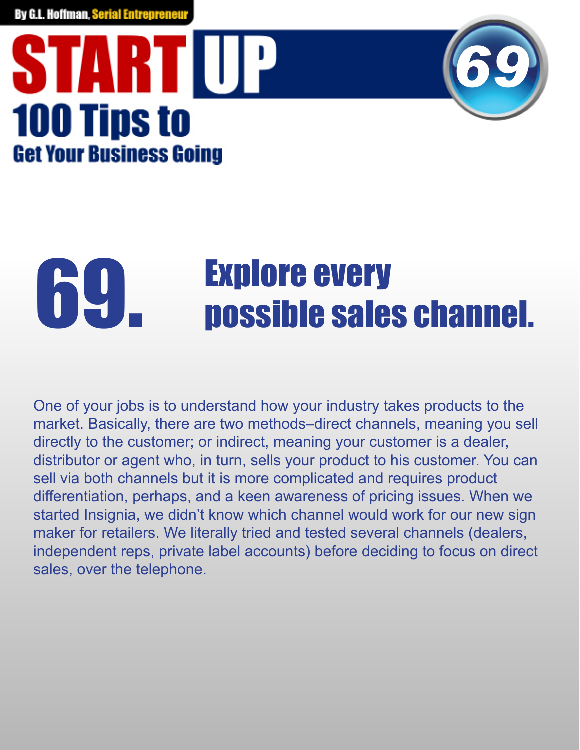# 69. Explore every possible sales channel.

One of your jobs is to understand how your industry takes products to the market. Basically, there are two methods–direct channels, meaning you sell directly to the customer; or indirect, meaning your customer is a dealer, distributor or agent who, in turn, sells your product to his customer. You can sell via both channels but it is more complicated and requires product differentiation, perhaps, and a keen awareness of pricing issues. When we started Insignia, we didn't know which channel would work for our new sign maker for retailers. We literally tried and tested several channels (dealers, independent reps, private label accounts) before deciding to focus on direct sales, over the telephone.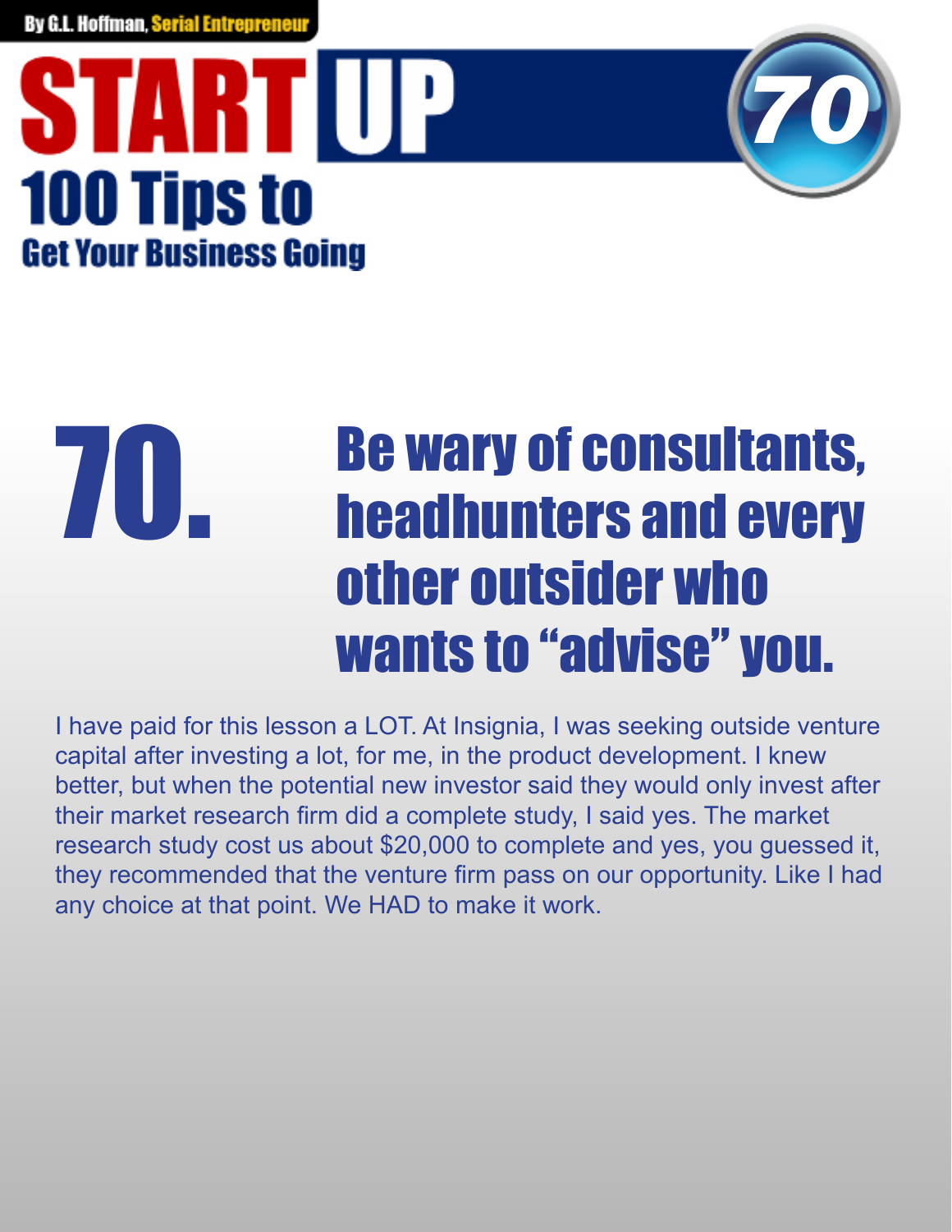## 70. Be wary of consultants, headhunters and every other outsider who wants to "advise" you.

I have paid for this lesson a LOT. At Insignia, I was seeking outside venture capital after investing a lot, for me, in the product development. I knew better, but when the potential new investor said they would only invest after their market research firm did a complete study, I said yes. The market research study cost us about $20,000 to complete and yes, you guessed it, they recommended that the venture firm pass on our opportunity. Like I had any choice at that point. We HAD to make it work.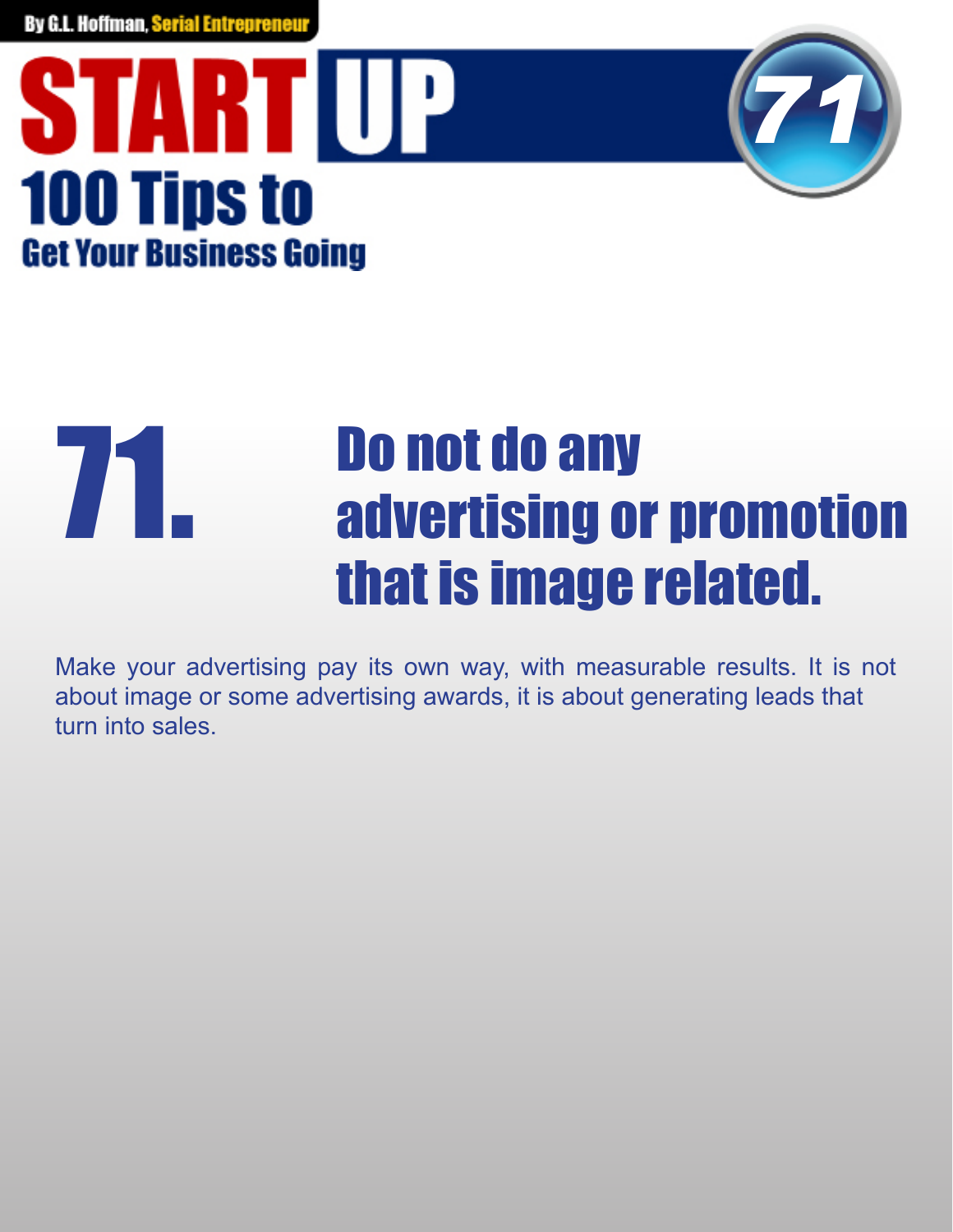# 71. Do not do any advertising or promotion that is image related.

Make your advertising pay its own way, with measurable results. It is not about image or some advertising awards, it is about generating leads that turn into sales.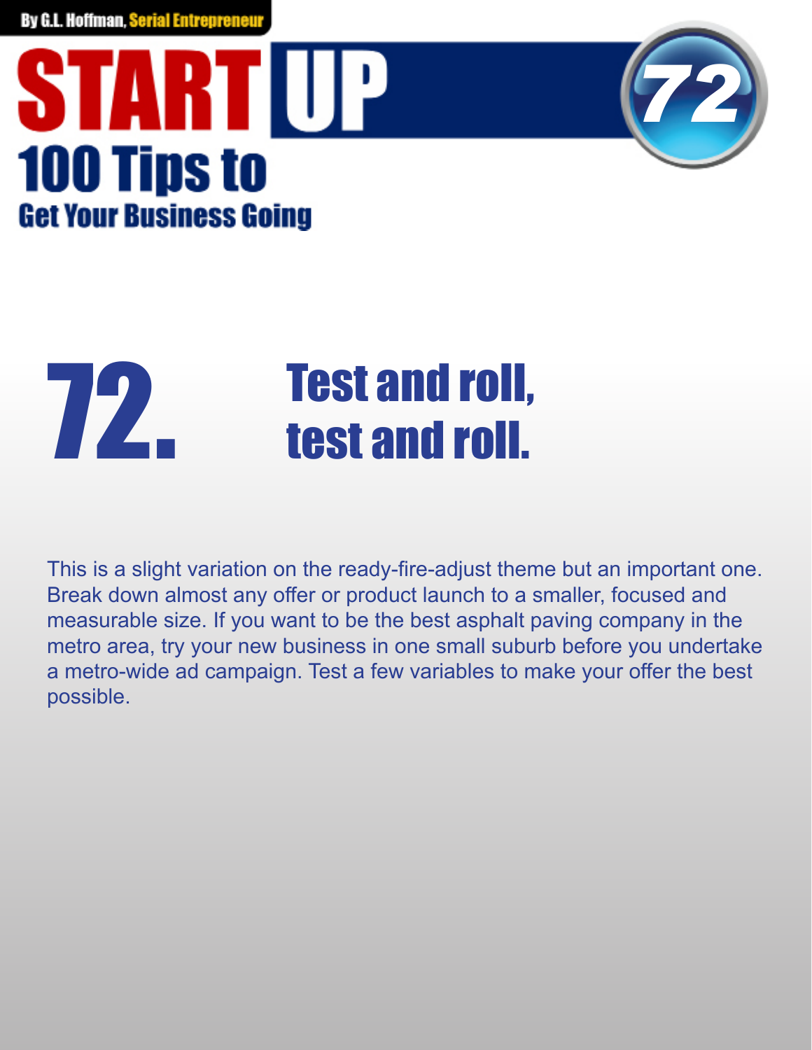# 72. Test and roll, test and roll.

This is a slight variation on the ready-fire-adjust theme but an important one. Break down almost any offer or product launch to a smaller, focused and measurable size. If you want to be the best asphalt paving company in the metro area, try your new business in one small suburb before you undertake a metro-wide ad campaign. Test a few variables to make your offer the best possible.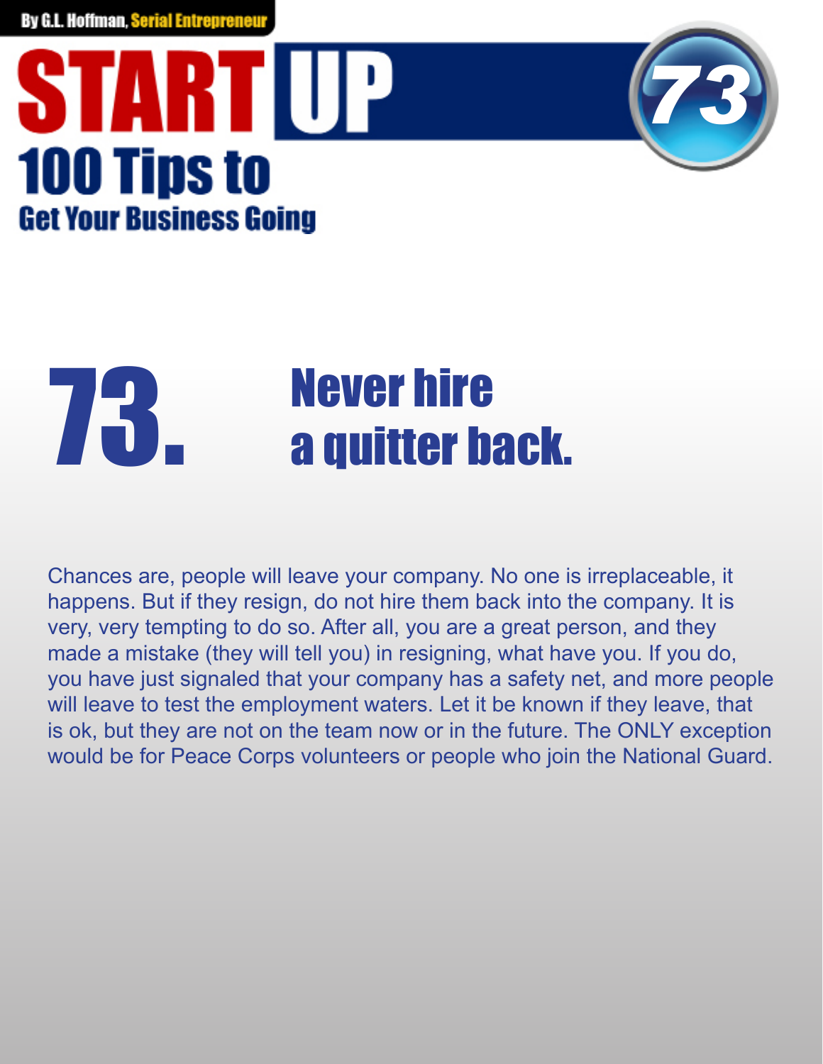# 73. Never hire a quitter back.

Chances are, people will leave your company. No one is irreplaceable, it happens. But if they resign, do not hire them back into the company. It is very, very tempting to do so. After all, you are a great person, and they made a mistake (they will tell you) in resigning, what have you. If you do, you have just signaled that your company has a safety net, and more people will leave to test the employment waters. Let it be known if they leave, that is ok, but they are not on the team now or in the future. The ONLY exception would be for Peace Corps volunteers or people who join the National Guard.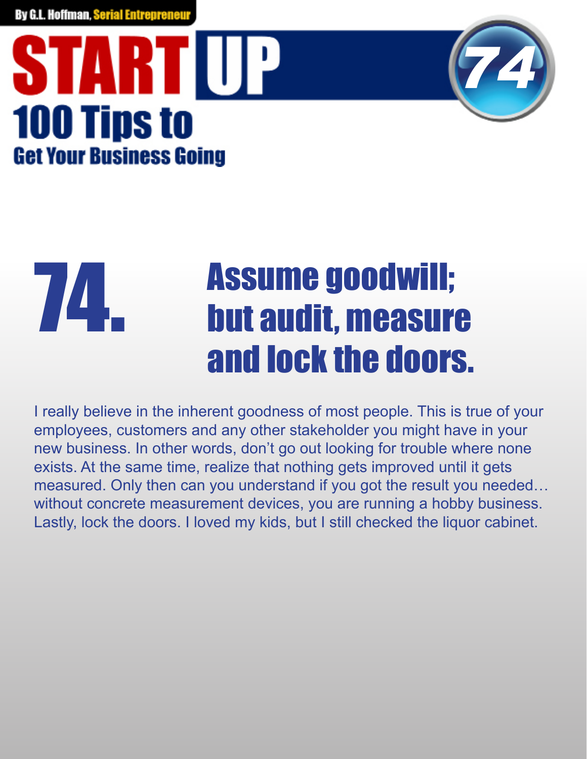# 74. Assume goodwill; but audit, measure and lock the doors.

I really believe in the inherent goodness of most people. This is true of your employees, customers and any other stakeholder you might have in your new business. In other words, don't go out looking for trouble where none exists. At the same time, realize that nothing gets improved until it gets measured. Only then can you understand if you got the result you needed… without concrete measurement devices, you are running a hobby business. Lastly, lock the doors. I loved my kids, but I still checked the liquor cabinet.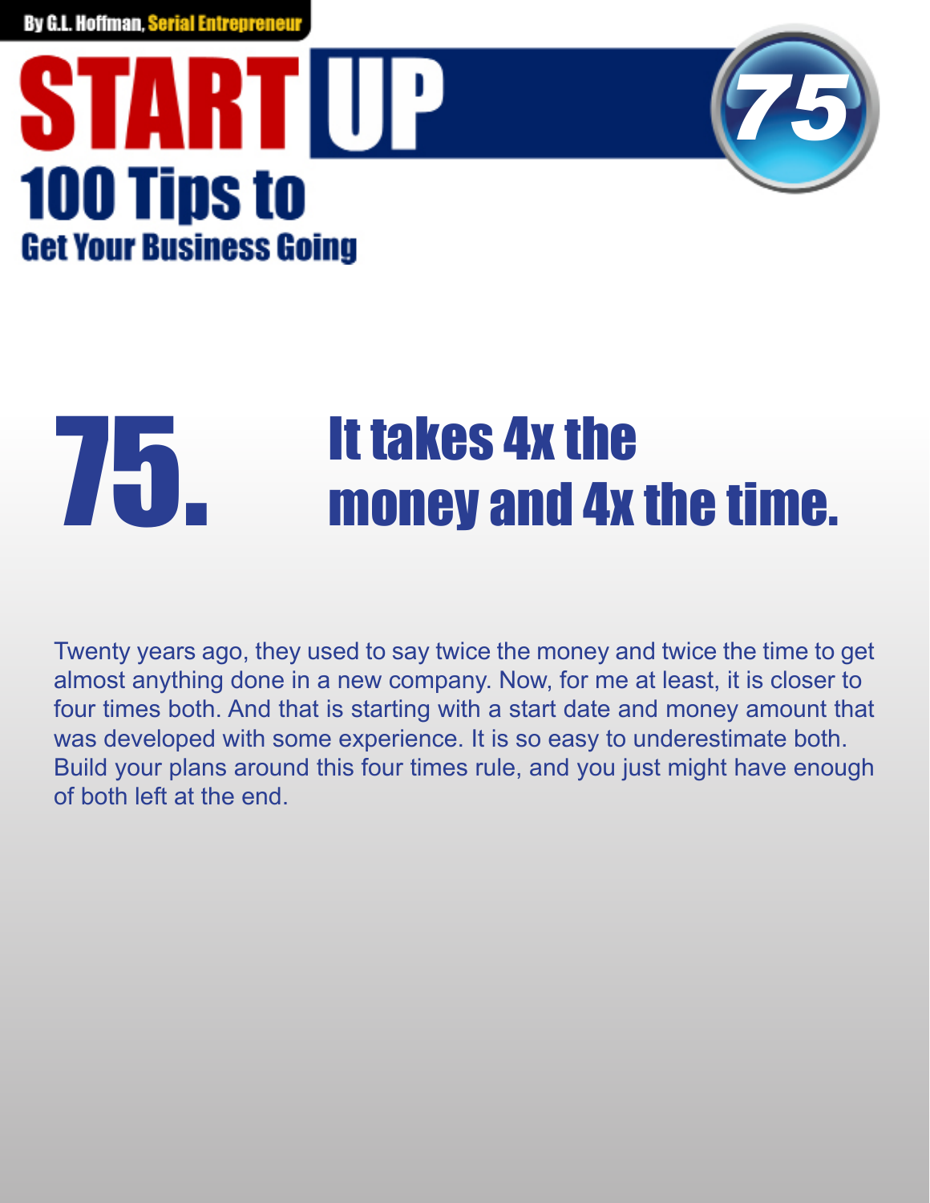# 75. It takes 4x the money and 4x the time.

Twenty years ago, they used to say twice the money and twice the time to get almost anything done in a new company. Now, for me at least, it is closer to four times both. And that is starting with a start date and money amount that was developed with some experience. It is so easy to underestimate both. Build your plans around this four times rule, and you just might have enough of both left at the end.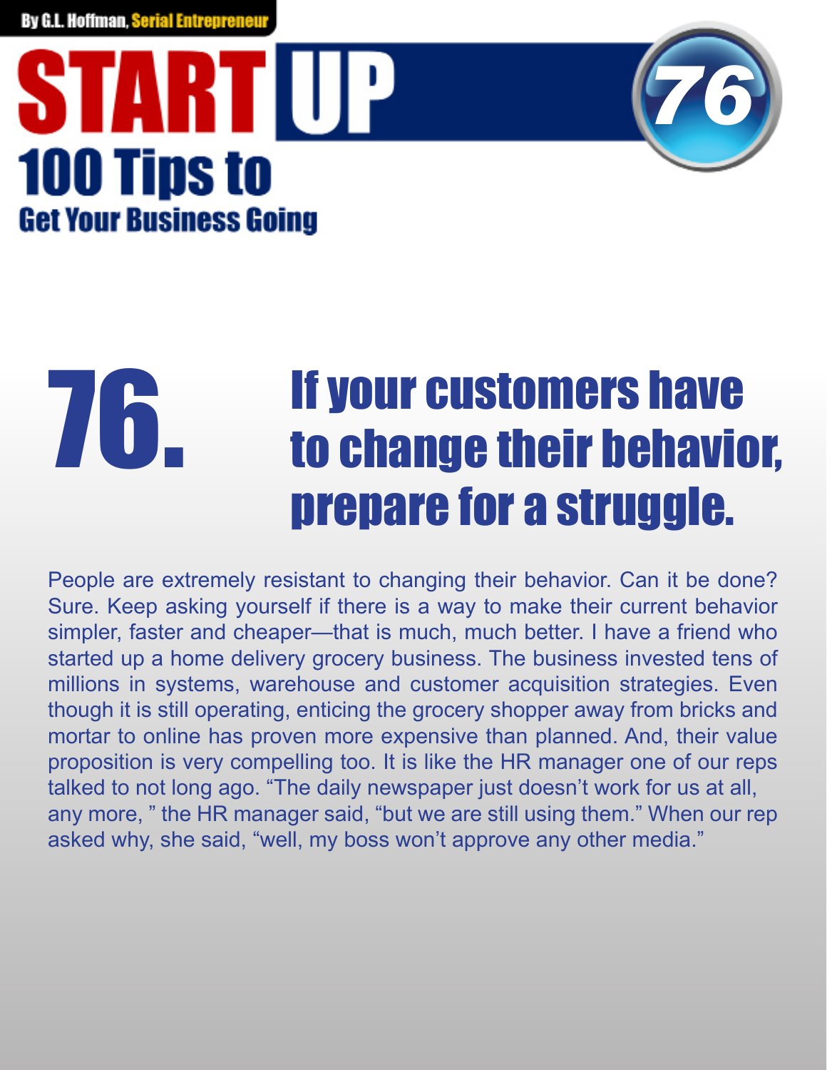# 76. If your customers have to change their behavior, prepare for a struggle.

People are extremely resistant to changing their behavior. Can it be done? Sure. Keep asking yourself if there is a way to make their current behavior simpler, faster and cheaper—that is much, much better. I have a friend who started up a home delivery grocery business. The business invested tens of millions in systems, warehouse and customer acquisition strategies. Even though it is still operating, enticing the grocery shopper away from bricks and mortar to online has proven more expensive than planned. And, their value proposition is very compelling too. It is like the HR manager one of our reps talked to not long ago. “The daily newspaper just doesn’t work for us at all, any more, ” the HR manager said, “but we are still using them.” When our rep asked why, she said, “well, my boss won’t approve any other media.”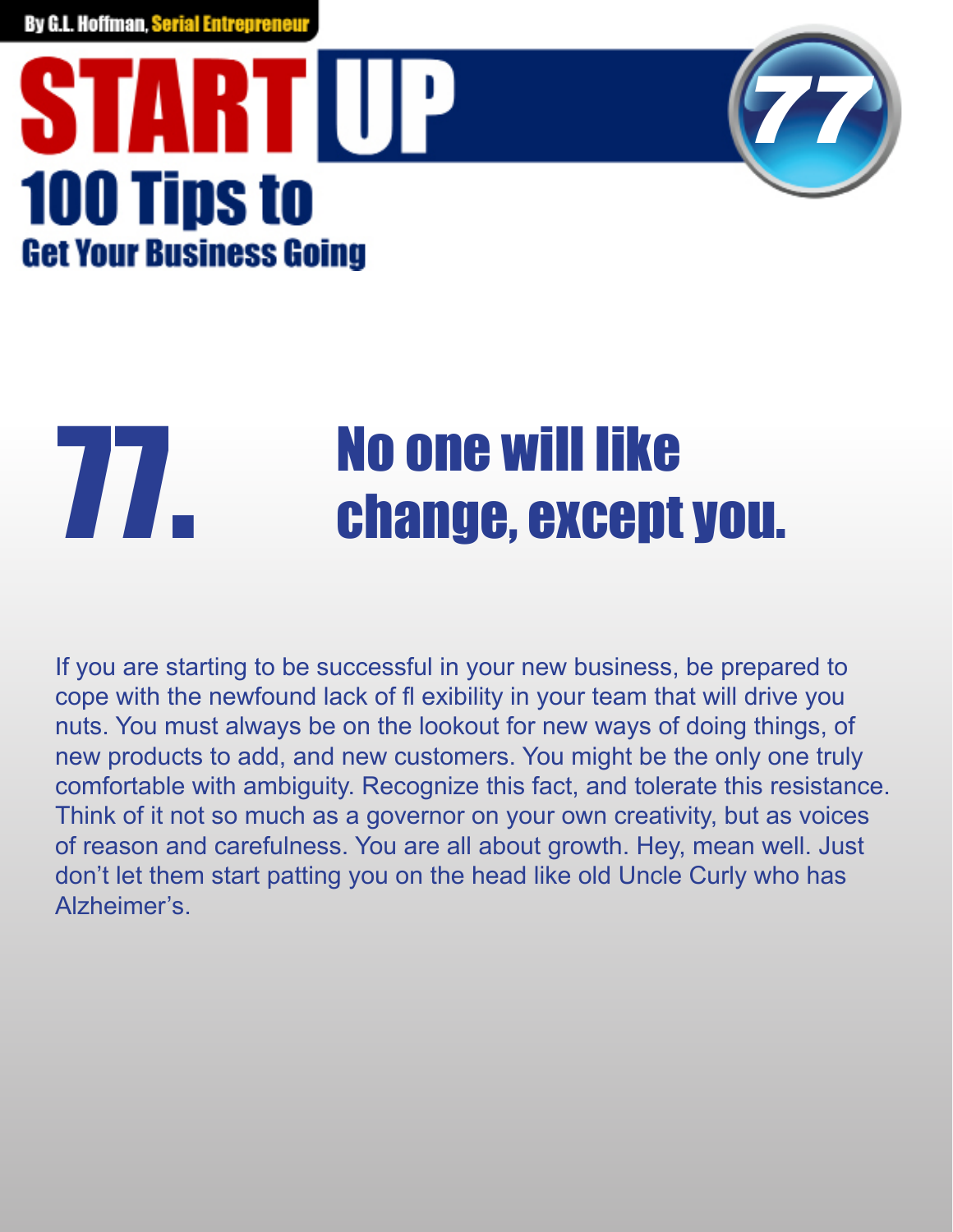# 77. No one will like change, except you.

If you are starting to be successful in your new business, be prepared to cope with the newfound lack of fl exibility in your team that will drive you nuts. You must always be on the lookout for new ways of doing things, of new products to add, and new customers. You might be the only one truly comfortable with ambiguity. Recognize this fact, and tolerate this resistance. Think of it not so much as a governor on your own creativity, but as voices of reason and carefulness. You are all about growth. Hey, mean well. Just don't let them start patting you on the head like old Uncle Curly who has Alzheimer's.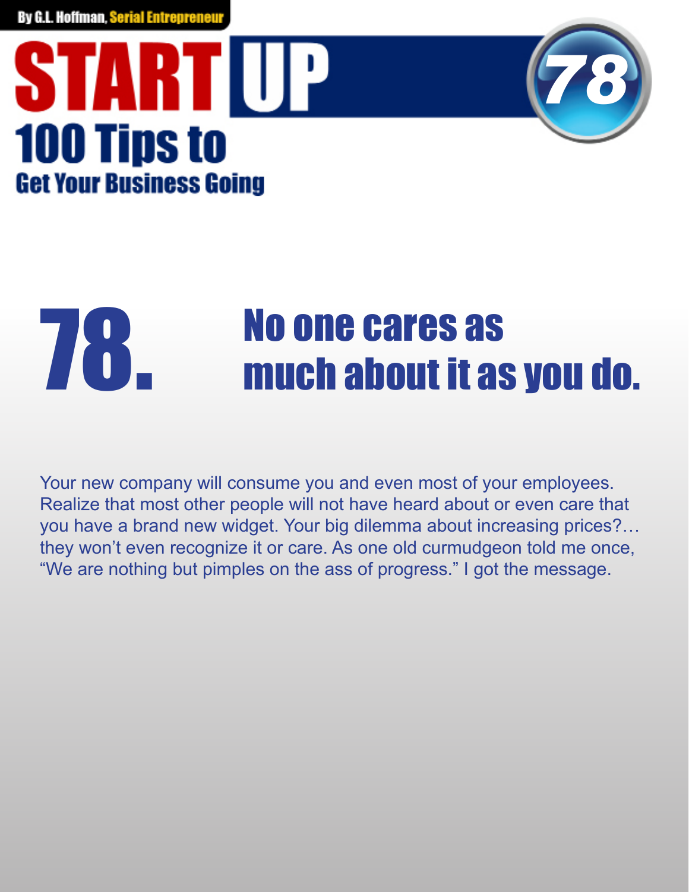# 78. No one cares as much about it as you do.

Your new company will consume you and even most of your employees. Realize that most other people will not have heard about or even care that you have a brand new widget. Your big dilemma about increasing prices?… they won't even recognize it or care. As one old curmudgeon told me once, "We are nothing but pimples on the ass of progress." I got the message.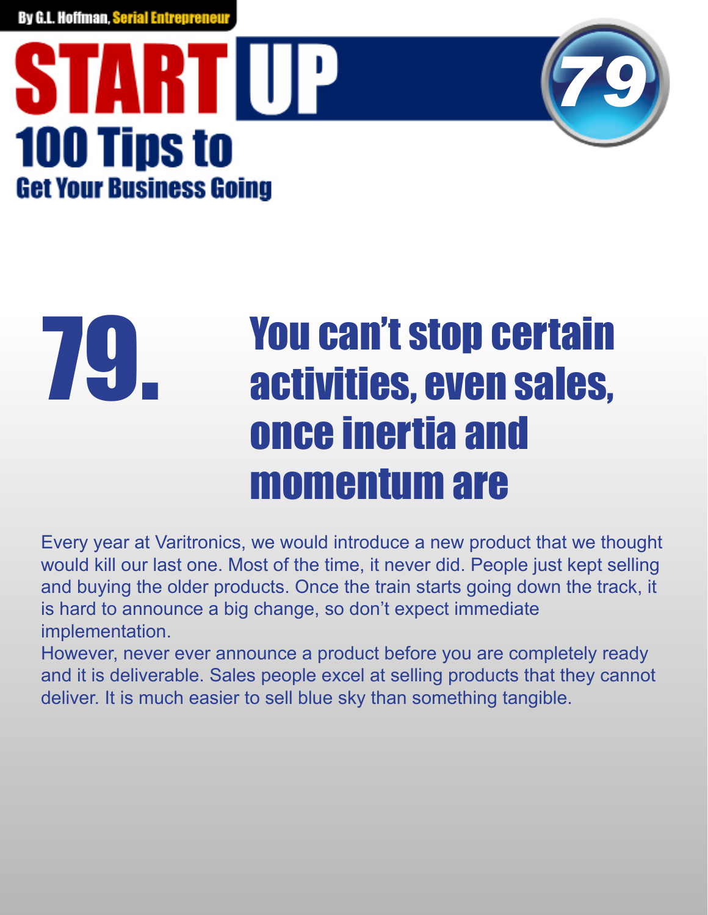# 79. You can't stop certain activities, even sales, once inertia and momentum are

Every year at Varitronics, we would introduce a new product that we thought would kill our last one. Most of the time, it never did. People just kept selling and buying the older products. Once the train starts going down the track, it is hard to announce a big change, so don't expect immediate implementation.

However, never ever announce a product before you are completely ready and it is deliverable. Sales people excel at selling products that they cannot deliver. It is much easier to sell blue sky than something tangible.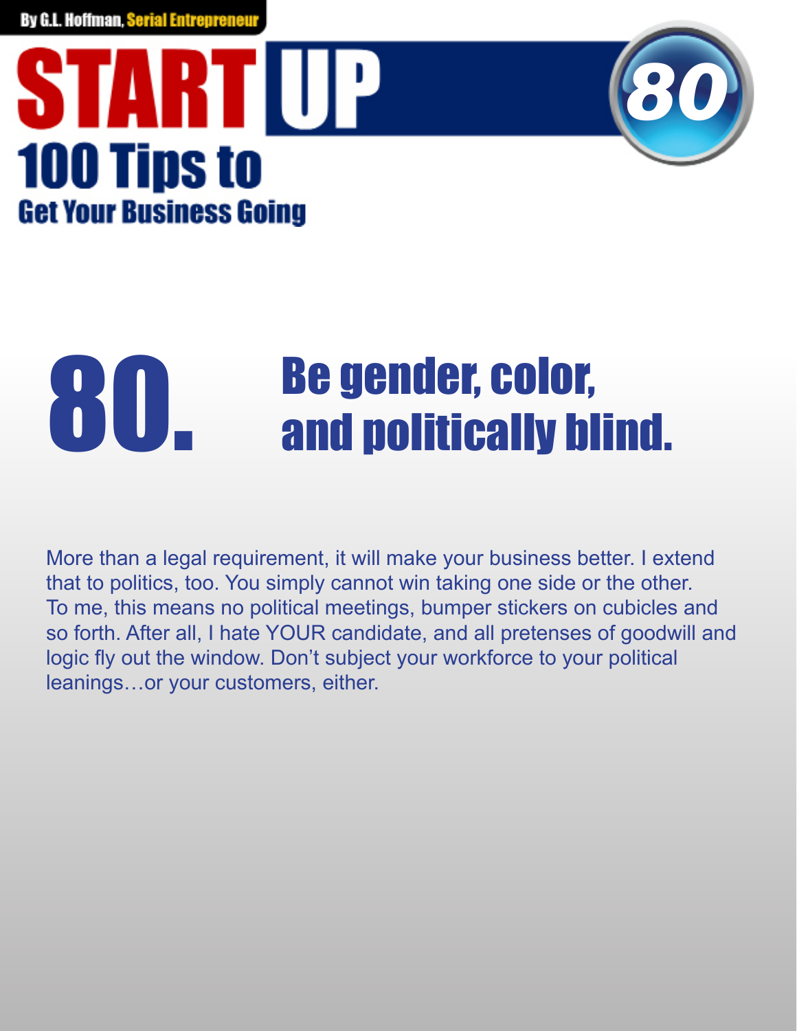# 80. Be gender, color, and politically blind.

More than a legal requirement, it will make your business better. I extend that to politics, too. You simply cannot win taking one side or the other. To me, this means no political meetings, bumper stickers on cubicles and so forth. After all, I hate YOUR candidate, and all pretenses of goodwill and logic fly out the window. Don't subject your workforce to your political leanings…or your customers, either.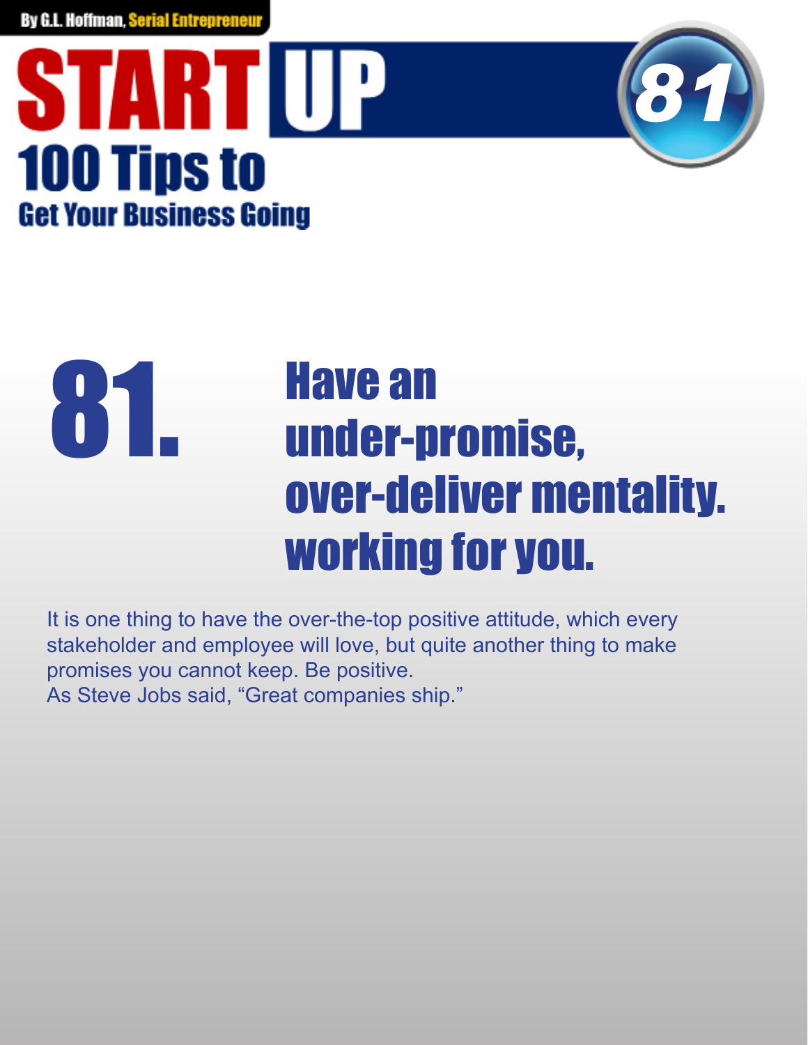# 81. Have an under-promise, over-deliver mentality. working for you.

It is one thing to have the over-the-top positive attitude, which every stakeholder and employee will love, but quite another thing to make promises you cannot keep. Be positive.
As Steve Jobs said, “Great companies ship.”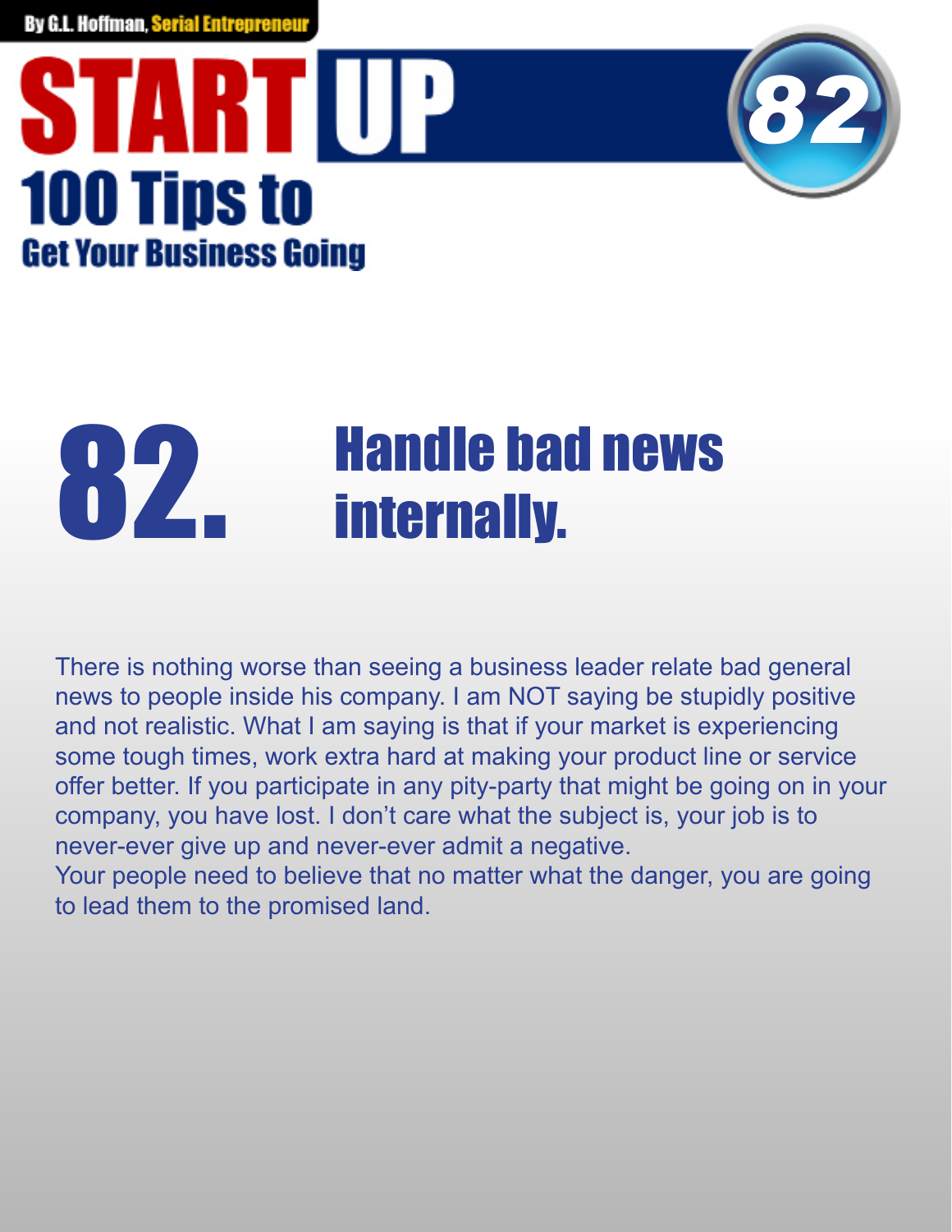# 82. Handle bad news internally.

There is nothing worse than seeing a business leader relate bad general news to people inside his company. I am NOT saying be stupidly positive and not realistic. What I am saying is that if your market is experiencing some tough times, work extra hard at making your product line or service offer better. If you participate in any pity-party that might be going on in your company, you have lost. I don't care what the subject is, your job is to never-ever give up and never-ever admit a negative.
Your people need to believe that no matter what the danger, you are going to lead them to the promised land.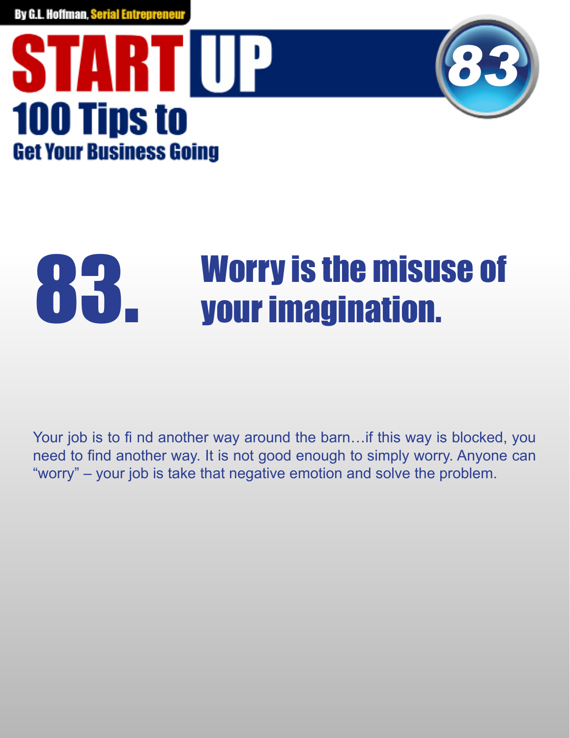# 83. Worry is the misuse of your imagination.

Your job is to fi nd another way around the barn…if this way is blocked, you need to find another way. It is not good enough to simply worry. Anyone can "worry" – your job is take that negative emotion and solve the problem.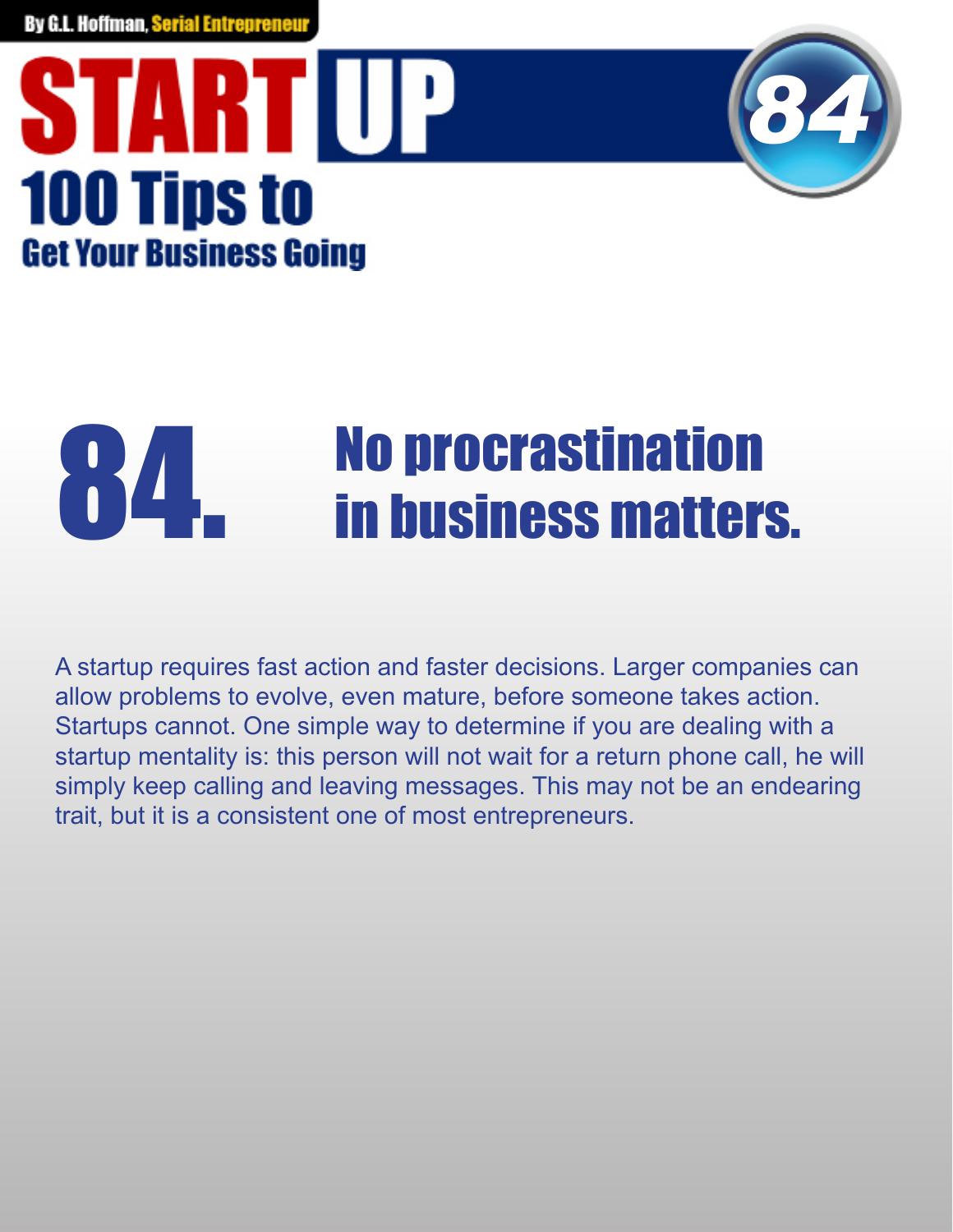# 84. No procrastination in business matters.

A startup requires fast action and faster decisions. Larger companies can allow problems to evolve, even mature, before someone takes action. Startups cannot. One simple way to determine if you are dealing with a startup mentality is: this person will not wait for a return phone call, he will simply keep calling and leaving messages. This may not be an endearing trait, but it is a consistent one of most entrepreneurs.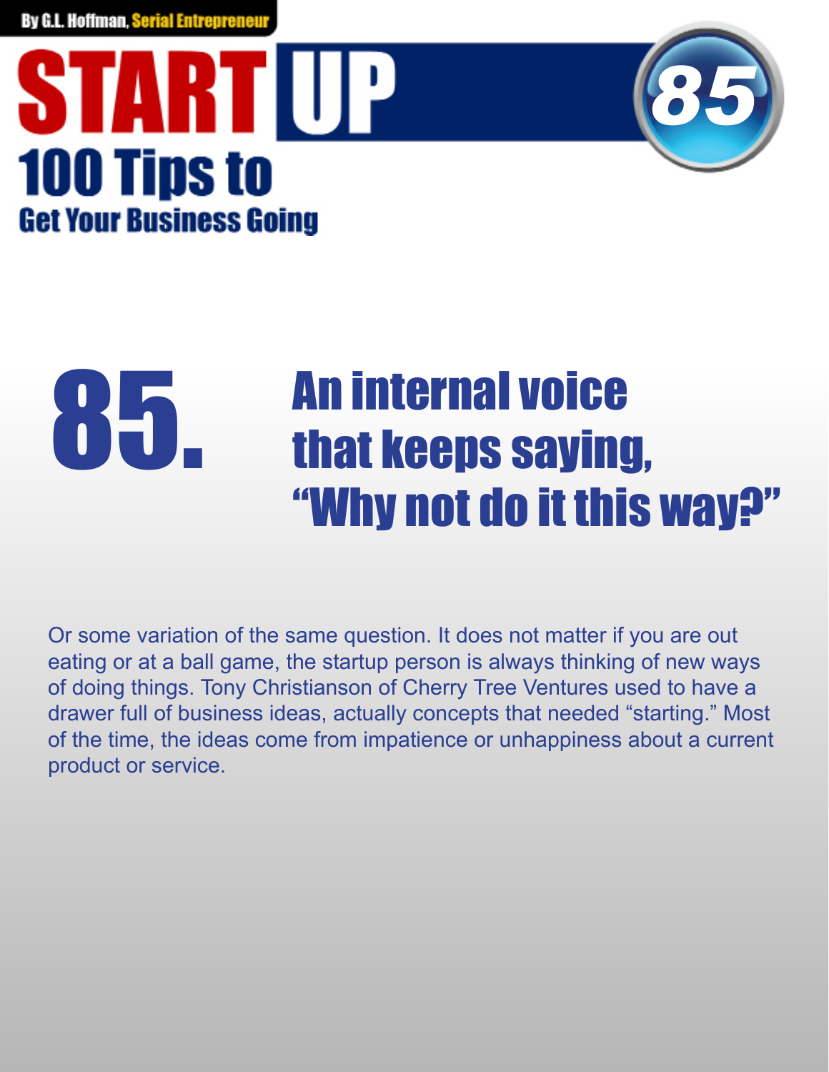# 85. An internal voice that keeps saying, "Why not do it this way?"

Or some variation of the same question. It does not matter if you are out eating or at a ball game, the startup person is always thinking of new ways of doing things. Tony Christianson of Cherry Tree Ventures used to have a drawer full of business ideas, actually concepts that needed "starting." Most of the time, the ideas come from impatience or unhappiness about a current product or service.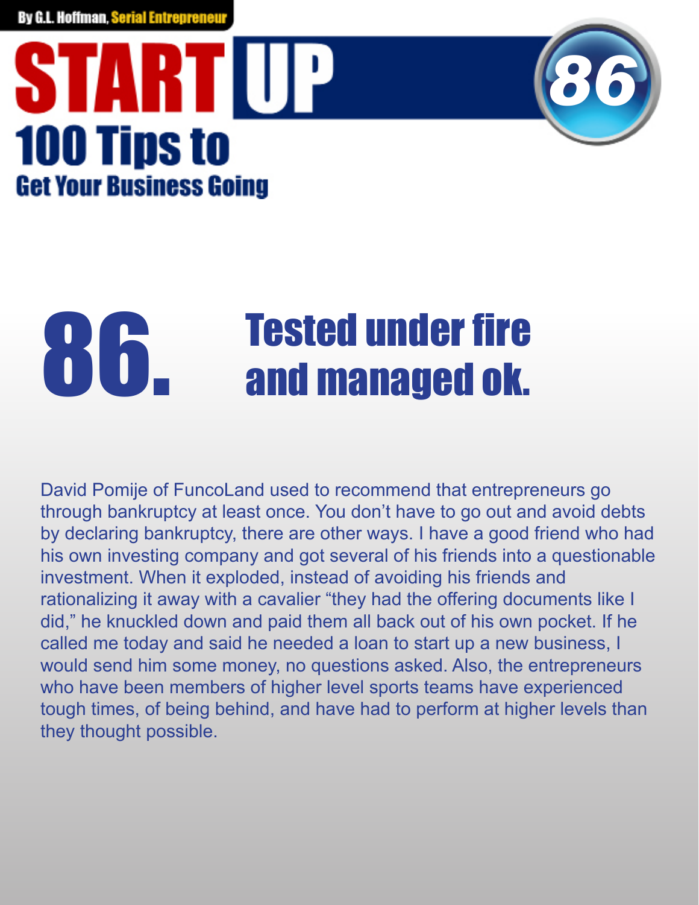# 86. Tested under fire and managed ok.

David Pomije of FuncoLand used to recommend that entrepreneurs go through bankruptcy at least once. You don't have to go out and avoid debts by declaring bankruptcy, there are other ways. I have a good friend who had his own investing company and got several of his friends into a questionable investment. When it exploded, instead of avoiding his friends and rationalizing it away with a cavalier "they had the offering documents like I did," he knuckled down and paid them all back out of his own pocket. If he called me today and said he needed a loan to start up a new business, I would send him some money, no questions asked. Also, the entrepreneurs who have been members of higher level sports teams have experienced tough times, of being behind, and have had to perform at higher levels than they thought possible.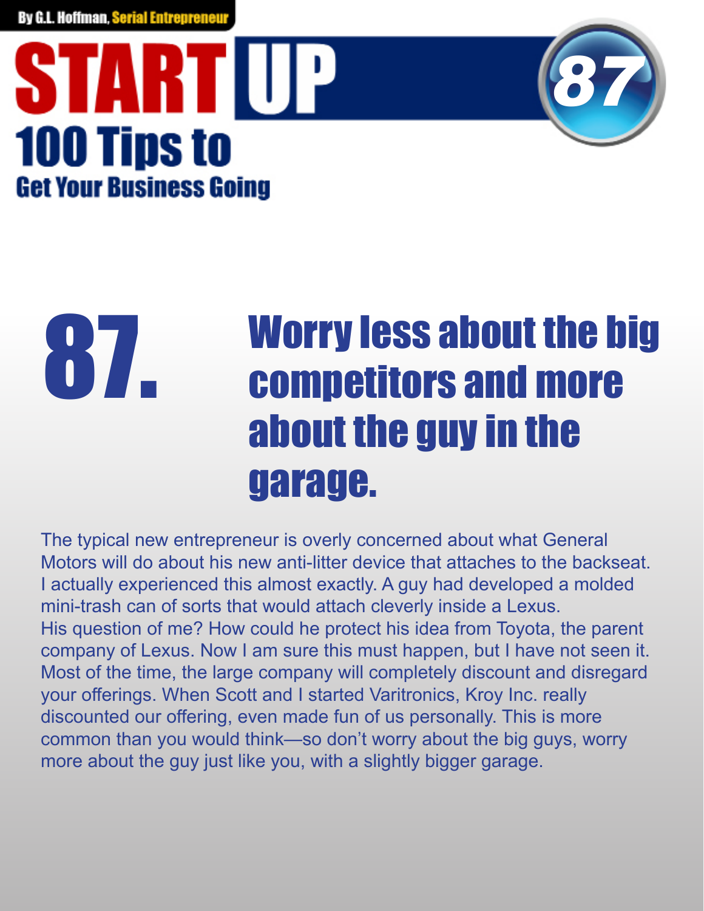## 87. Worry less about the big competitors and more about the guy in the garage.

The typical new entrepreneur is overly concerned about what General Motors will do about his new anti-litter device that attaches to the backseat. I actually experienced this almost exactly. A guy had developed a molded mini-trash can of sorts that would attach cleverly inside a Lexus. His question of me? How could he protect his idea from Toyota, the parent company of Lexus. Now I am sure this must happen, but I have not seen it. Most of the time, the large company will completely discount and disregard your offerings. When Scott and I started Varitronics, Kroy Inc. really discounted our offering, even made fun of us personally. This is more common than you would think—so don't worry about the big guys, worry more about the guy just like you, with a slightly bigger garage.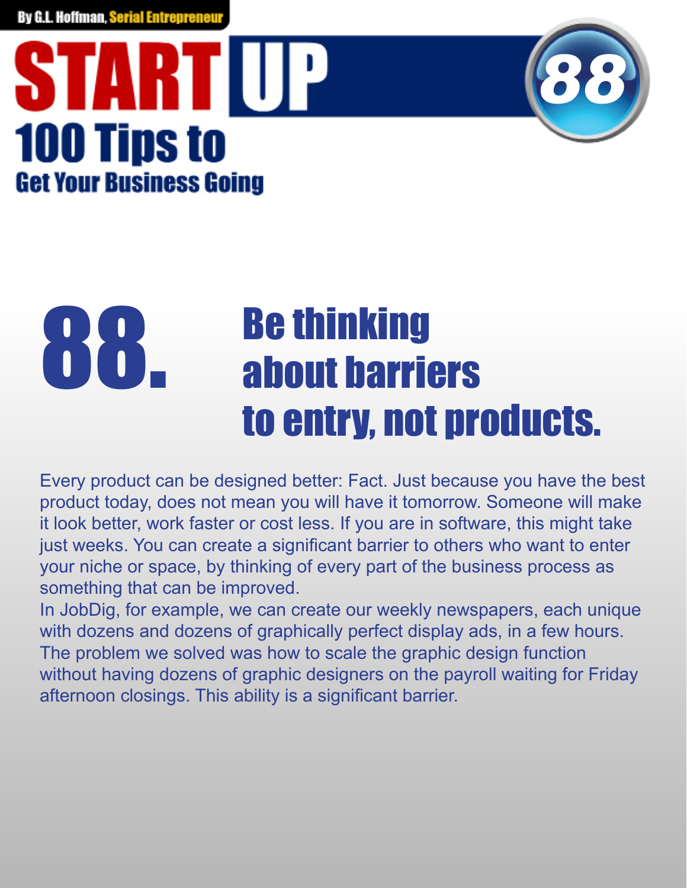# 88. Be thinking about barriers to entry, not products.

Every product can be designed better: Fact. Just because you have the best product today, does not mean you will have it tomorrow. Someone will make it look better, work faster or cost less. If you are in software, this might take just weeks. You can create a significant barrier to others who want to enter your niche or space, by thinking of every part of the business process as something that can be improved.

In JobDig, for example, we can create our weekly newspapers, each unique with dozens and dozens of graphically perfect display ads, in a few hours. The problem we solved was how to scale the graphic design function without having dozens of graphic designers on the payroll waiting for Friday afternoon closings. This ability is a significant barrier.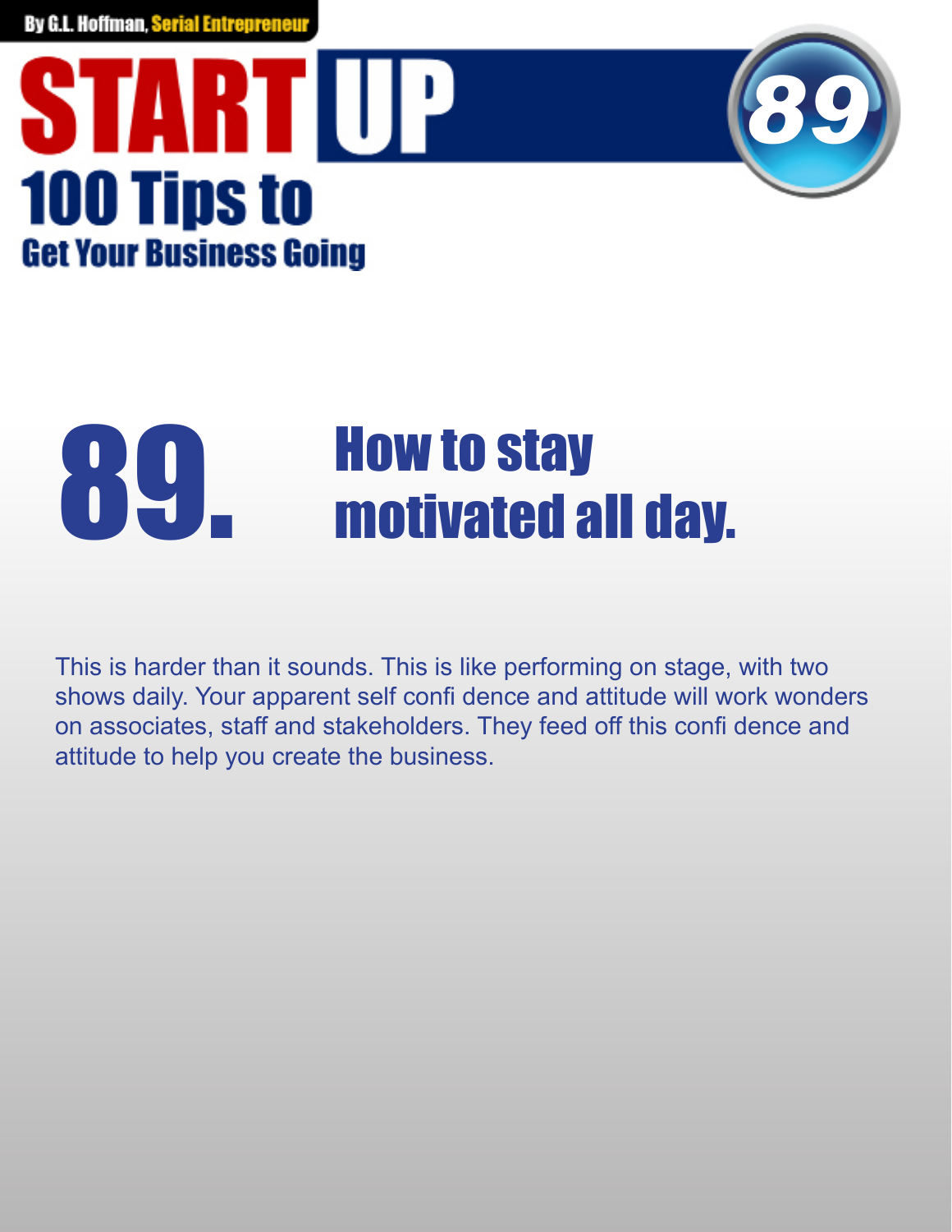# 89. How to stay motivated all day.

This is harder than it sounds. This is like performing on stage, with two shows daily. Your apparent self confi dence and attitude will work wonders on associates, staff and stakeholders. They feed off this confi dence and attitude to help you create the business.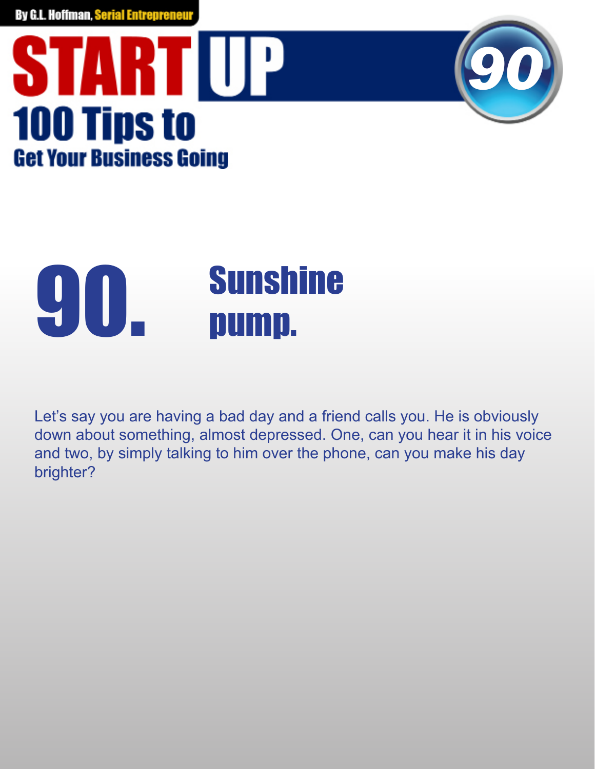# 90. Sunshine pump.

Let's say you are having a bad day and a friend calls you. He is obviously down about something, almost depressed. One, can you hear it in his voice and two, by simply talking to him over the phone, can you make his day brighter?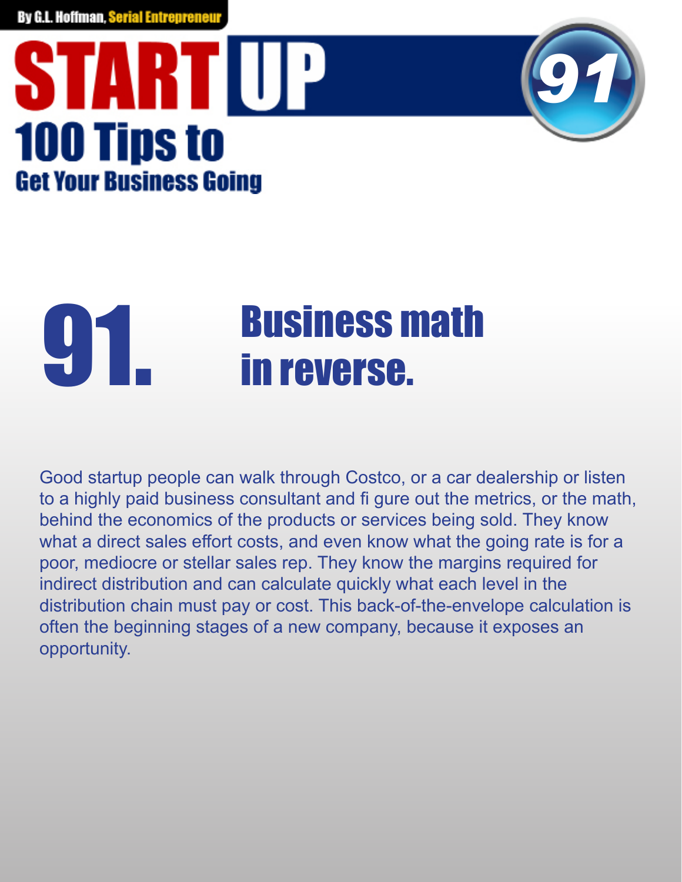# 91. Business math in reverse.

Good startup people can walk through Costco, or a car dealership or listen to a highly paid business consultant and fi gure out the metrics, or the math, behind the economics of the products or services being sold. They know what a direct sales effort costs, and even know what the going rate is for a poor, mediocre or stellar sales rep. They know the margins required for indirect distribution and can calculate quickly what each level in the distribution chain must pay or cost. This back-of-the-envelope calculation is often the beginning stages of a new company, because it exposes an opportunity.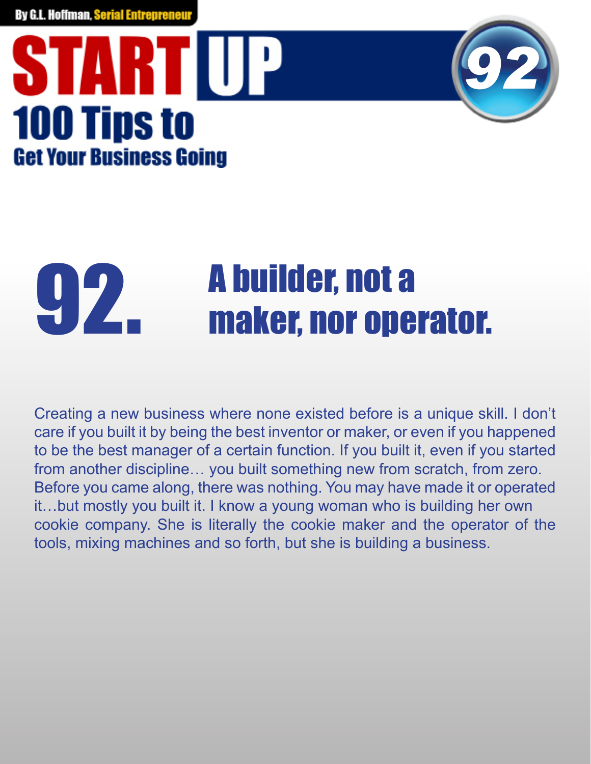# 92. A builder, not a maker, nor operator.

Creating a new business where none existed before is a unique skill. I don't care if you built it by being the best inventor or maker, or even if you happened to be the best manager of a certain function. If you built it, even if you started from another discipline… you built something new from scratch, from zero. Before you came along, there was nothing. You may have made it or operated it…but mostly you built it. I know a young woman who is building her own cookie company. She is literally the cookie maker and the operator of the tools, mixing machines and so forth, but she is building a business.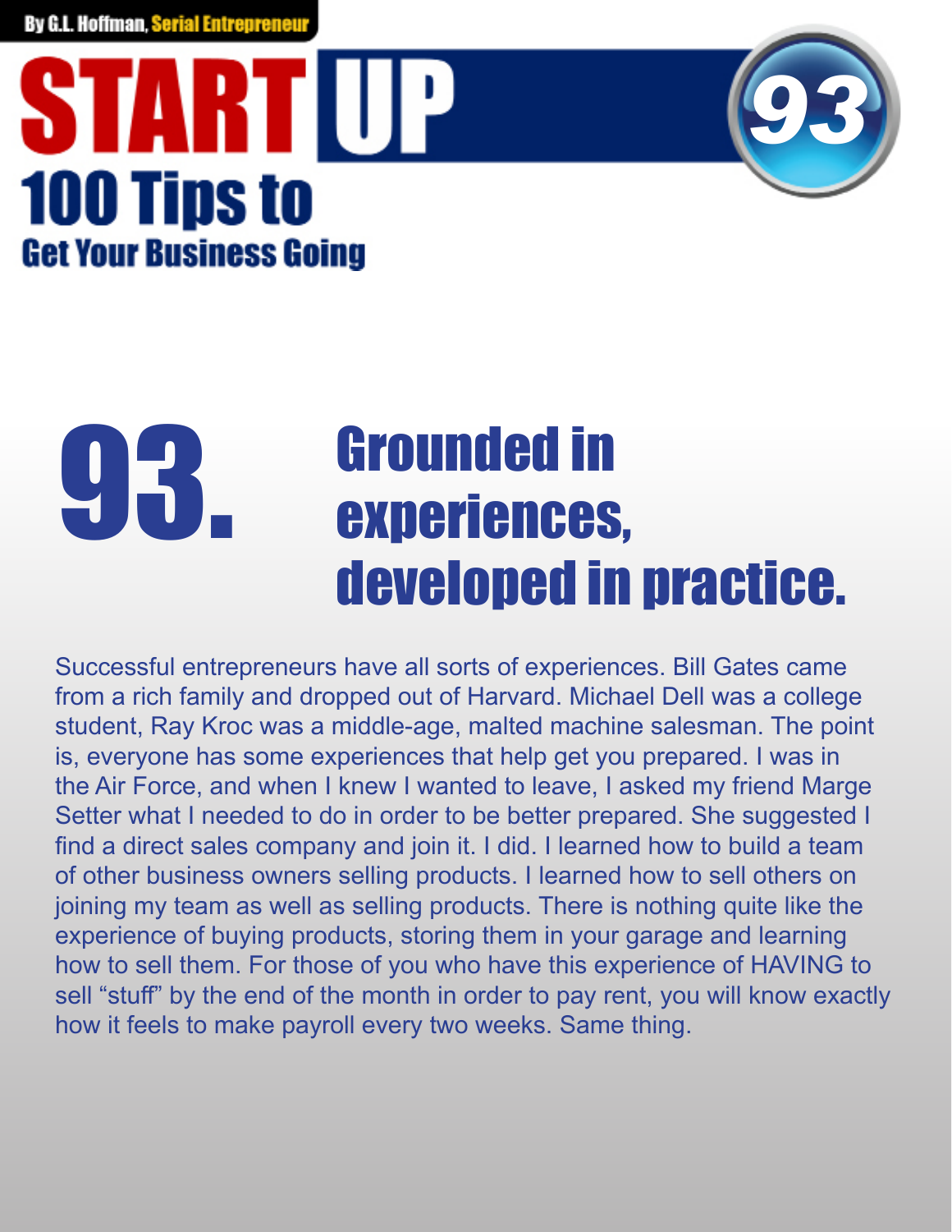# 93. Grounded in experiences, developed in practice.

Successful entrepreneurs have all sorts of experiences. Bill Gates came from a rich family and dropped out of Harvard. Michael Dell was a college student, Ray Kroc was a middle-age, malted machine salesman. The point is, everyone has some experiences that help get you prepared. I was in the Air Force, and when I knew I wanted to leave, I asked my friend Marge Setter what I needed to do in order to be better prepared. She suggested I find a direct sales company and join it. I did. I learned how to build a team of other business owners selling products. I learned how to sell others on joining my team as well as selling products. There is nothing quite like the experience of buying products, storing them in your garage and learning how to sell them. For those of you who have this experience of HAVING to sell "stuff" by the end of the month in order to pay rent, you will know exactly how it feels to make payroll every two weeks. Same thing.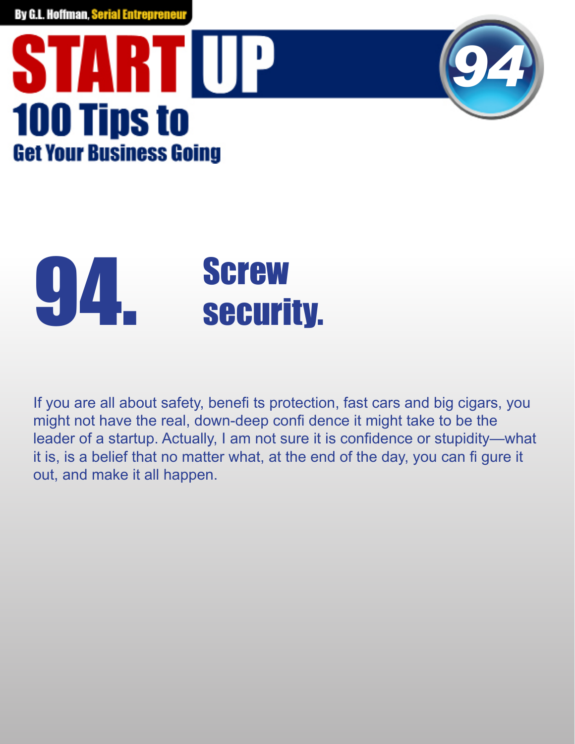# 94. Screw security.

If you are all about safety, benefi ts protection, fast cars and big cigars, you might not have the real, down-deep confi dence it might take to be the leader of a startup. Actually, I am not sure it is confidence or stupidity—what it is, is a belief that no matter what, at the end of the day, you can fi gure it out, and make it all happen.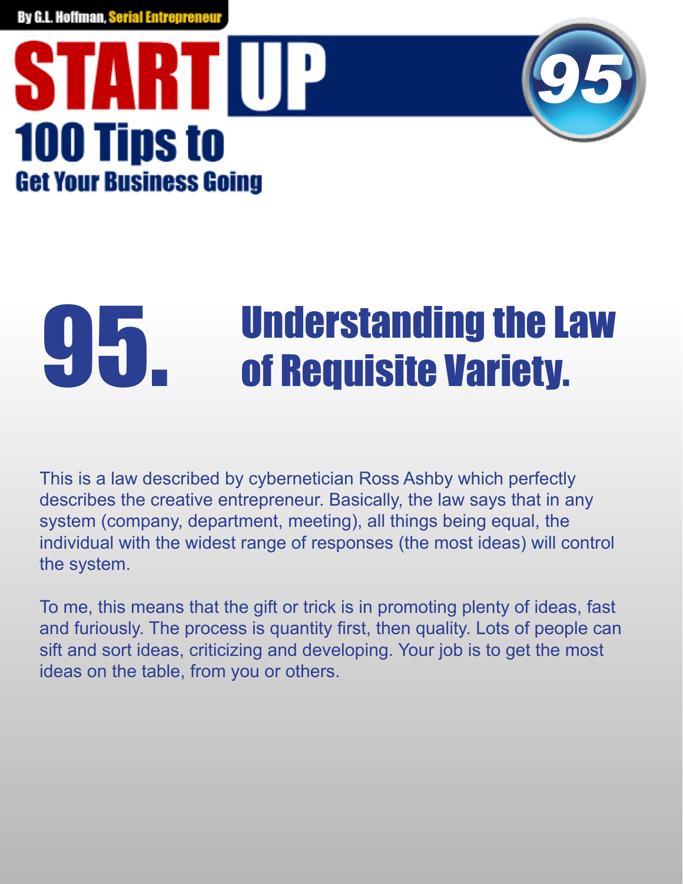# 95. Understanding the Law of Requisite Variety.

This is a law described by cybernetician Ross Ashby which perfectly describes the creative entrepreneur. Basically, the law says that in any system (company, department, meeting), all things being equal, the individual with the widest range of responses (the most ideas) will control the system.

To me, this means that the gift or trick is in promoting plenty of ideas, fast and furiously. The process is quantity first, then quality. Lots of people can sift and sort ideas, criticizing and developing. Your job is to get the most ideas on the table, from you or others.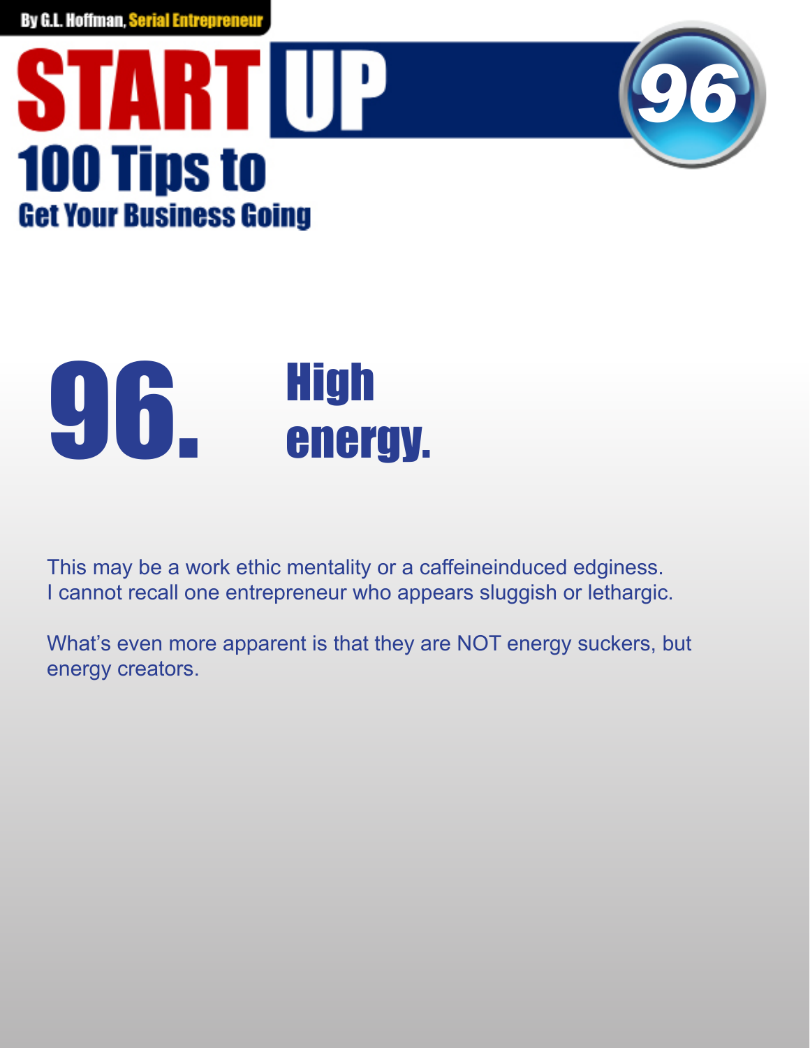# 96. High energy.

This may be a work ethic mentality or a caffeineinduced edginess. I cannot recall one entrepreneur who appears sluggish or lethargic.

What's even more apparent is that they are NOT energy suckers, but energy creators.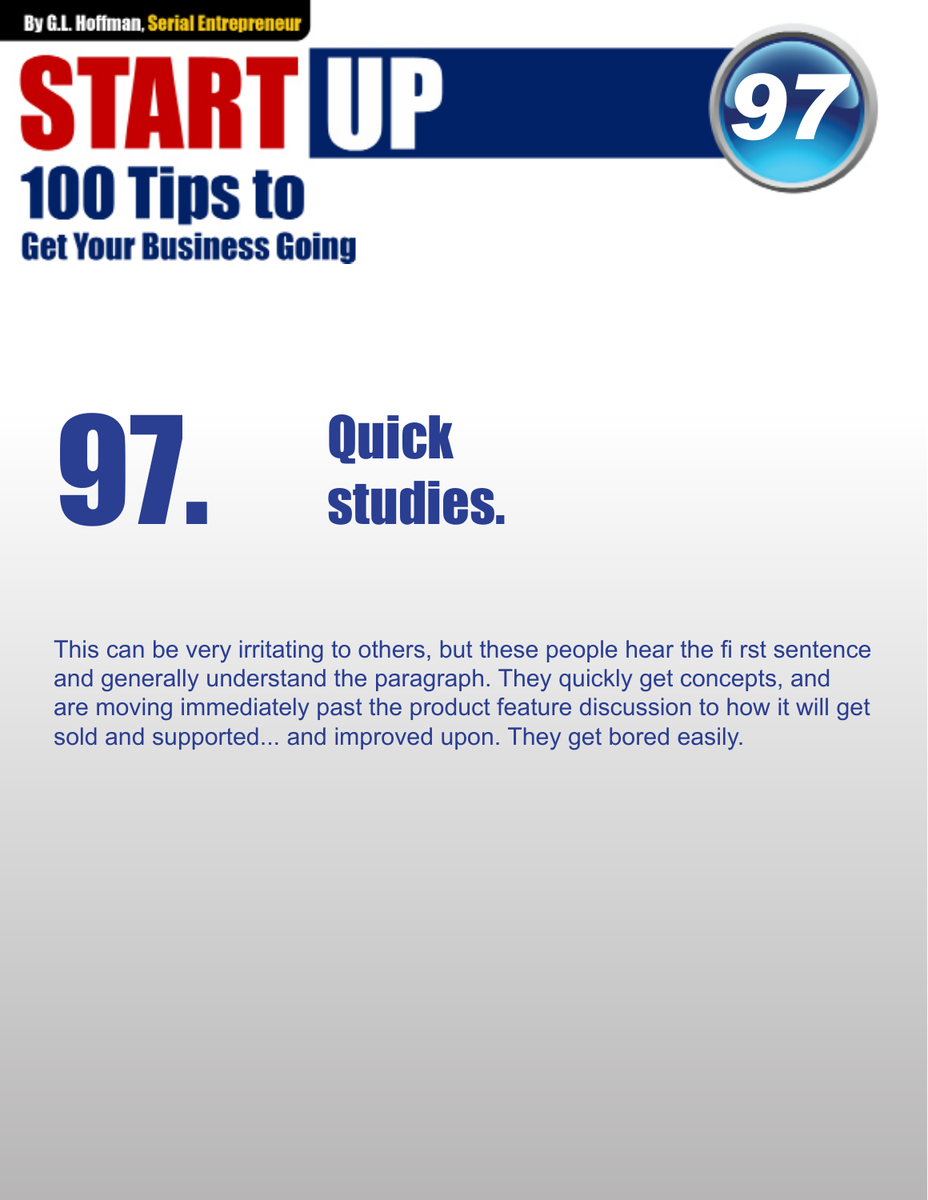# 97. Quick studies.

This can be very irritating to others, but these people hear the fi rst sentence and generally understand the paragraph. They quickly get concepts, and are moving immediately past the product feature discussion to how it will get sold and supported... and improved upon. They get bored easily.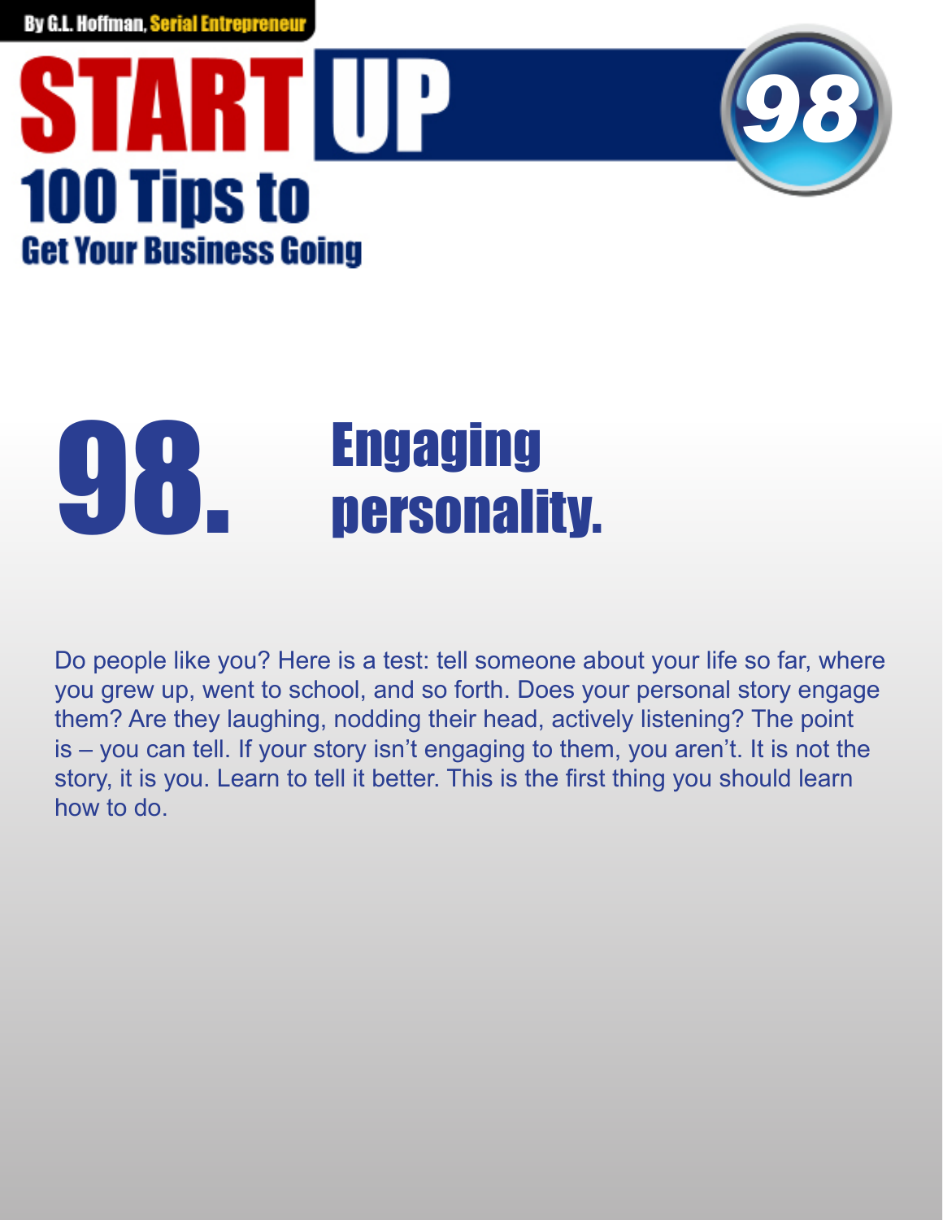# 98. Engaging personality.

Do people like you? Here is a test: tell someone about your life so far, where you grew up, went to school, and so forth. Does your personal story engage them? Are they laughing, nodding their head, actively listening? The point is – you can tell. If your story isn't engaging to them, you aren't. It is not the story, it is you. Learn to tell it better. This is the first thing you should learn how to do.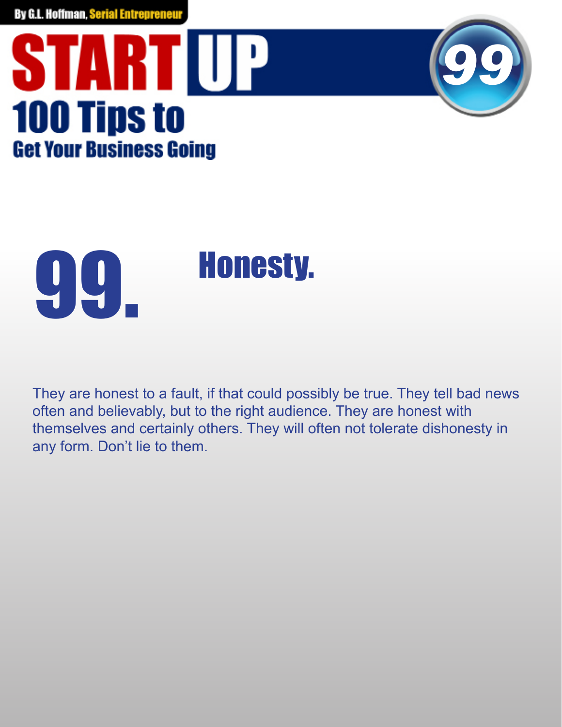# 99. Honesty.

They are honest to a fault, if that could possibly be true. They tell bad news often and believably, but to the right audience. They are honest with themselves and certainly others. They will often not tolerate dishonesty in any form. Don't lie to them.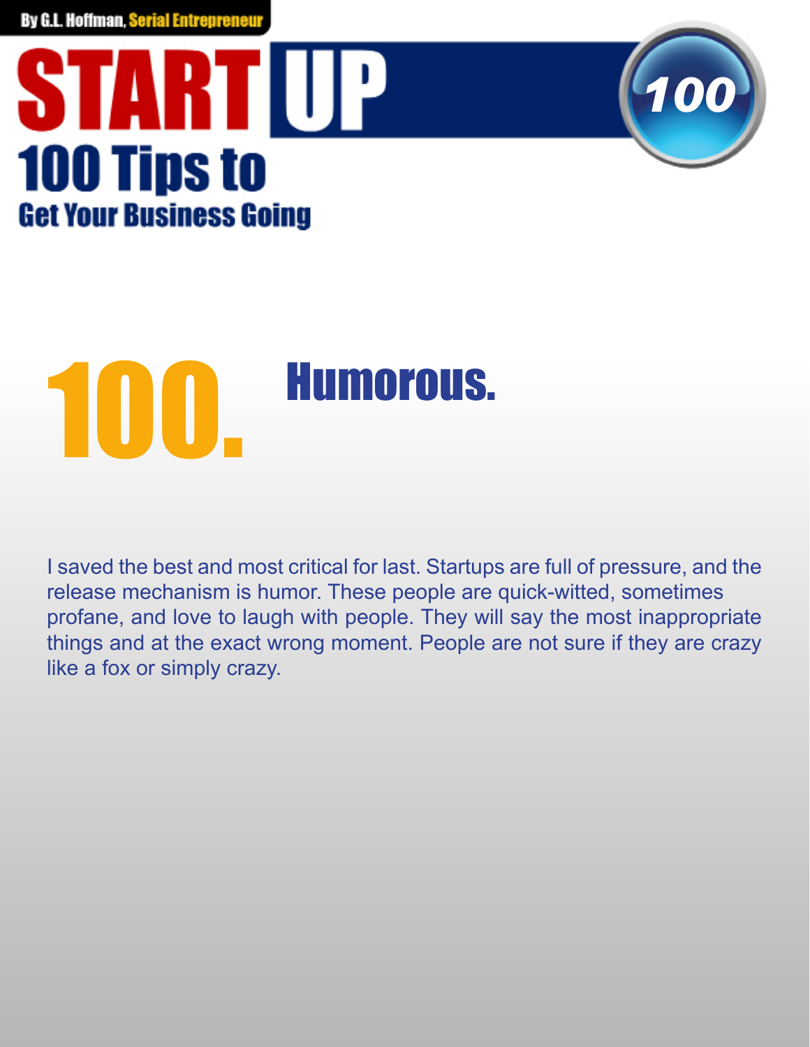# 100. Humorous.

I saved the best and most critical for last. Startups are full of pressure, and the release mechanism is humor. These people are quick-witted, sometimes profane, and love to laugh with people. They will say the most inappropriate things and at the exact wrong moment. People are not sure if they are crazy like a fox or simply crazy.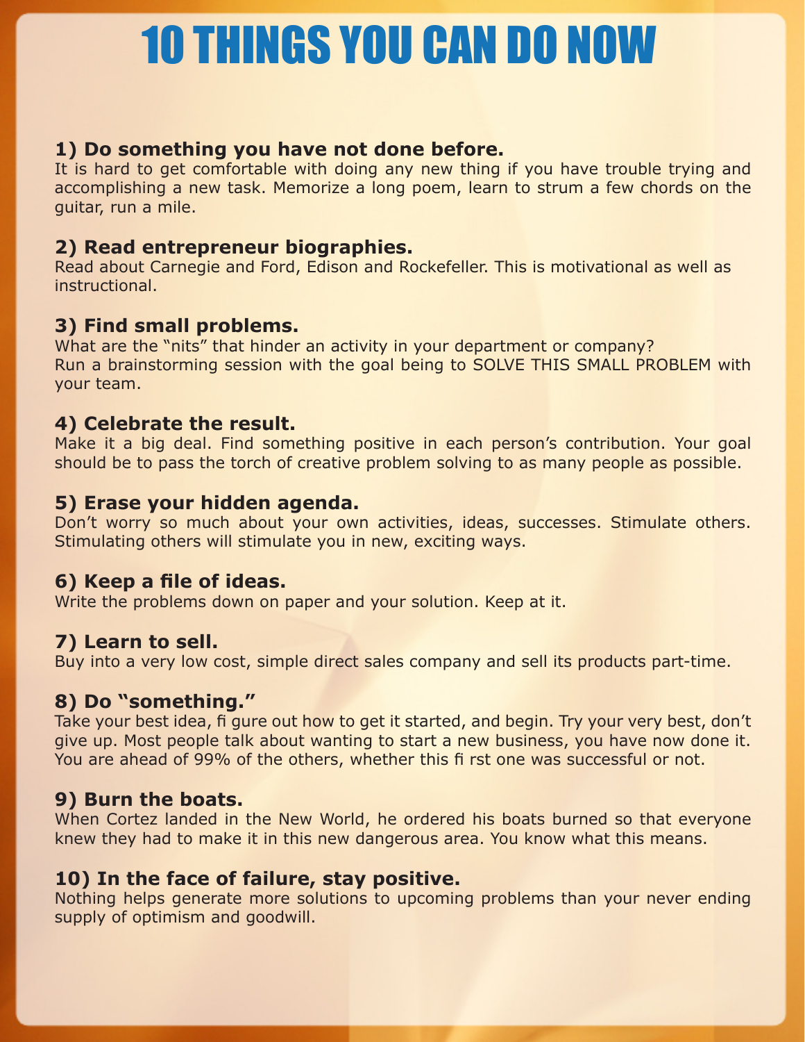# 10 THINGS YOU CAN DO NOW

### 1) Do something you have not done before.

It is hard to get comfortable with doing any new thing if you have trouble trying and accomplishing a new task. Memorize a long poem, learn to strum a few chords on the guitar, run a mile.

### 2) Read entrepreneur biographies.

Read about Carnegie and Ford, Edison and Rockefeller. This is motivational as well as instructional.

### 3) Find small problems.

What are the "nits" that hinder an activity in your department or company?
Run a brainstorming session with the goal being to SOLVE THIS SMALL PROBLEM with your team.

### 4) Celebrate the result.

Make it a big deal. Find something positive in each person's contribution. Your goal should be to pass the torch of creative problem solving to as many people as possible.

### 5) Erase your hidden agenda.

Don't worry so much about your own activities, ideas, successes. Stimulate others. Stimulating others will stimulate you in new, exciting ways.

### 6) Keep a file of ideas.

Write the problems down on paper and your solution. Keep at it.

### 7) Learn to sell.

Buy into a very low cost, simple direct sales company and sell its products part-time.

### 8) Do "something."

Take your best idea, figure out how to get it started, and begin. Try your very best, don't give up. Most people talk about wanting to start a new business, you have now done it. You are ahead of 99% of the others, whether this first one was successful or not.

### 9) Burn the boats.

When Cortez landed in the New World, he ordered his boats burned so that everyone knew they had to make it in this new dangerous area. You know what this means.

### 10) In the face of failure, stay positive.

Nothing helps generate more solutions to upcoming problems than your never ending supply of optimism and goodwill.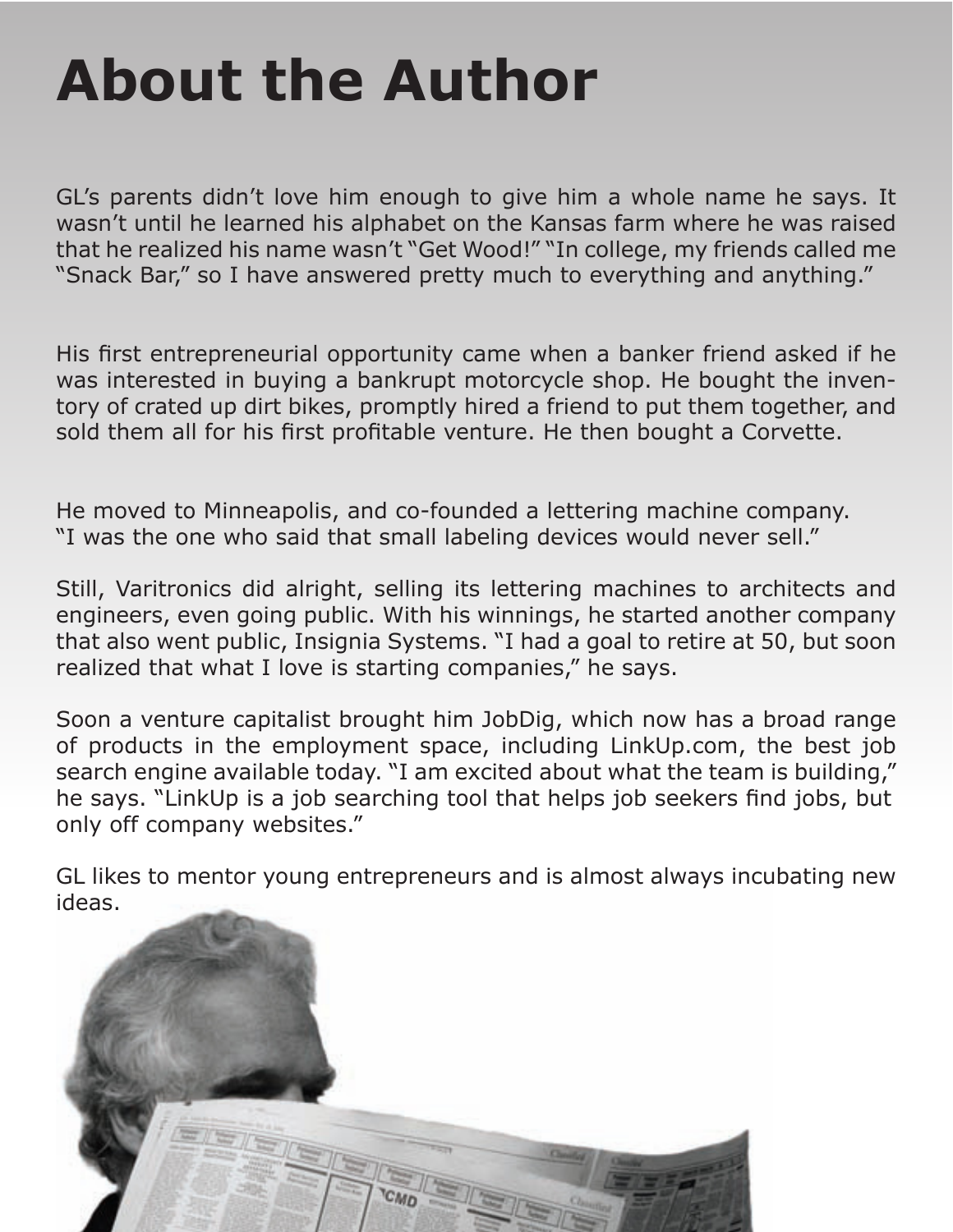# About the Author

GL's parents didn't love him enough to give him a whole name he says. It wasn't until he learned his alphabet on the Kansas farm where he was raised that he realized his name wasn't "Get Wood!" "In college, my friends called me "Snack Bar," so I have answered pretty much to everything and anything."

His first entrepreneurial opportunity came when a banker friend asked if he was interested in buying a bankrupt motorcycle shop. He bought the inventory of crated up dirt bikes, promptly hired a friend to put them together, and sold them all for his first profitable venture. He then bought a Corvette.

He moved to Minneapolis, and co-founded a lettering machine company. "I was the one who said that small labeling devices would never sell."

Still, Varitronics did alright, selling its lettering machines to architects and engineers, even going public. With his winnings, he started another company that also went public, Insignia Systems. "I had a goal to retire at 50, but soon realized that what I love is starting companies," he says.

Soon a venture capitalist brought him JobDig, which now has a broad range of products in the employment space, including LinkUp.com, the best job search engine available today. "I am excited about what the team is building," he says. "LinkUp is a job searching tool that helps job seekers find jobs, but only off company websites."

GL likes to mentor young entrepreneurs and is almost always incubating new ideas.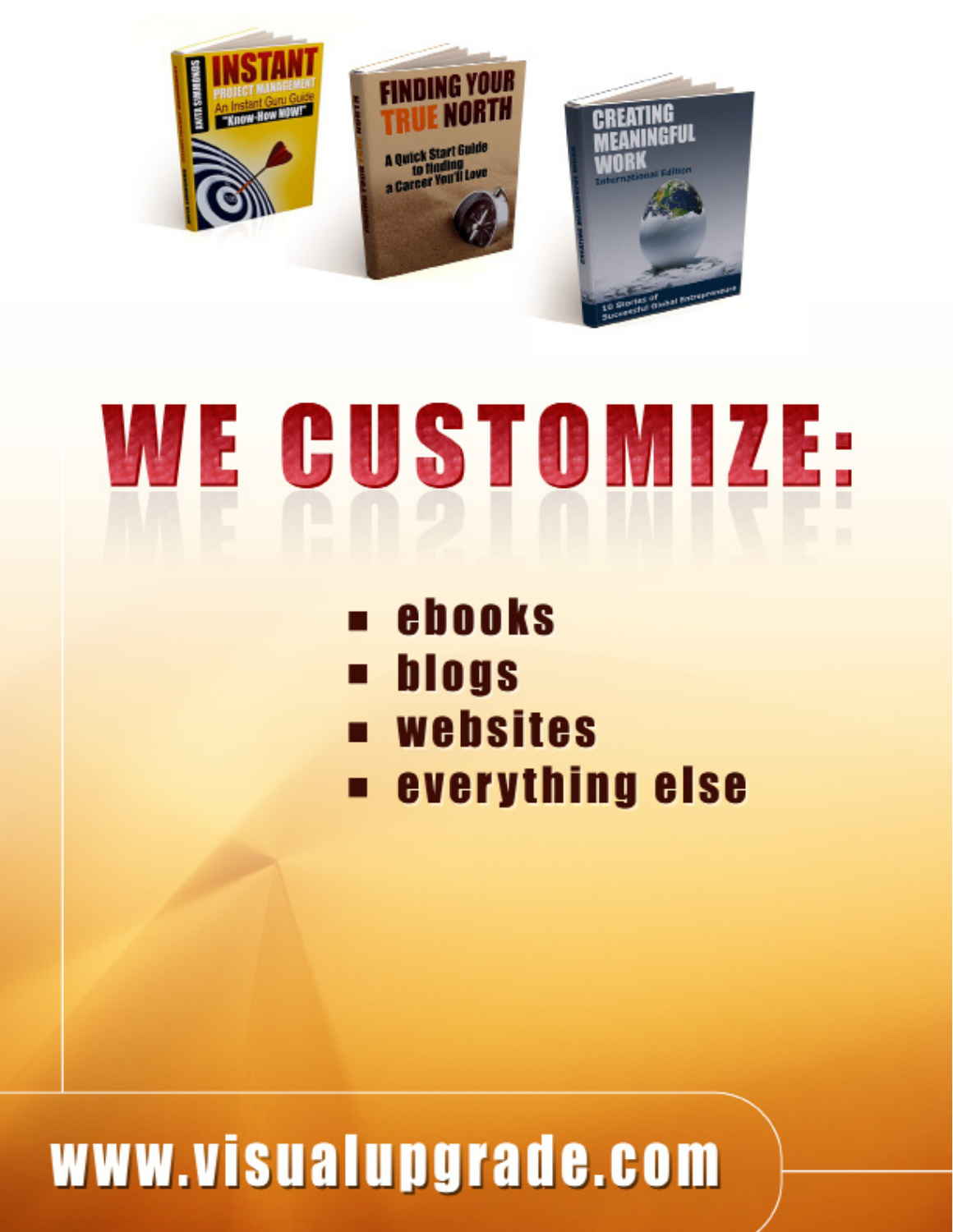# WE CUSTOMIZE:

- ebooks
- blogs
- websites
- everything else

www.visualupgrade.com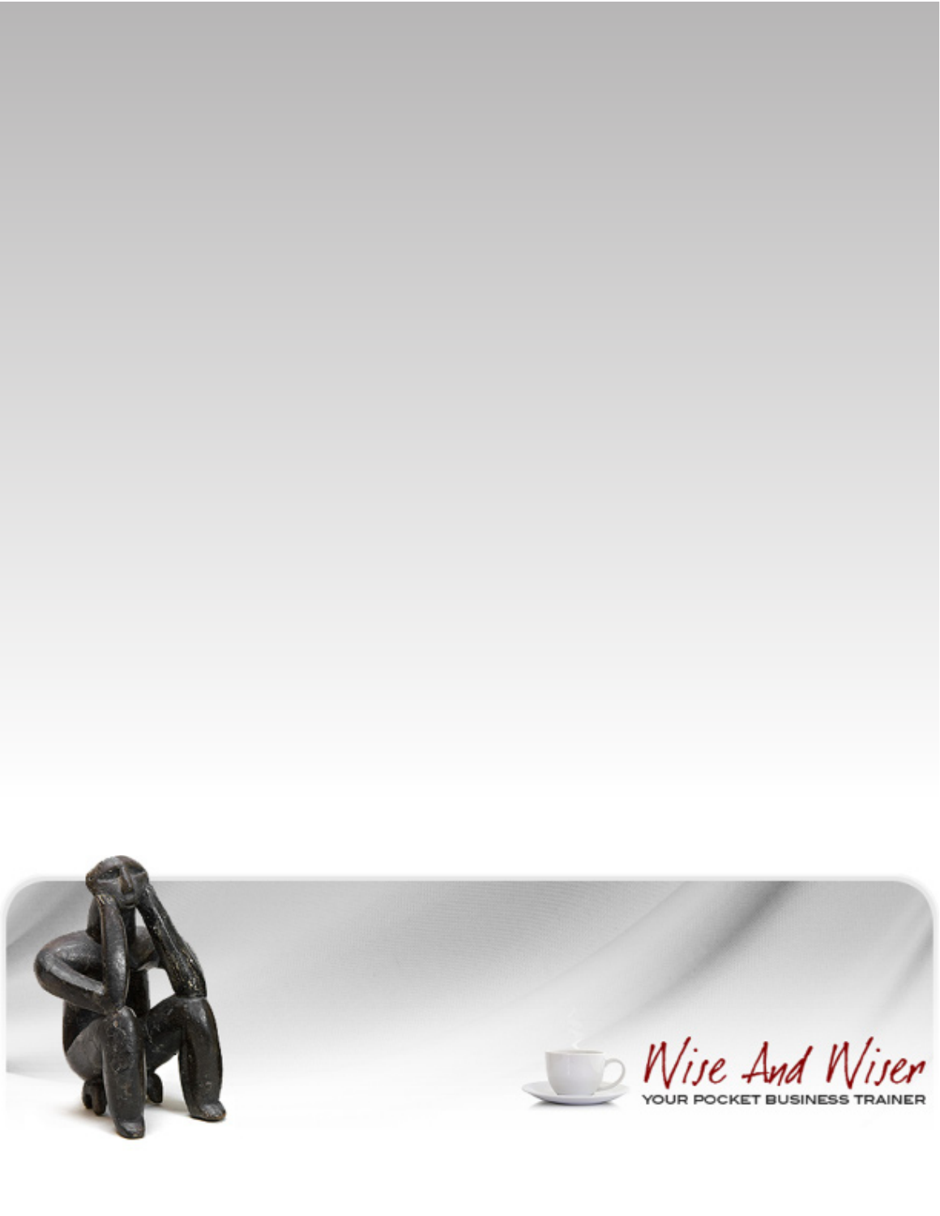Wise And Wiser

YOUR POCKET BUSINESS TRAINER